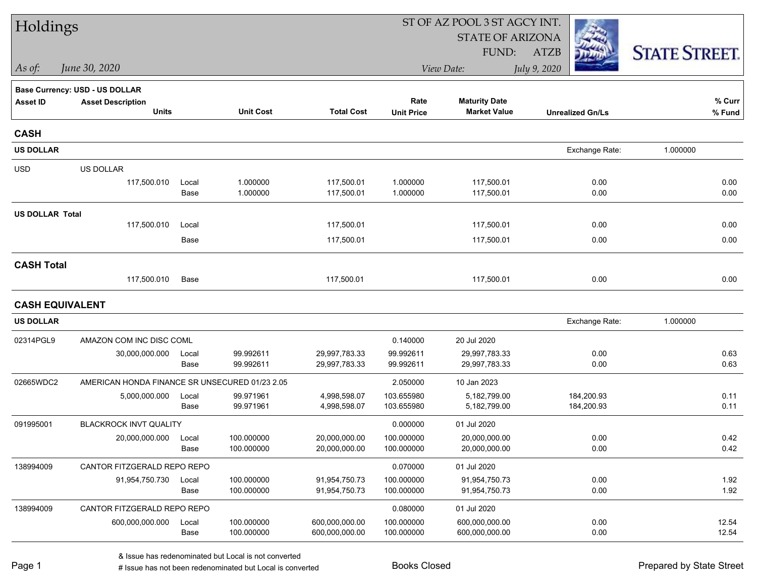# Holdings

ST OF AZ POOL 3 ST AGCY INT.
STATE OF ARIZONA
FUND: ATZB

*As of:* *June 30, 2020*

*View Date:* *July 9, 2020*

STATE STREET.

**Base Currency: USD - US DOLLAR**

| Asset ID | Asset Description / Units | | Unit Cost | Total Cost | Rate / Unit Price | Maturity Date / Market Value | Unrealized Gn/Ls | % Curr / % Fund |
|---|---|---|---|---|---|---|---|---|
| **CASH** | | | | | | | | |
| **US DOLLAR** | | | | | | | Exchange Rate: | 1.000000 |
| USD | US DOLLAR | | | | | | | |
| | 117,500.010 | Local | 1.000000 | 117,500.01 | 1.000000 | 117,500.01 | 0.00 | 0.00 |
| | | Base | 1.000000 | 117,500.01 | 1.000000 | 117,500.01 | 0.00 | 0.00 |
| **US DOLLAR Total** | | | | | | | | |
| | 117,500.010 | Local | | 117,500.01 | | 117,500.01 | 0.00 | 0.00 |
| | | Base | | 117,500.01 | | 117,500.01 | 0.00 | 0.00 |
| **CASH Total** | | | | | | | | |
| | 117,500.010 | Base | | 117,500.01 | | 117,500.01 | 0.00 | 0.00 |
| **CASH EQUIVALENT** | | | | | | | | |
| **US DOLLAR** | | | | | | | Exchange Rate: | 1.000000 |
| 02314PGL9 | AMAZON COM INC DISC COML | | | | 0.140000 | 20 Jul 2020 | | |
| | 30,000,000.000 | Local | 99.992611 | 29,997,783.33 | 99.992611 | 29,997,783.33 | 0.00 | 0.63 |
| | | Base | 99.992611 | 29,997,783.33 | 99.992611 | 29,997,783.33 | 0.00 | 0.63 |
| 02665WDC2 | AMERICAN HONDA FINANCE SR UNSECURED 01/23 2.05 | | | | 2.050000 | 10 Jan 2023 | | |
| | 5,000,000.000 | Local | 99.971961 | 4,998,598.07 | 103.655980 | 5,182,799.00 | 184,200.93 | 0.11 |
| | | Base | 99.971961 | 4,998,598.07 | 103.655980 | 5,182,799.00 | 184,200.93 | 0.11 |
| 091995001 | BLACKROCK INVT QUALITY | | | | 0.000000 | 01 Jul 2020 | | |
| | 20,000,000.000 | Local | 100.000000 | 20,000,000.00 | 100.000000 | 20,000,000.00 | 0.00 | 0.42 |
| | | Base | 100.000000 | 20,000,000.00 | 100.000000 | 20,000,000.00 | 0.00 | 0.42 |
| 138994009 | CANTOR FITZGERALD REPO REPO | | | | 0.070000 | 01 Jul 2020 | | |
| | 91,954,750.730 | Local | 100.000000 | 91,954,750.73 | 100.000000 | 91,954,750.73 | 0.00 | 1.92 |
| | | Base | 100.000000 | 91,954,750.73 | 100.000000 | 91,954,750.73 | 0.00 | 1.92 |
| 138994009 | CANTOR FITZGERALD REPO REPO | | | | 0.080000 | 01 Jul 2020 | | |
| | 600,000,000.000 | Local | 100.000000 | 600,000,000.00 | 100.000000 | 600,000,000.00 | 0.00 | 12.54 |
| | | Base | 100.000000 | 600,000,000.00 | 100.000000 | 600,000,000.00 | 0.00 | 12.54 |

& Issue has redenominated but Local is not converted
# Issue has not been redenominated but Local is converted

Books Closed

Prepared by State Street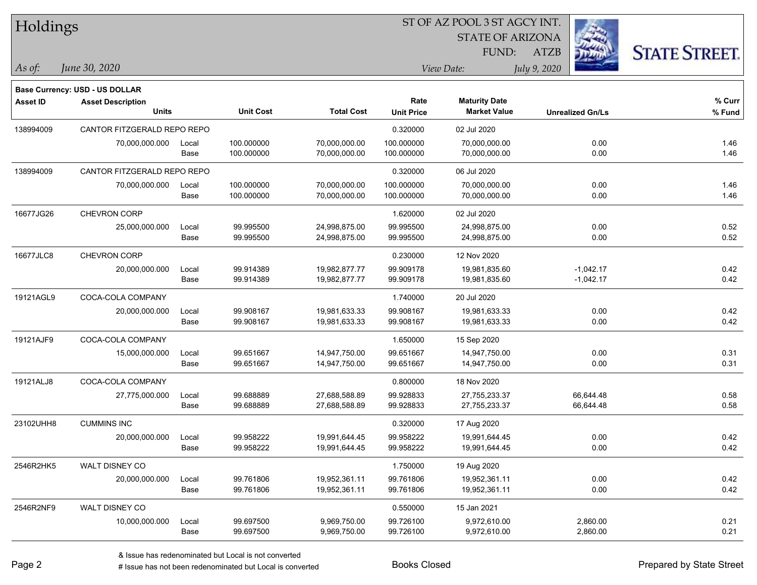# Holdings

ST OF AZ POOL 3 ST AGCY INT.
STATE OF ARIZONA
FUND: ATZB

*As of:* *June 30, 2020*

*View Date:* *July 9, 2020*

**Base Currency: USD - US DOLLAR**

| Asset ID | Asset Description / Units | | Unit Cost | Total Cost | Rate / Unit Price | Maturity Date / Market Value | Unrealized Gn/Ls | % Curr / % Fund |
|---|---|---|---|---|---|---|---|---|
| 138994009 | CANTOR FITZGERALD REPO REPO | | | | 0.320000 | 02 Jul 2020 | | |
| | 70,000,000.000 | Local | 100.000000 | 70,000,000.00 | 100.000000 | 70,000,000.00 | 0.00 | 1.46 |
| | | Base | 100.000000 | 70,000,000.00 | 100.000000 | 70,000,000.00 | 0.00 | 1.46 |
| 138994009 | CANTOR FITZGERALD REPO REPO | | | | 0.320000 | 06 Jul 2020 | | |
| | 70,000,000.000 | Local | 100.000000 | 70,000,000.00 | 100.000000 | 70,000,000.00 | 0.00 | 1.46 |
| | | Base | 100.000000 | 70,000,000.00 | 100.000000 | 70,000,000.00 | 0.00 | 1.46 |
| 16677JG26 | CHEVRON CORP | | | | 1.620000 | 02 Jul 2020 | | |
| | 25,000,000.000 | Local | 99.995500 | 24,998,875.00 | 99.995500 | 24,998,875.00 | 0.00 | 0.52 |
| | | Base | 99.995500 | 24,998,875.00 | 99.995500 | 24,998,875.00 | 0.00 | 0.52 |
| 16677JLC8 | CHEVRON CORP | | | | 0.230000 | 12 Nov 2020 | | |
| | 20,000,000.000 | Local | 99.914389 | 19,982,877.77 | 99.909178 | 19,981,835.60 | -1,042.17 | 0.42 |
| | | Base | 99.914389 | 19,982,877.77 | 99.909178 | 19,981,835.60 | -1,042.17 | 0.42 |
| 19121AGL9 | COCA-COLA COMPANY | | | | 1.740000 | 20 Jul 2020 | | |
| | 20,000,000.000 | Local | 99.908167 | 19,981,633.33 | 99.908167 | 19,981,633.33 | 0.00 | 0.42 |
| | | Base | 99.908167 | 19,981,633.33 | 99.908167 | 19,981,633.33 | 0.00 | 0.42 |
| 19121AJF9 | COCA-COLA COMPANY | | | | 1.650000 | 15 Sep 2020 | | |
| | 15,000,000.000 | Local | 99.651667 | 14,947,750.00 | 99.651667 | 14,947,750.00 | 0.00 | 0.31 |
| | | Base | 99.651667 | 14,947,750.00 | 99.651667 | 14,947,750.00 | 0.00 | 0.31 |
| 19121ALJ8 | COCA-COLA COMPANY | | | | 0.800000 | 18 Nov 2020 | | |
| | 27,775,000.000 | Local | 99.688889 | 27,688,588.89 | 99.928833 | 27,755,233.37 | 66,644.48 | 0.58 |
| | | Base | 99.688889 | 27,688,588.89 | 99.928833 | 27,755,233.37 | 66,644.48 | 0.58 |
| 23102UHH8 | CUMMINS INC | | | | 0.320000 | 17 Aug 2020 | | |
| | 20,000,000.000 | Local | 99.958222 | 19,991,644.45 | 99.958222 | 19,991,644.45 | 0.00 | 0.42 |
| | | Base | 99.958222 | 19,991,644.45 | 99.958222 | 19,991,644.45 | 0.00 | 0.42 |
| 2546R2HK5 | WALT DISNEY CO | | | | 1.750000 | 19 Aug 2020 | | |
| | 20,000,000.000 | Local | 99.761806 | 19,952,361.11 | 99.761806 | 19,952,361.11 | 0.00 | 0.42 |
| | | Base | 99.761806 | 19,952,361.11 | 99.761806 | 19,952,361.11 | 0.00 | 0.42 |
| 2546R2NF9 | WALT DISNEY CO | | | | 0.550000 | 15 Jan 2021 | | |
| | 10,000,000.000 | Local | 99.697500 | 9,969,750.00 | 99.726100 | 9,972,610.00 | 2,860.00 | 0.21 |
| | | Base | 99.697500 | 9,969,750.00 | 99.726100 | 9,972,610.00 | 2,860.00 | 0.21 |

& Issue has redenominated but Local is not converted
# Issue has not been redenominated but Local is converted

Books Closed

Prepared by State Street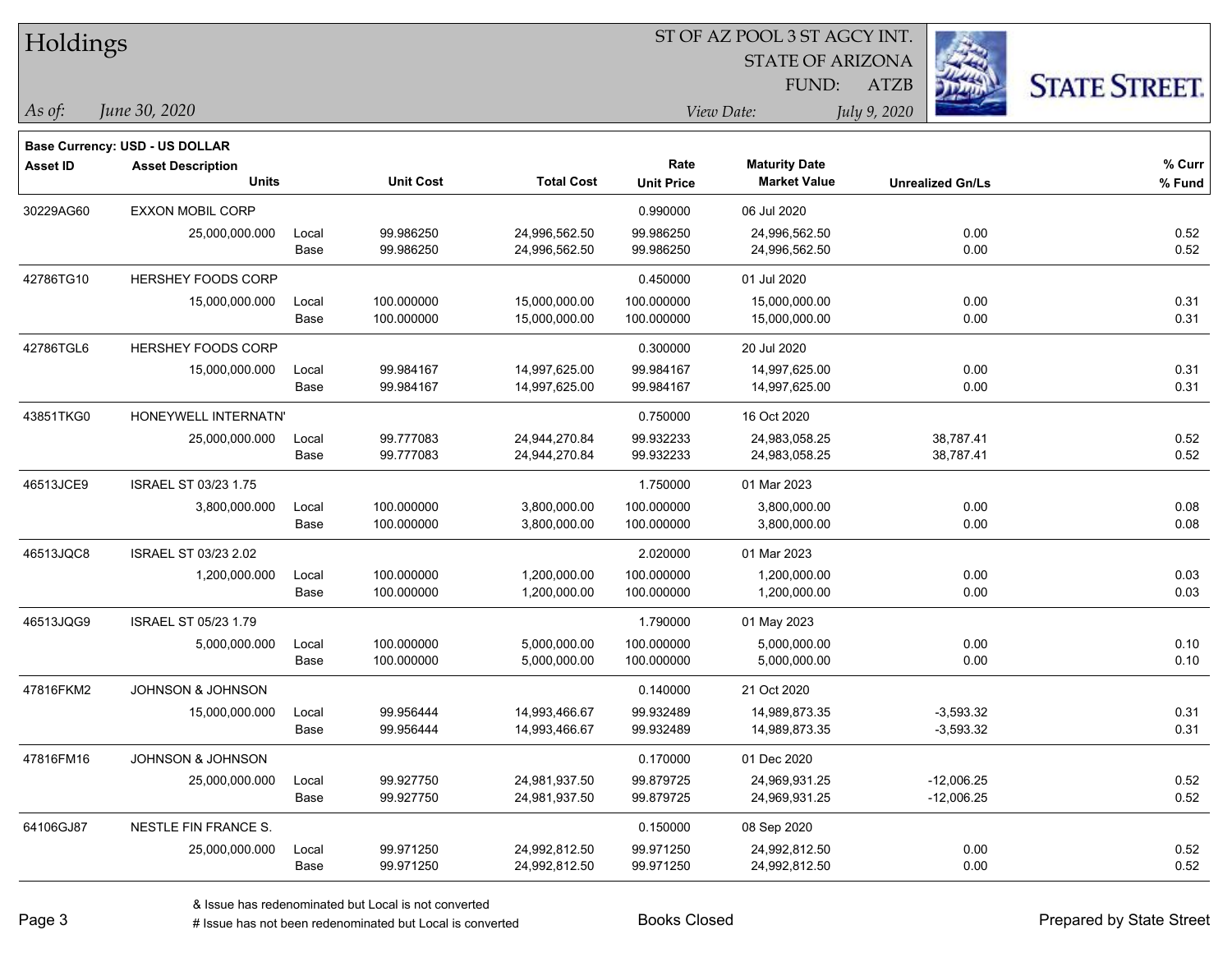# Holdings

ST OF AZ POOL 3 ST AGCY INT.
STATE OF ARIZONA
FUND: ATZB

*As of:* *June 30, 2020*

*View Date:* *July 9, 2020*

**Base Currency: USD - US DOLLAR**

| Asset ID | Asset Description / Units | | Unit Cost | Total Cost | Rate / Unit Price | Maturity Date / Market Value | Unrealized Gn/Ls | % Curr / % Fund |
|---|---|---|---|---|---|---|---|---|
| 30229AG60 | EXXON MOBIL CORP | | | | 0.990000 | 06 Jul 2020 | | |
| | 25,000,000.000 | Local | 99.986250 | 24,996,562.50 | 99.986250 | 24,996,562.50 | 0.00 | 0.52 |
| | | Base | 99.986250 | 24,996,562.50 | 99.986250 | 24,996,562.50 | 0.00 | 0.52 |
| 42786TG10 | HERSHEY FOODS CORP | | | | 0.450000 | 01 Jul 2020 | | |
| | 15,000,000.000 | Local | 100.000000 | 15,000,000.00 | 100.000000 | 15,000,000.00 | 0.00 | 0.31 |
| | | Base | 100.000000 | 15,000,000.00 | 100.000000 | 15,000,000.00 | 0.00 | 0.31 |
| 42786TGL6 | HERSHEY FOODS CORP | | | | 0.300000 | 20 Jul 2020 | | |
| | 15,000,000.000 | Local | 99.984167 | 14,997,625.00 | 99.984167 | 14,997,625.00 | 0.00 | 0.31 |
| | | Base | 99.984167 | 14,997,625.00 | 99.984167 | 14,997,625.00 | 0.00 | 0.31 |
| 43851TKG0 | HONEYWELL INTERNATN' | | | | 0.750000 | 16 Oct 2020 | | |
| | 25,000,000.000 | Local | 99.777083 | 24,944,270.84 | 99.932233 | 24,983,058.25 | 38,787.41 | 0.52 |
| | | Base | 99.777083 | 24,944,270.84 | 99.932233 | 24,983,058.25 | 38,787.41 | 0.52 |
| 46513JCE9 | ISRAEL ST 03/23 1.75 | | | | 1.750000 | 01 Mar 2023 | | |
| | 3,800,000.000 | Local | 100.000000 | 3,800,000.00 | 100.000000 | 3,800,000.00 | 0.00 | 0.08 |
| | | Base | 100.000000 | 3,800,000.00 | 100.000000 | 3,800,000.00 | 0.00 | 0.08 |
| 46513JQC8 | ISRAEL ST 03/23 2.02 | | | | 2.020000 | 01 Mar 2023 | | |
| | 1,200,000.000 | Local | 100.000000 | 1,200,000.00 | 100.000000 | 1,200,000.00 | 0.00 | 0.03 |
| | | Base | 100.000000 | 1,200,000.00 | 100.000000 | 1,200,000.00 | 0.00 | 0.03 |
| 46513JQG9 | ISRAEL ST 05/23 1.79 | | | | 1.790000 | 01 May 2023 | | |
| | 5,000,000.000 | Local | 100.000000 | 5,000,000.00 | 100.000000 | 5,000,000.00 | 0.00 | 0.10 |
| | | Base | 100.000000 | 5,000,000.00 | 100.000000 | 5,000,000.00 | 0.00 | 0.10 |
| 47816FKM2 | JOHNSON & JOHNSON | | | | 0.140000 | 21 Oct 2020 | | |
| | 15,000,000.000 | Local | 99.956444 | 14,993,466.67 | 99.932489 | 14,989,873.35 | -3,593.32 | 0.31 |
| | | Base | 99.956444 | 14,993,466.67 | 99.932489 | 14,989,873.35 | -3,593.32 | 0.31 |
| 47816FM16 | JOHNSON & JOHNSON | | | | 0.170000 | 01 Dec 2020 | | |
| | 25,000,000.000 | Local | 99.927750 | 24,981,937.50 | 99.879725 | 24,969,931.25 | -12,006.25 | 0.52 |
| | | Base | 99.927750 | 24,981,937.50 | 99.879725 | 24,969,931.25 | -12,006.25 | 0.52 |
| 64106GJ87 | NESTLE FIN FRANCE S. | | | | 0.150000 | 08 Sep 2020 | | |
| | 25,000,000.000 | Local | 99.971250 | 24,992,812.50 | 99.971250 | 24,992,812.50 | 0.00 | 0.52 |
| | | Base | 99.971250 | 24,992,812.50 | 99.971250 | 24,992,812.50 | 0.00 | 0.52 |

& Issue has redenominated but Local is not converted
# Issue has not been redenominated but Local is converted

Books Closed

Prepared by State Street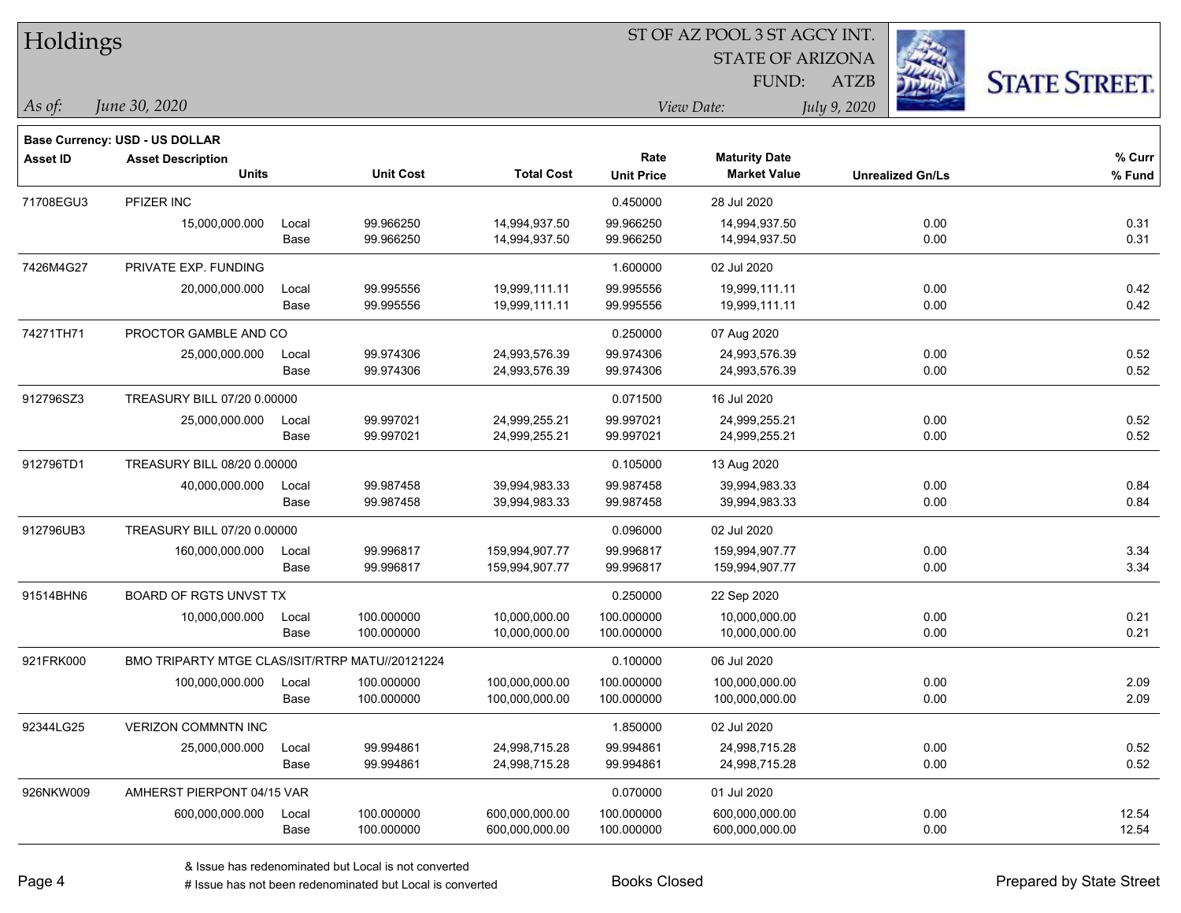# Holdings

ST OF AZ POOL 3 ST AGCY INT.
STATE OF ARIZONA
FUND: ATZB

*As of:* *June 30, 2020*
*View Date:* *July 9, 2020*

**Base Currency: USD - US DOLLAR**

| Asset ID | Asset Description / Units | | Unit Cost | Total Cost | Rate / Unit Price | Maturity Date / Market Value | Unrealized Gn/Ls | % Curr / % Fund |
|---|---|---|---|---|---|---|---|---|
| 71708EGU3 | PFIZER INC | | | | 0.450000 | 28 Jul 2020 | | |
| | 15,000,000.000 | Local | 99.966250 | 14,994,937.50 | 99.966250 | 14,994,937.50 | 0.00 | 0.31 |
| | | Base | 99.966250 | 14,994,937.50 | 99.966250 | 14,994,937.50 | 0.00 | 0.31 |
| 7426M4G27 | PRIVATE EXP. FUNDING | | | | 1.600000 | 02 Jul 2020 | | |
| | 20,000,000.000 | Local | 99.995556 | 19,999,111.11 | 99.995556 | 19,999,111.11 | 0.00 | 0.42 |
| | | Base | 99.995556 | 19,999,111.11 | 99.995556 | 19,999,111.11 | 0.00 | 0.42 |
| 74271TH71 | PROCTOR GAMBLE AND CO | | | | 0.250000 | 07 Aug 2020 | | |
| | 25,000,000.000 | Local | 99.974306 | 24,993,576.39 | 99.974306 | 24,993,576.39 | 0.00 | 0.52 |
| | | Base | 99.974306 | 24,993,576.39 | 99.974306 | 24,993,576.39 | 0.00 | 0.52 |
| 912796SZ3 | TREASURY BILL 07/20 0.00000 | | | | 0.071500 | 16 Jul 2020 | | |
| | 25,000,000.000 | Local | 99.997021 | 24,999,255.21 | 99.997021 | 24,999,255.21 | 0.00 | 0.52 |
| | | Base | 99.997021 | 24,999,255.21 | 99.997021 | 24,999,255.21 | 0.00 | 0.52 |
| 912796TD1 | TREASURY BILL 08/20 0.00000 | | | | 0.105000 | 13 Aug 2020 | | |
| | 40,000,000.000 | Local | 99.987458 | 39,994,983.33 | 99.987458 | 39,994,983.33 | 0.00 | 0.84 |
| | | Base | 99.987458 | 39,994,983.33 | 99.987458 | 39,994,983.33 | 0.00 | 0.84 |
| 912796UB3 | TREASURY BILL 07/20 0.00000 | | | | 0.096000 | 02 Jul 2020 | | |
| | 160,000,000.000 | Local | 99.996817 | 159,994,907.77 | 99.996817 | 159,994,907.77 | 0.00 | 3.34 |
| | | Base | 99.996817 | 159,994,907.77 | 99.996817 | 159,994,907.77 | 0.00 | 3.34 |
| 91514BHN6 | BOARD OF RGTS UNVST TX | | | | 0.250000 | 22 Sep 2020 | | |
| | 10,000,000.000 | Local | 100.000000 | 10,000,000.00 | 100.000000 | 10,000,000.00 | 0.00 | 0.21 |
| | | Base | 100.000000 | 10,000,000.00 | 100.000000 | 10,000,000.00 | 0.00 | 0.21 |
| 921FRK000 | BMO TRIPARTY MTGE CLAS/ISIT/RTRP MATU//20121224 | | | | 0.100000 | 06 Jul 2020 | | |
| | 100,000,000.000 | Local | 100.000000 | 100,000,000.00 | 100.000000 | 100,000,000.00 | 0.00 | 2.09 |
| | | Base | 100.000000 | 100,000,000.00 | 100.000000 | 100,000,000.00 | 0.00 | 2.09 |
| 92344LG25 | VERIZON COMMNTN INC | | | | 1.850000 | 02 Jul 2020 | | |
| | 25,000,000.000 | Local | 99.994861 | 24,998,715.28 | 99.994861 | 24,998,715.28 | 0.00 | 0.52 |
| | | Base | 99.994861 | 24,998,715.28 | 99.994861 | 24,998,715.28 | 0.00 | 0.52 |
| 926NKW009 | AMHERST PIERPONT 04/15 VAR | | | | 0.070000 | 01 Jul 2020 | | |
| | 600,000,000.000 | Local | 100.000000 | 600,000,000.00 | 100.000000 | 600,000,000.00 | 0.00 | 12.54 |
| | | Base | 100.000000 | 600,000,000.00 | 100.000000 | 600,000,000.00 | 0.00 | 12.54 |

& Issue has redenominated but Local is not converted
# Issue has not been redenominated but Local is converted

Books Closed

Prepared by State Street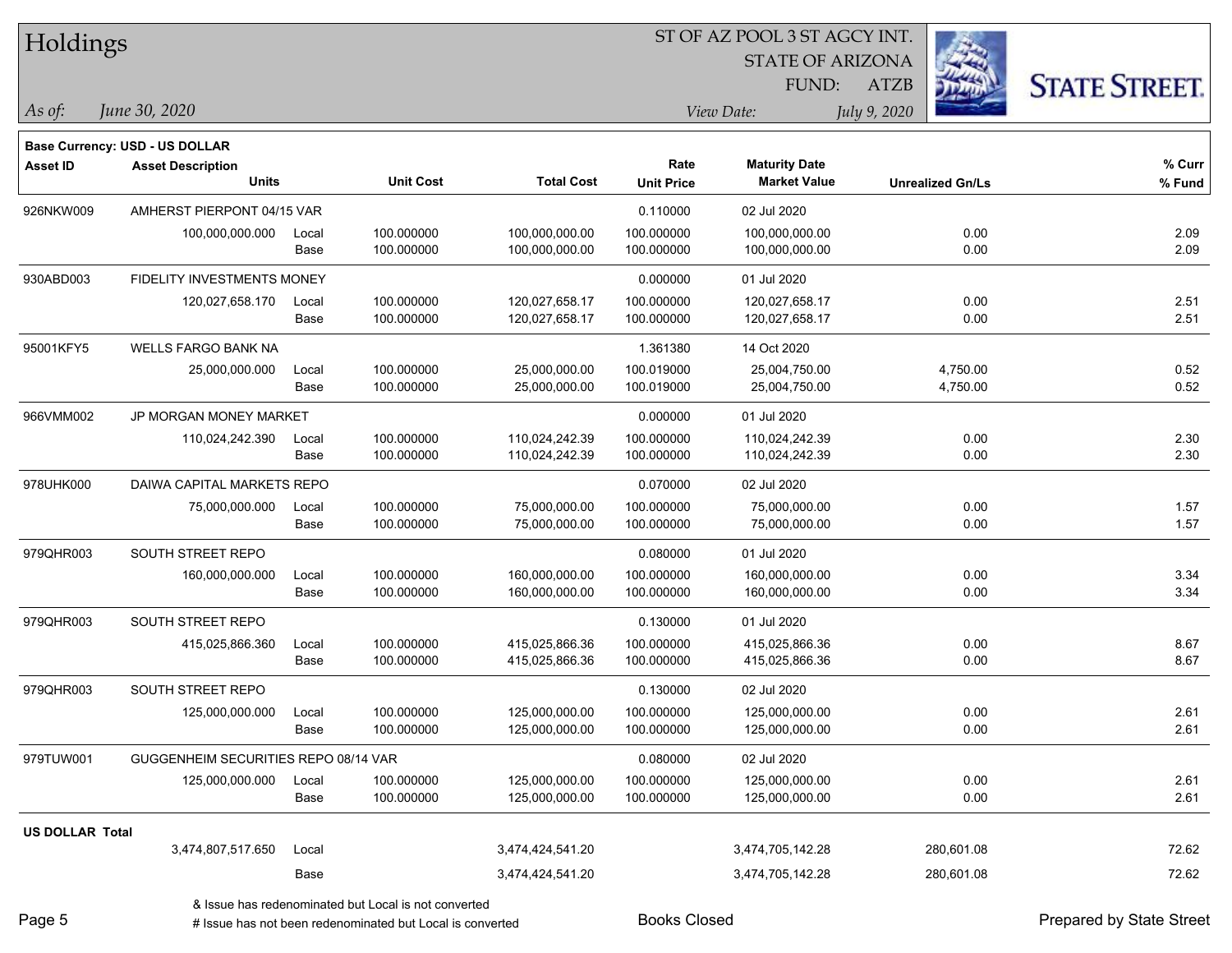# Holdings

ST OF AZ POOL 3 ST AGCY INT.
STATE OF ARIZONA
FUND: ATZB

*As of: June 30, 2020*

*View Date: July 9, 2020*

**Base Currency: USD - US DOLLAR**

| Asset ID | Asset Description / Units | | Unit Cost | Total Cost | Rate / Unit Price | Maturity Date / Market Value | Unrealized Gn/Ls | % Curr / % Fund |
|---|---|---|---|---|---|---|---|---|
| 926NKW009 | AMHERST PIERPONT 04/15 VAR | | | | 0.110000 | 02 Jul 2020 | | |
| | 100,000,000.000 | Local | 100.000000 | 100,000,000.00 | 100.000000 | 100,000,000.00 | 0.00 | 2.09 |
| | | Base | 100.000000 | 100,000,000.00 | 100.000000 | 100,000,000.00 | 0.00 | 2.09 |
| 930ABD003 | FIDELITY INVESTMENTS MONEY | | | | 0.000000 | 01 Jul 2020 | | |
| | 120,027,658.170 | Local | 100.000000 | 120,027,658.17 | 100.000000 | 120,027,658.17 | 0.00 | 2.51 |
| | | Base | 100.000000 | 120,027,658.17 | 100.000000 | 120,027,658.17 | 0.00 | 2.51 |
| 95001KFY5 | WELLS FARGO BANK NA | | | | 1.361380 | 14 Oct 2020 | | |
| | 25,000,000.000 | Local | 100.000000 | 25,000,000.00 | 100.019000 | 25,004,750.00 | 4,750.00 | 0.52 |
| | | Base | 100.000000 | 25,000,000.00 | 100.019000 | 25,004,750.00 | 4,750.00 | 0.52 |
| 966VMM002 | JP MORGAN MONEY MARKET | | | | 0.000000 | 01 Jul 2020 | | |
| | 110,024,242.390 | Local | 100.000000 | 110,024,242.39 | 100.000000 | 110,024,242.39 | 0.00 | 2.30 |
| | | Base | 100.000000 | 110,024,242.39 | 100.000000 | 110,024,242.39 | 0.00 | 2.30 |
| 978UHK000 | DAIWA CAPITAL MARKETS REPO | | | | 0.070000 | 02 Jul 2020 | | |
| | 75,000,000.000 | Local | 100.000000 | 75,000,000.00 | 100.000000 | 75,000,000.00 | 0.00 | 1.57 |
| | | Base | 100.000000 | 75,000,000.00 | 100.000000 | 75,000,000.00 | 0.00 | 1.57 |
| 979QHR003 | SOUTH STREET REPO | | | | 0.080000 | 01 Jul 2020 | | |
| | 160,000,000.000 | Local | 100.000000 | 160,000,000.00 | 100.000000 | 160,000,000.00 | 0.00 | 3.34 |
| | | Base | 100.000000 | 160,000,000.00 | 100.000000 | 160,000,000.00 | 0.00 | 3.34 |
| 979QHR003 | SOUTH STREET REPO | | | | 0.130000 | 01 Jul 2020 | | |
| | 415,025,866.360 | Local | 100.000000 | 415,025,866.36 | 100.000000 | 415,025,866.36 | 0.00 | 8.67 |
| | | Base | 100.000000 | 415,025,866.36 | 100.000000 | 415,025,866.36 | 0.00 | 8.67 |
| 979QHR003 | SOUTH STREET REPO | | | | 0.130000 | 02 Jul 2020 | | |
| | 125,000,000.000 | Local | 100.000000 | 125,000,000.00 | 100.000000 | 125,000,000.00 | 0.00 | 2.61 |
| | | Base | 100.000000 | 125,000,000.00 | 100.000000 | 125,000,000.00 | 0.00 | 2.61 |
| 979TUW001 | GUGGENHEIM SECURITIES REPO 08/14 VAR | | | | 0.080000 | 02 Jul 2020 | | |
| | 125,000,000.000 | Local | 100.000000 | 125,000,000.00 | 100.000000 | 125,000,000.00 | 0.00 | 2.61 |
| | | Base | 100.000000 | 125,000,000.00 | 100.000000 | 125,000,000.00 | 0.00 | 2.61 |
| **US DOLLAR Total** | | | | | | | | |
| | 3,474,807,517.650 | Local | | 3,474,424,541.20 | | 3,474,705,142.28 | 280,601.08 | 72.62 |
| | | Base | | 3,474,424,541.20 | | 3,474,705,142.28 | 280,601.08 | 72.62 |

& Issue has redenominated but Local is not converted

# Issue has not been redenominated but Local is converted

Books Closed

Prepared by State Street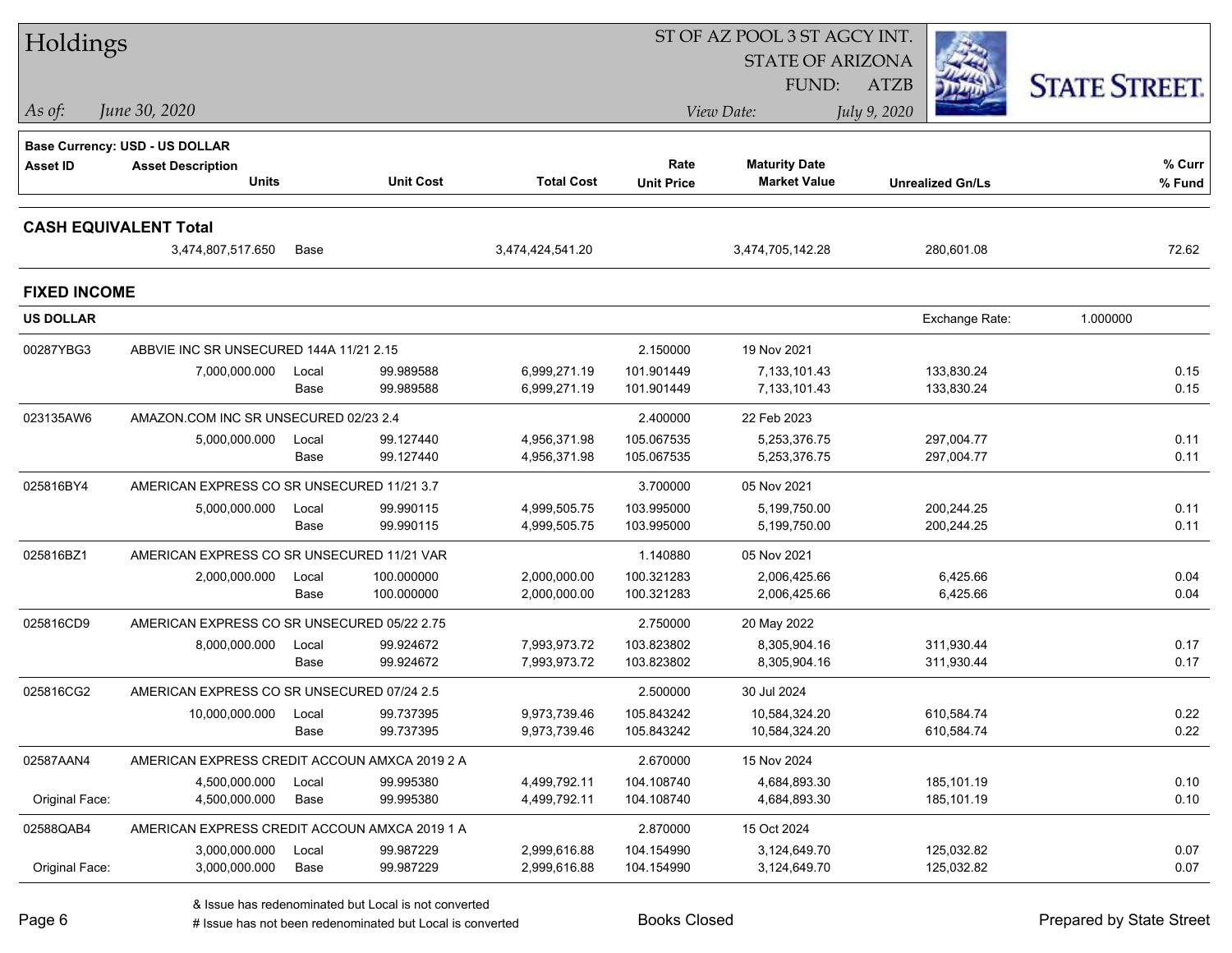| Asset ID | Asset Description / Units | | Unit Cost | Total Cost | Rate / Unit Price | Maturity Date / Market Value | Unrealized Gn/Ls | % Curr / % Fund |
|---|---|---|---|---|---|---|---|---|

Base Currency: USD - US DOLLAR

## CASH EQUIVALENT Total

| Units | | Total Cost | Market Value | Unrealized Gn/Ls | % Fund |
|---|---|---|---|---|---|
| 3,474,807,517.650 | Base | 3,474,424,541.20 | 3,474,705,142.28 | 280,601.08 | 72.62 |

## FIXED INCOME

**US DOLLAR** — Exchange Rate: 1.000000

| Asset ID | Asset Description / Units | | Unit Cost | Total Cost | Rate / Unit Price | Maturity Date / Market Value | Unrealized Gn/Ls | % Curr / % Fund |
|---|---|---|---|---|---|---|---|---|
| 00287YBG3 | ABBVIE INC SR UNSECURED 144A 11/21 2.15 | | | | 2.150000 | 19 Nov 2021 | | |
| | 7,000,000.000 | Local | 99.989588 | 6,999,271.19 | 101.901449 | 7,133,101.43 | 133,830.24 | 0.15 |
| | | Base | 99.989588 | 6,999,271.19 | 101.901449 | 7,133,101.43 | 133,830.24 | 0.15 |
| 023135AW6 | AMAZON.COM INC SR UNSECURED 02/23 2.4 | | | | 2.400000 | 22 Feb 2023 | | |
| | 5,000,000.000 | Local | 99.127440 | 4,956,371.98 | 105.067535 | 5,253,376.75 | 297,004.77 | 0.11 |
| | | Base | 99.127440 | 4,956,371.98 | 105.067535 | 5,253,376.75 | 297,004.77 | 0.11 |
| 025816BY4 | AMERICAN EXPRESS CO SR UNSECURED 11/21 3.7 | | | | 3.700000 | 05 Nov 2021 | | |
| | 5,000,000.000 | Local | 99.990115 | 4,999,505.75 | 103.995000 | 5,199,750.00 | 200,244.25 | 0.11 |
| | | Base | 99.990115 | 4,999,505.75 | 103.995000 | 5,199,750.00 | 200,244.25 | 0.11 |
| 025816BZ1 | AMERICAN EXPRESS CO SR UNSECURED 11/21 VAR | | | | 1.140880 | 05 Nov 2021 | | |
| | 2,000,000.000 | Local | 100.000000 | 2,000,000.00 | 100.321283 | 2,006,425.66 | 6,425.66 | 0.04 |
| | | Base | 100.000000 | 2,000,000.00 | 100.321283 | 2,006,425.66 | 6,425.66 | 0.04 |
| 025816CD9 | AMERICAN EXPRESS CO SR UNSECURED 05/22 2.75 | | | | 2.750000 | 20 May 2022 | | |
| | 8,000,000.000 | Local | 99.924672 | 7,993,973.72 | 103.823802 | 8,305,904.16 | 311,930.44 | 0.17 |
| | | Base | 99.924672 | 7,993,973.72 | 103.823802 | 8,305,904.16 | 311,930.44 | 0.17 |
| 025816CG2 | AMERICAN EXPRESS CO SR UNSECURED 07/24 2.5 | | | | 2.500000 | 30 Jul 2024 | | |
| | 10,000,000.000 | Local | 99.737395 | 9,973,739.46 | 105.843242 | 10,584,324.20 | 610,584.74 | 0.22 |
| | | Base | 99.737395 | 9,973,739.46 | 105.843242 | 10,584,324.20 | 610,584.74 | 0.22 |
| 02587AAN4 | AMERICAN EXPRESS CREDIT ACCOUN AMXCA 2019 2 A | | | | 2.670000 | 15 Nov 2024 | | |
| | 4,500,000.000 | Local | 99.995380 | 4,499,792.11 | 104.108740 | 4,684,893.30 | 185,101.19 | 0.10 |
| Original Face: | 4,500,000.000 | Base | 99.995380 | 4,499,792.11 | 104.108740 | 4,684,893.30 | 185,101.19 | 0.10 |
| 02588QAB4 | AMERICAN EXPRESS CREDIT ACCOUN AMXCA 2019 1 A | | | | 2.870000 | 15 Oct 2024 | | |
| | 3,000,000.000 | Local | 99.987229 | 2,999,616.88 | 104.154990 | 3,124,649.70 | 125,032.82 | 0.07 |
| Original Face: | 3,000,000.000 | Base | 99.987229 | 2,999,616.88 | 104.154990 | 3,124,649.70 | 125,032.82 | 0.07 |

& Issue has redenominated but Local is not converted

# Issue has not been redenominated but Local is converted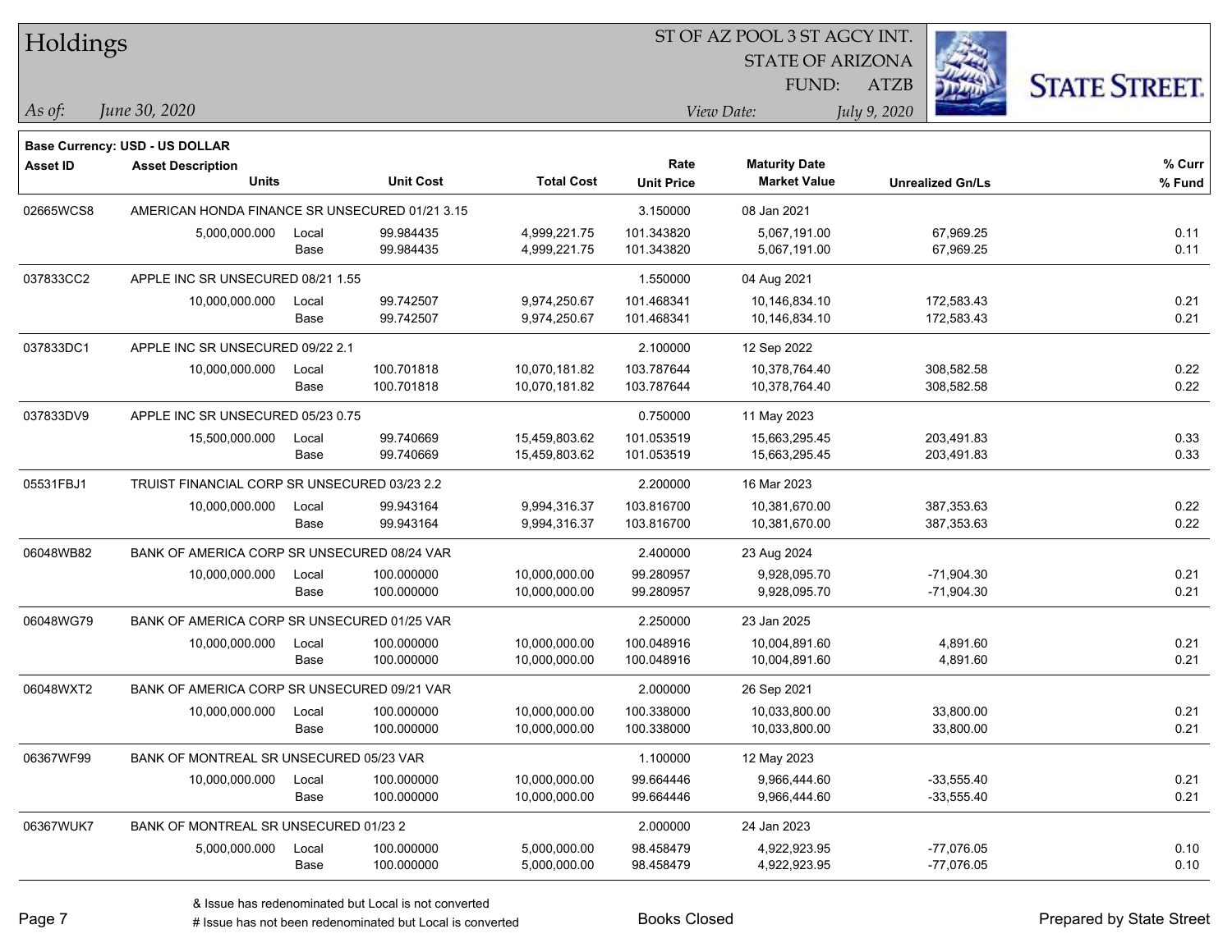# Holdings

ST OF AZ POOL 3 ST AGCY INT.
STATE OF ARIZONA
FUND: ATZB

*As of:* *June 30, 2020*

*View Date:* *July 9, 2020*

**Base Currency: USD - US DOLLAR**

| Asset ID | Asset Description / Units | | Unit Cost | Total Cost | Rate / Unit Price | Maturity Date / Market Value | Unrealized Gn/Ls | % Curr / % Fund |
|---|---|---|---|---|---|---|---|---|
| 02665WCS8 | AMERICAN HONDA FINANCE SR UNSECURED 01/21 3.15 | | | | 3.150000 | 08 Jan 2021 | | |
| | 5,000,000.000 | Local | 99.984435 | 4,999,221.75 | 101.343820 | 5,067,191.00 | 67,969.25 | 0.11 |
| | | Base | 99.984435 | 4,999,221.75 | 101.343820 | 5,067,191.00 | 67,969.25 | 0.11 |
| 037833CC2 | APPLE INC SR UNSECURED 08/21 1.55 | | | | 1.550000 | 04 Aug 2021 | | |
| | 10,000,000.000 | Local | 99.742507 | 9,974,250.67 | 101.468341 | 10,146,834.10 | 172,583.43 | 0.21 |
| | | Base | 99.742507 | 9,974,250.67 | 101.468341 | 10,146,834.10 | 172,583.43 | 0.21 |
| 037833DC1 | APPLE INC SR UNSECURED 09/22 2.1 | | | | 2.100000 | 12 Sep 2022 | | |
| | 10,000,000.000 | Local | 100.701818 | 10,070,181.82 | 103.787644 | 10,378,764.40 | 308,582.58 | 0.22 |
| | | Base | 100.701818 | 10,070,181.82 | 103.787644 | 10,378,764.40 | 308,582.58 | 0.22 |
| 037833DV9 | APPLE INC SR UNSECURED 05/23 0.75 | | | | 0.750000 | 11 May 2023 | | |
| | 15,500,000.000 | Local | 99.740669 | 15,459,803.62 | 101.053519 | 15,663,295.45 | 203,491.83 | 0.33 |
| | | Base | 99.740669 | 15,459,803.62 | 101.053519 | 15,663,295.45 | 203,491.83 | 0.33 |
| 05531FBJ1 | TRUIST FINANCIAL CORP SR UNSECURED 03/23 2.2 | | | | 2.200000 | 16 Mar 2023 | | |
| | 10,000,000.000 | Local | 99.943164 | 9,994,316.37 | 103.816700 | 10,381,670.00 | 387,353.63 | 0.22 |
| | | Base | 99.943164 | 9,994,316.37 | 103.816700 | 10,381,670.00 | 387,353.63 | 0.22 |
| 06048WB82 | BANK OF AMERICA CORP SR UNSECURED 08/24 VAR | | | | 2.400000 | 23 Aug 2024 | | |
| | 10,000,000.000 | Local | 100.000000 | 10,000,000.00 | 99.280957 | 9,928,095.70 | -71,904.30 | 0.21 |
| | | Base | 100.000000 | 10,000,000.00 | 99.280957 | 9,928,095.70 | -71,904.30 | 0.21 |
| 06048WG79 | BANK OF AMERICA CORP SR UNSECURED 01/25 VAR | | | | 2.250000 | 23 Jan 2025 | | |
| | 10,000,000.000 | Local | 100.000000 | 10,000,000.00 | 100.048916 | 10,004,891.60 | 4,891.60 | 0.21 |
| | | Base | 100.000000 | 10,000,000.00 | 100.048916 | 10,004,891.60 | 4,891.60 | 0.21 |
| 06048WXT2 | BANK OF AMERICA CORP SR UNSECURED 09/21 VAR | | | | 2.000000 | 26 Sep 2021 | | |
| | 10,000,000.000 | Local | 100.000000 | 10,000,000.00 | 100.338000 | 10,033,800.00 | 33,800.00 | 0.21 |
| | | Base | 100.000000 | 10,000,000.00 | 100.338000 | 10,033,800.00 | 33,800.00 | 0.21 |
| 06367WF99 | BANK OF MONTREAL SR UNSECURED 05/23 VAR | | | | 1.100000 | 12 May 2023 | | |
| | 10,000,000.000 | Local | 100.000000 | 10,000,000.00 | 99.664446 | 9,966,444.60 | -33,555.40 | 0.21 |
| | | Base | 100.000000 | 10,000,000.00 | 99.664446 | 9,966,444.60 | -33,555.40 | 0.21 |
| 06367WUK7 | BANK OF MONTREAL SR UNSECURED 01/23 2 | | | | 2.000000 | 24 Jan 2023 | | |
| | 5,000,000.000 | Local | 100.000000 | 5,000,000.00 | 98.458479 | 4,922,923.95 | -77,076.05 | 0.10 |
| | | Base | 100.000000 | 5,000,000.00 | 98.458479 | 4,922,923.95 | -77,076.05 | 0.10 |

& Issue has redenominated but Local is not converted
# Issue has not been redenominated but Local is converted

Books Closed

Prepared by State Street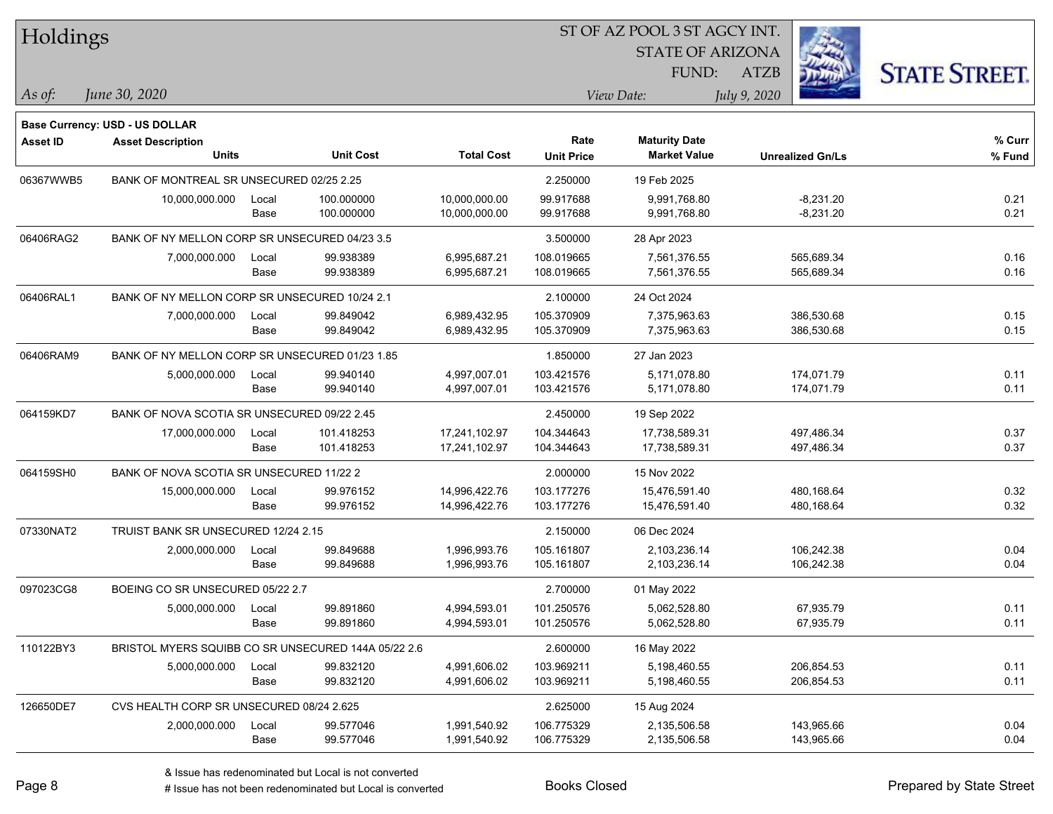# Holdings

ST OF AZ POOL 3 ST AGCY INT.
STATE OF ARIZONA
FUND: ATZB

*As of:* *June 30, 2020*    *View Date:* *July 9, 2020*

**Base Currency: USD - US DOLLAR**

| Asset ID | Asset Description / Units | | Unit Cost | Total Cost | Rate / Unit Price | Maturity Date / Market Value | Unrealized Gn/Ls | % Curr / % Fund |
|---|---|---|---|---|---|---|---|---|
| 06367WWB5 | BANK OF MONTREAL SR UNSECURED 02/25 2.25 | | | | 2.250000 | 19 Feb 2025 | | |
| | 10,000,000.000 | Local | 100.000000 | 10,000,000.00 | 99.917688 | 9,991,768.80 | -8,231.20 | 0.21 |
| | | Base | 100.000000 | 10,000,000.00 | 99.917688 | 9,991,768.80 | -8,231.20 | 0.21 |
| 06406RAG2 | BANK OF NY MELLON CORP SR UNSECURED 04/23 3.5 | | | | 3.500000 | 28 Apr 2023 | | |
| | 7,000,000.000 | Local | 99.938389 | 6,995,687.21 | 108.019665 | 7,561,376.55 | 565,689.34 | 0.16 |
| | | Base | 99.938389 | 6,995,687.21 | 108.019665 | 7,561,376.55 | 565,689.34 | 0.16 |
| 06406RAL1 | BANK OF NY MELLON CORP SR UNSECURED 10/24 2.1 | | | | 2.100000 | 24 Oct 2024 | | |
| | 7,000,000.000 | Local | 99.849042 | 6,989,432.95 | 105.370909 | 7,375,963.63 | 386,530.68 | 0.15 |
| | | Base | 99.849042 | 6,989,432.95 | 105.370909 | 7,375,963.63 | 386,530.68 | 0.15 |
| 06406RAM9 | BANK OF NY MELLON CORP SR UNSECURED 01/23 1.85 | | | | 1.850000 | 27 Jan 2023 | | |
| | 5,000,000.000 | Local | 99.940140 | 4,997,007.01 | 103.421576 | 5,171,078.80 | 174,071.79 | 0.11 |
| | | Base | 99.940140 | 4,997,007.01 | 103.421576 | 5,171,078.80 | 174,071.79 | 0.11 |
| 064159KD7 | BANK OF NOVA SCOTIA SR UNSECURED 09/22 2.45 | | | | 2.450000 | 19 Sep 2022 | | |
| | 17,000,000.000 | Local | 101.418253 | 17,241,102.97 | 104.344643 | 17,738,589.31 | 497,486.34 | 0.37 |
| | | Base | 101.418253 | 17,241,102.97 | 104.344643 | 17,738,589.31 | 497,486.34 | 0.37 |
| 064159SH0 | BANK OF NOVA SCOTIA SR UNSECURED 11/22 2 | | | | 2.000000 | 15 Nov 2022 | | |
| | 15,000,000.000 | Local | 99.976152 | 14,996,422.76 | 103.177276 | 15,476,591.40 | 480,168.64 | 0.32 |
| | | Base | 99.976152 | 14,996,422.76 | 103.177276 | 15,476,591.40 | 480,168.64 | 0.32 |
| 07330NAT2 | TRUIST BANK SR UNSECURED 12/24 2.15 | | | | 2.150000 | 06 Dec 2024 | | |
| | 2,000,000.000 | Local | 99.849688 | 1,996,993.76 | 105.161807 | 2,103,236.14 | 106,242.38 | 0.04 |
| | | Base | 99.849688 | 1,996,993.76 | 105.161807 | 2,103,236.14 | 106,242.38 | 0.04 |
| 097023CG8 | BOEING CO SR UNSECURED 05/22 2.7 | | | | 2.700000 | 01 May 2022 | | |
| | 5,000,000.000 | Local | 99.891860 | 4,994,593.01 | 101.250576 | 5,062,528.80 | 67,935.79 | 0.11 |
| | | Base | 99.891860 | 4,994,593.01 | 101.250576 | 5,062,528.80 | 67,935.79 | 0.11 |
| 110122BY3 | BRISTOL MYERS SQUIBB CO SR UNSECURED 144A 05/22 2.6 | | | | 2.600000 | 16 May 2022 | | |
| | 5,000,000.000 | Local | 99.832120 | 4,991,606.02 | 103.969211 | 5,198,460.55 | 206,854.53 | 0.11 |
| | | Base | 99.832120 | 4,991,606.02 | 103.969211 | 5,198,460.55 | 206,854.53 | 0.11 |
| 126650DE7 | CVS HEALTH CORP SR UNSECURED 08/24 2.625 | | | | 2.625000 | 15 Aug 2024 | | |
| | 2,000,000.000 | Local | 99.577046 | 1,991,540.92 | 106.775329 | 2,135,506.58 | 143,965.66 | 0.04 |
| | | Base | 99.577046 | 1,991,540.92 | 106.775329 | 2,135,506.58 | 143,965.66 | 0.04 |

& Issue has redenominated but Local is not converted
# Issue has not been redenominated but Local is converted

Books Closed

Prepared by State Street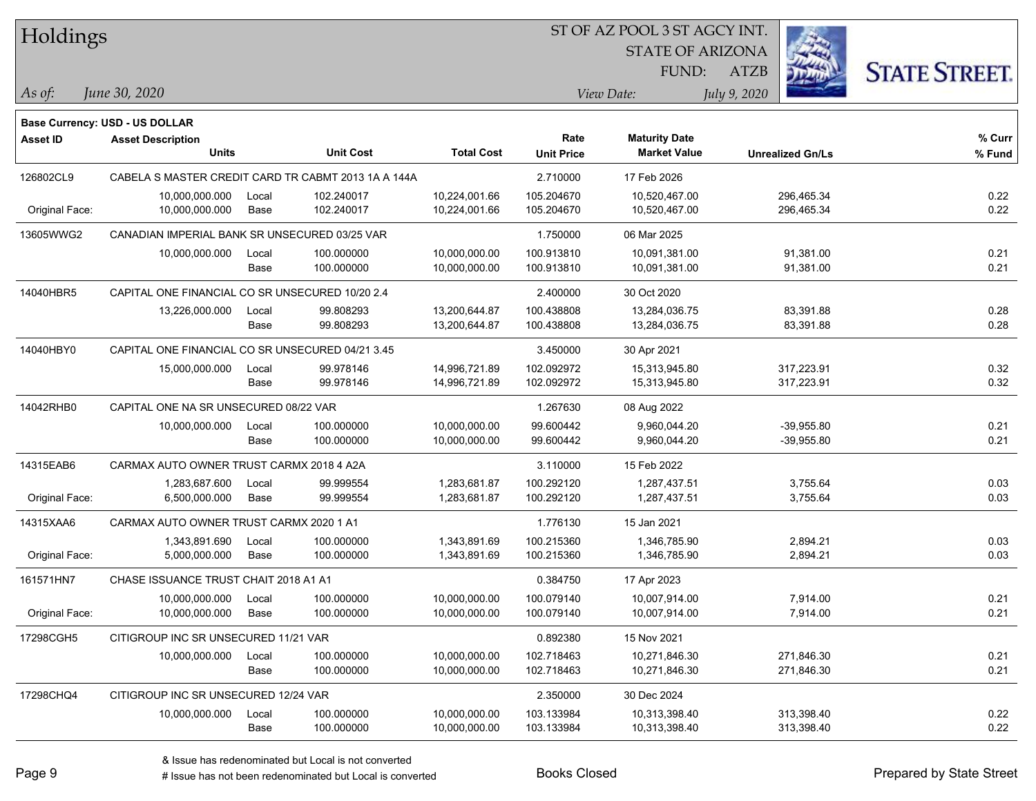# Holdings

ST OF AZ POOL 3 ST AGCY INT.
STATE OF ARIZONA
FUND: ATZB

*As of:* *June 30, 2020*

*View Date:* *July 9, 2020*

**Base Currency: USD - US DOLLAR**

| Asset ID | Asset Description / Units | | Unit Cost | Total Cost | Rate / Unit Price | Maturity Date / Market Value | Unrealized Gn/Ls | % Curr / % Fund |
|---|---|---|---|---|---|---|---|---|
| 126802CL9 | CABELA S MASTER CREDIT CARD TR CABMT 2013 1A A 144A | | | | 2.710000 | 17 Feb 2026 | | |
| | 10,000,000.000 | Local | 102.240017 | 10,224,001.66 | 105.204670 | 10,520,467.00 | 296,465.34 | 0.22 |
| Original Face: | 10,000,000.000 | Base | 102.240017 | 10,224,001.66 | 105.204670 | 10,520,467.00 | 296,465.34 | 0.22 |
| 13605WWG2 | CANADIAN IMPERIAL BANK SR UNSECURED 03/25 VAR | | | | 1.750000 | 06 Mar 2025 | | |
| | 10,000,000.000 | Local | 100.000000 | 10,000,000.00 | 100.913810 | 10,091,381.00 | 91,381.00 | 0.21 |
| | | Base | 100.000000 | 10,000,000.00 | 100.913810 | 10,091,381.00 | 91,381.00 | 0.21 |
| 14040HBR5 | CAPITAL ONE FINANCIAL CO SR UNSECURED 10/20 2.4 | | | | 2.400000 | 30 Oct 2020 | | |
| | 13,226,000.000 | Local | 99.808293 | 13,200,644.87 | 100.438808 | 13,284,036.75 | 83,391.88 | 0.28 |
| | | Base | 99.808293 | 13,200,644.87 | 100.438808 | 13,284,036.75 | 83,391.88 | 0.28 |
| 14040HBY0 | CAPITAL ONE FINANCIAL CO SR UNSECURED 04/21 3.45 | | | | 3.450000 | 30 Apr 2021 | | |
| | 15,000,000.000 | Local | 99.978146 | 14,996,721.89 | 102.092972 | 15,313,945.80 | 317,223.91 | 0.32 |
| | | Base | 99.978146 | 14,996,721.89 | 102.092972 | 15,313,945.80 | 317,223.91 | 0.32 |
| 14042RHB0 | CAPITAL ONE NA SR UNSECURED 08/22 VAR | | | | 1.267630 | 08 Aug 2022 | | |
| | 10,000,000.000 | Local | 100.000000 | 10,000,000.00 | 99.600442 | 9,960,044.20 | -39,955.80 | 0.21 |
| | | Base | 100.000000 | 10,000,000.00 | 99.600442 | 9,960,044.20 | -39,955.80 | 0.21 |
| 14315EAB6 | CARMAX AUTO OWNER TRUST CARMX 2018 4 A2A | | | | 3.110000 | 15 Feb 2022 | | |
| | 1,283,687.600 | Local | 99.999554 | 1,283,681.87 | 100.292120 | 1,287,437.51 | 3,755.64 | 0.03 |
| Original Face: | 6,500,000.000 | Base | 99.999554 | 1,283,681.87 | 100.292120 | 1,287,437.51 | 3,755.64 | 0.03 |
| 14315XAA6 | CARMAX AUTO OWNER TRUST CARMX 2020 1 A1 | | | | 1.776130 | 15 Jan 2021 | | |
| | 1,343,891.690 | Local | 100.000000 | 1,343,891.69 | 100.215360 | 1,346,785.90 | 2,894.21 | 0.03 |
| Original Face: | 5,000,000.000 | Base | 100.000000 | 1,343,891.69 | 100.215360 | 1,346,785.90 | 2,894.21 | 0.03 |
| 161571HN7 | CHASE ISSUANCE TRUST CHAIT 2018 A1 A1 | | | | 0.384750 | 17 Apr 2023 | | |
| | 10,000,000.000 | Local | 100.000000 | 10,000,000.00 | 100.079140 | 10,007,914.00 | 7,914.00 | 0.21 |
| Original Face: | 10,000,000.000 | Base | 100.000000 | 10,000,000.00 | 100.079140 | 10,007,914.00 | 7,914.00 | 0.21 |
| 17298CGH5 | CITIGROUP INC SR UNSECURED 11/21 VAR | | | | 0.892380 | 15 Nov 2021 | | |
| | 10,000,000.000 | Local | 100.000000 | 10,000,000.00 | 102.718463 | 10,271,846.30 | 271,846.30 | 0.21 |
| | | Base | 100.000000 | 10,000,000.00 | 102.718463 | 10,271,846.30 | 271,846.30 | 0.21 |
| 17298CHQ4 | CITIGROUP INC SR UNSECURED 12/24 VAR | | | | 2.350000 | 30 Dec 2024 | | |
| | 10,000,000.000 | Local | 100.000000 | 10,000,000.00 | 103.133984 | 10,313,398.40 | 313,398.40 | 0.22 |
| | | Base | 100.000000 | 10,000,000.00 | 103.133984 | 10,313,398.40 | 313,398.40 | 0.22 |

& Issue has redenominated but Local is not converted
# Issue has not been redenominated but Local is converted

Books Closed

Prepared by State Street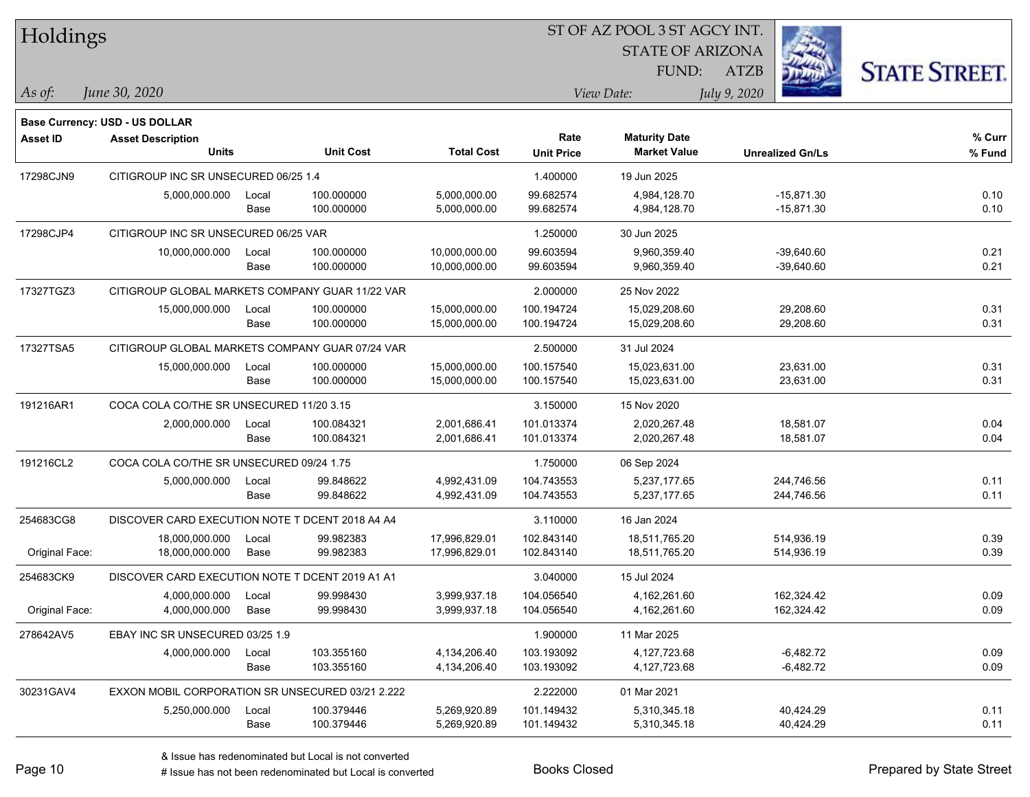# Holdings

ST OF AZ POOL 3 ST AGCY INT.
STATE OF ARIZONA
FUND: ATZB

*As of:* *June 30, 2020*

*View Date:* *July 9, 2020*

**Base Currency: USD - US DOLLAR**

| Asset ID | Asset Description / Units | | Unit Cost | Total Cost | Rate / Unit Price | Maturity Date / Market Value | Unrealized Gn/Ls | % Curr / % Fund |
|---|---|---|---|---|---|---|---|---|
| 17298CJN9 | CITIGROUP INC SR UNSECURED 06/25 1.4 | | | | 1.400000 | 19 Jun 2025 | | |
| | 5,000,000.000 | Local | 100.000000 | 5,000,000.00 | 99.682574 | 4,984,128.70 | -15,871.30 | 0.10 |
| | | Base | 100.000000 | 5,000,000.00 | 99.682574 | 4,984,128.70 | -15,871.30 | 0.10 |
| 17298CJP4 | CITIGROUP INC SR UNSECURED 06/25 VAR | | | | 1.250000 | 30 Jun 2025 | | |
| | 10,000,000.000 | Local | 100.000000 | 10,000,000.00 | 99.603594 | 9,960,359.40 | -39,640.60 | 0.21 |
| | | Base | 100.000000 | 10,000,000.00 | 99.603594 | 9,960,359.40 | -39,640.60 | 0.21 |
| 17327TGZ3 | CITIGROUP GLOBAL MARKETS COMPANY GUAR 11/22 VAR | | | | 2.000000 | 25 Nov 2022 | | |
| | 15,000,000.000 | Local | 100.000000 | 15,000,000.00 | 100.194724 | 15,029,208.60 | 29,208.60 | 0.31 |
| | | Base | 100.000000 | 15,000,000.00 | 100.194724 | 15,029,208.60 | 29,208.60 | 0.31 |
| 17327TSA5 | CITIGROUP GLOBAL MARKETS COMPANY GUAR 07/24 VAR | | | | 2.500000 | 31 Jul 2024 | | |
| | 15,000,000.000 | Local | 100.000000 | 15,000,000.00 | 100.157540 | 15,023,631.00 | 23,631.00 | 0.31 |
| | | Base | 100.000000 | 15,000,000.00 | 100.157540 | 15,023,631.00 | 23,631.00 | 0.31 |
| 191216AR1 | COCA COLA CO/THE SR UNSECURED 11/20 3.15 | | | | 3.150000 | 15 Nov 2020 | | |
| | 2,000,000.000 | Local | 100.084321 | 2,001,686.41 | 101.013374 | 2,020,267.48 | 18,581.07 | 0.04 |
| | | Base | 100.084321 | 2,001,686.41 | 101.013374 | 2,020,267.48 | 18,581.07 | 0.04 |
| 191216CL2 | COCA COLA CO/THE SR UNSECURED 09/24 1.75 | | | | 1.750000 | 06 Sep 2024 | | |
| | 5,000,000.000 | Local | 99.848622 | 4,992,431.09 | 104.743553 | 5,237,177.65 | 244,746.56 | 0.11 |
| | | Base | 99.848622 | 4,992,431.09 | 104.743553 | 5,237,177.65 | 244,746.56 | 0.11 |
| 254683CG8 | DISCOVER CARD EXECUTION NOTE T DCENT 2018 A4 A4 | | | | 3.110000 | 16 Jan 2024 | | |
| | 18,000,000.000 | Local | 99.982383 | 17,996,829.01 | 102.843140 | 18,511,765.20 | 514,936.19 | 0.39 |
| Original Face: | 18,000,000.000 | Base | 99.982383 | 17,996,829.01 | 102.843140 | 18,511,765.20 | 514,936.19 | 0.39 |
| 254683CK9 | DISCOVER CARD EXECUTION NOTE T DCENT 2019 A1 A1 | | | | 3.040000 | 15 Jul 2024 | | |
| | 4,000,000.000 | Local | 99.998430 | 3,999,937.18 | 104.056540 | 4,162,261.60 | 162,324.42 | 0.09 |
| Original Face: | 4,000,000.000 | Base | 99.998430 | 3,999,937.18 | 104.056540 | 4,162,261.60 | 162,324.42 | 0.09 |
| 278642AV5 | EBAY INC SR UNSECURED 03/25 1.9 | | | | 1.900000 | 11 Mar 2025 | | |
| | 4,000,000.000 | Local | 103.355160 | 4,134,206.40 | 103.193092 | 4,127,723.68 | -6,482.72 | 0.09 |
| | | Base | 103.355160 | 4,134,206.40 | 103.193092 | 4,127,723.68 | -6,482.72 | 0.09 |
| 30231GAV4 | EXXON MOBIL CORPORATION SR UNSECURED 03/21 2.222 | | | | 2.222000 | 01 Mar 2021 | | |
| | 5,250,000.000 | Local | 100.379446 | 5,269,920.89 | 101.149432 | 5,310,345.18 | 40,424.29 | 0.11 |
| | | Base | 100.379446 | 5,269,920.89 | 101.149432 | 5,310,345.18 | 40,424.29 | 0.11 |

& Issue has redenominated but Local is not converted
# Issue has not been redenominated but Local is converted

Books Closed

Prepared by State Street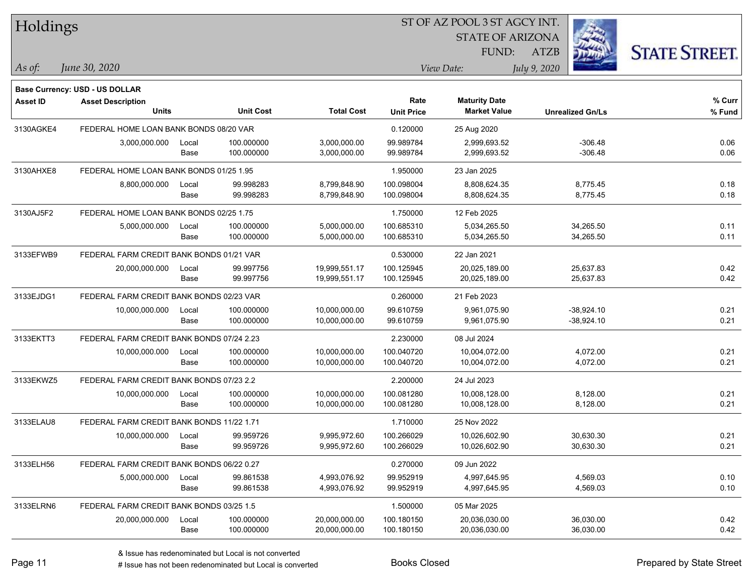# Holdings

ST OF AZ POOL 3 ST AGCY INT.
STATE OF ARIZONA
FUND: ATZB

*As of:* *June 30, 2020*

*View Date:* *July 9, 2020*

**Base Currency: USD - US DOLLAR**

| Asset ID | Asset Description / Units | | Unit Cost | Total Cost | Rate / Unit Price | Maturity Date / Market Value | Unrealized Gn/Ls | % Curr / % Fund |
|---|---|---|---|---|---|---|---|---|
| 3130AGKE4 | FEDERAL HOME LOAN BANK BONDS 08/20 VAR | | | | 0.120000 | 25 Aug 2020 | | |
| | 3,000,000.000 | Local | 100.000000 | 3,000,000.00 | 99.989784 | 2,999,693.52 | -306.48 | 0.06 |
| | | Base | 100.000000 | 3,000,000.00 | 99.989784 | 2,999,693.52 | -306.48 | 0.06 |
| 3130AHXE8 | FEDERAL HOME LOAN BANK BONDS 01/25 1.95 | | | | 1.950000 | 23 Jan 2025 | | |
| | 8,800,000.000 | Local | 99.998283 | 8,799,848.90 | 100.098004 | 8,808,624.35 | 8,775.45 | 0.18 |
| | | Base | 99.998283 | 8,799,848.90 | 100.098004 | 8,808,624.35 | 8,775.45 | 0.18 |
| 3130AJ5F2 | FEDERAL HOME LOAN BANK BONDS 02/25 1.75 | | | | 1.750000 | 12 Feb 2025 | | |
| | 5,000,000.000 | Local | 100.000000 | 5,000,000.00 | 100.685310 | 5,034,265.50 | 34,265.50 | 0.11 |
| | | Base | 100.000000 | 5,000,000.00 | 100.685310 | 5,034,265.50 | 34,265.50 | 0.11 |
| 3133EFWB9 | FEDERAL FARM CREDIT BANK BONDS 01/21 VAR | | | | 0.530000 | 22 Jan 2021 | | |
| | 20,000,000.000 | Local | 99.997756 | 19,999,551.17 | 100.125945 | 20,025,189.00 | 25,637.83 | 0.42 |
| | | Base | 99.997756 | 19,999,551.17 | 100.125945 | 20,025,189.00 | 25,637.83 | 0.42 |
| 3133EJDG1 | FEDERAL FARM CREDIT BANK BONDS 02/23 VAR | | | | 0.260000 | 21 Feb 2023 | | |
| | 10,000,000.000 | Local | 100.000000 | 10,000,000.00 | 99.610759 | 9,961,075.90 | -38,924.10 | 0.21 |
| | | Base | 100.000000 | 10,000,000.00 | 99.610759 | 9,961,075.90 | -38,924.10 | 0.21 |
| 3133EKTT3 | FEDERAL FARM CREDIT BANK BONDS 07/24 2.23 | | | | 2.230000 | 08 Jul 2024 | | |
| | 10,000,000.000 | Local | 100.000000 | 10,000,000.00 | 100.040720 | 10,004,072.00 | 4,072.00 | 0.21 |
| | | Base | 100.000000 | 10,000,000.00 | 100.040720 | 10,004,072.00 | 4,072.00 | 0.21 |
| 3133EKWZ5 | FEDERAL FARM CREDIT BANK BONDS 07/23 2.2 | | | | 2.200000 | 24 Jul 2023 | | |
| | 10,000,000.000 | Local | 100.000000 | 10,000,000.00 | 100.081280 | 10,008,128.00 | 8,128.00 | 0.21 |
| | | Base | 100.000000 | 10,000,000.00 | 100.081280 | 10,008,128.00 | 8,128.00 | 0.21 |
| 3133ELAU8 | FEDERAL FARM CREDIT BANK BONDS 11/22 1.71 | | | | 1.710000 | 25 Nov 2022 | | |
| | 10,000,000.000 | Local | 99.959726 | 9,995,972.60 | 100.266029 | 10,026,602.90 | 30,630.30 | 0.21 |
| | | Base | 99.959726 | 9,995,972.60 | 100.266029 | 10,026,602.90 | 30,630.30 | 0.21 |
| 3133ELH56 | FEDERAL FARM CREDIT BANK BONDS 06/22 0.27 | | | | 0.270000 | 09 Jun 2022 | | |
| | 5,000,000.000 | Local | 99.861538 | 4,993,076.92 | 99.952919 | 4,997,645.95 | 4,569.03 | 0.10 |
| | | Base | 99.861538 | 4,993,076.92 | 99.952919 | 4,997,645.95 | 4,569.03 | 0.10 |
| 3133ELRN6 | FEDERAL FARM CREDIT BANK BONDS 03/25 1.5 | | | | 1.500000 | 05 Mar 2025 | | |
| | 20,000,000.000 | Local | 100.000000 | 20,000,000.00 | 100.180150 | 20,036,030.00 | 36,030.00 | 0.42 |
| | | Base | 100.000000 | 20,000,000.00 | 100.180150 | 20,036,030.00 | 36,030.00 | 0.42 |

& Issue has redenominated but Local is not converted
# Issue has not been redenominated but Local is converted

Books Closed

Prepared by State Street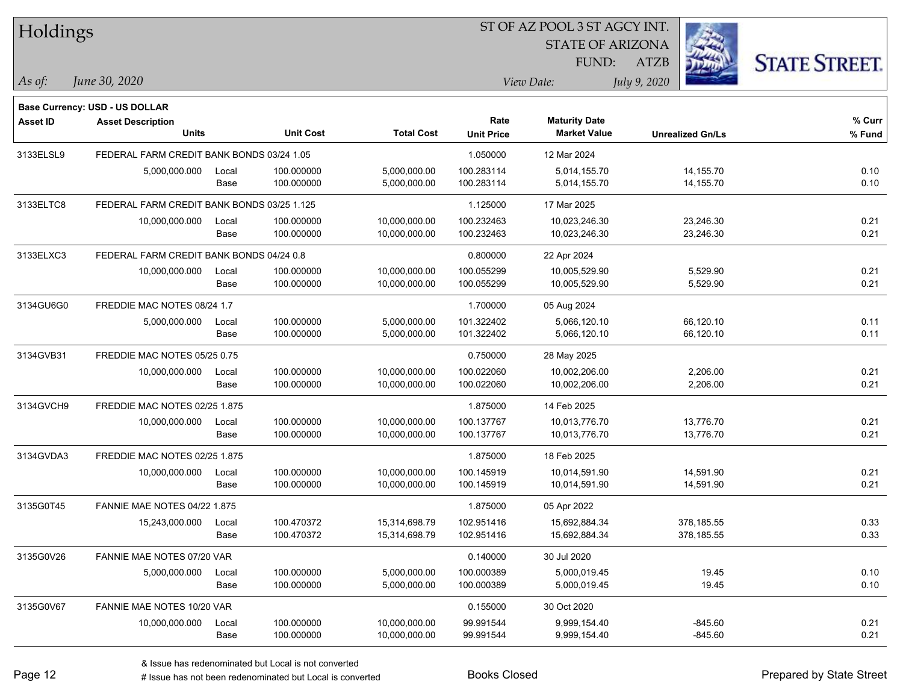# Holdings

ST OF AZ POOL 3 ST AGCY INT.
STATE OF ARIZONA
FUND: ATZB

*As of:* *June 30, 2020*
*View Date:* *July 9, 2020*

**Base Currency: USD - US DOLLAR**

| Asset ID | Asset Description / Units | | Unit Cost | Total Cost | Rate / Unit Price | Maturity Date / Market Value | Unrealized Gn/Ls | % Curr / % Fund |
|---|---|---|---|---|---|---|---|---|
| 3133ELSL9 | FEDERAL FARM CREDIT BANK BONDS 03/24 1.05 | | | | 1.050000 | 12 Mar 2024 | | |
| | 5,000,000.000 | Local | 100.000000 | 5,000,000.00 | 100.283114 | 5,014,155.70 | 14,155.70 | 0.10 |
| | | Base | 100.000000 | 5,000,000.00 | 100.283114 | 5,014,155.70 | 14,155.70 | 0.10 |
| 3133ELTC8 | FEDERAL FARM CREDIT BANK BONDS 03/25 1.125 | | | | 1.125000 | 17 Mar 2025 | | |
| | 10,000,000.000 | Local | 100.000000 | 10,000,000.00 | 100.232463 | 10,023,246.30 | 23,246.30 | 0.21 |
| | | Base | 100.000000 | 10,000,000.00 | 100.232463 | 10,023,246.30 | 23,246.30 | 0.21 |
| 3133ELXC3 | FEDERAL FARM CREDIT BANK BONDS 04/24 0.8 | | | | 0.800000 | 22 Apr 2024 | | |
| | 10,000,000.000 | Local | 100.000000 | 10,000,000.00 | 100.055299 | 10,005,529.90 | 5,529.90 | 0.21 |
| | | Base | 100.000000 | 10,000,000.00 | 100.055299 | 10,005,529.90 | 5,529.90 | 0.21 |
| 3134GU6G0 | FREDDIE MAC NOTES 08/24 1.7 | | | | 1.700000 | 05 Aug 2024 | | |
| | 5,000,000.000 | Local | 100.000000 | 5,000,000.00 | 101.322402 | 5,066,120.10 | 66,120.10 | 0.11 |
| | | Base | 100.000000 | 5,000,000.00 | 101.322402 | 5,066,120.10 | 66,120.10 | 0.11 |
| 3134GVB31 | FREDDIE MAC NOTES 05/25 0.75 | | | | 0.750000 | 28 May 2025 | | |
| | 10,000,000.000 | Local | 100.000000 | 10,000,000.00 | 100.022060 | 10,002,206.00 | 2,206.00 | 0.21 |
| | | Base | 100.000000 | 10,000,000.00 | 100.022060 | 10,002,206.00 | 2,206.00 | 0.21 |
| 3134GVCH9 | FREDDIE MAC NOTES 02/25 1.875 | | | | 1.875000 | 14 Feb 2025 | | |
| | 10,000,000.000 | Local | 100.000000 | 10,000,000.00 | 100.137767 | 10,013,776.70 | 13,776.70 | 0.21 |
| | | Base | 100.000000 | 10,000,000.00 | 100.137767 | 10,013,776.70 | 13,776.70 | 0.21 |
| 3134GVDA3 | FREDDIE MAC NOTES 02/25 1.875 | | | | 1.875000 | 18 Feb 2025 | | |
| | 10,000,000.000 | Local | 100.000000 | 10,000,000.00 | 100.145919 | 10,014,591.90 | 14,591.90 | 0.21 |
| | | Base | 100.000000 | 10,000,000.00 | 100.145919 | 10,014,591.90 | 14,591.90 | 0.21 |
| 3135G0T45 | FANNIE MAE NOTES 04/22 1.875 | | | | 1.875000 | 05 Apr 2022 | | |
| | 15,243,000.000 | Local | 100.470372 | 15,314,698.79 | 102.951416 | 15,692,884.34 | 378,185.55 | 0.33 |
| | | Base | 100.470372 | 15,314,698.79 | 102.951416 | 15,692,884.34 | 378,185.55 | 0.33 |
| 3135G0V26 | FANNIE MAE NOTES 07/20 VAR | | | | 0.140000 | 30 Jul 2020 | | |
| | 5,000,000.000 | Local | 100.000000 | 5,000,000.00 | 100.000389 | 5,000,019.45 | 19.45 | 0.10 |
| | | Base | 100.000000 | 5,000,000.00 | 100.000389 | 5,000,019.45 | 19.45 | 0.10 |
| 3135G0V67 | FANNIE MAE NOTES 10/20 VAR | | | | 0.155000 | 30 Oct 2020 | | |
| | 10,000,000.000 | Local | 100.000000 | 10,000,000.00 | 99.991544 | 9,999,154.40 | -845.60 | 0.21 |
| | | Base | 100.000000 | 10,000,000.00 | 99.991544 | 9,999,154.40 | -845.60 | 0.21 |

& Issue has redenominated but Local is not converted
# Issue has not been redenominated but Local is converted

Books Closed

Prepared by State Street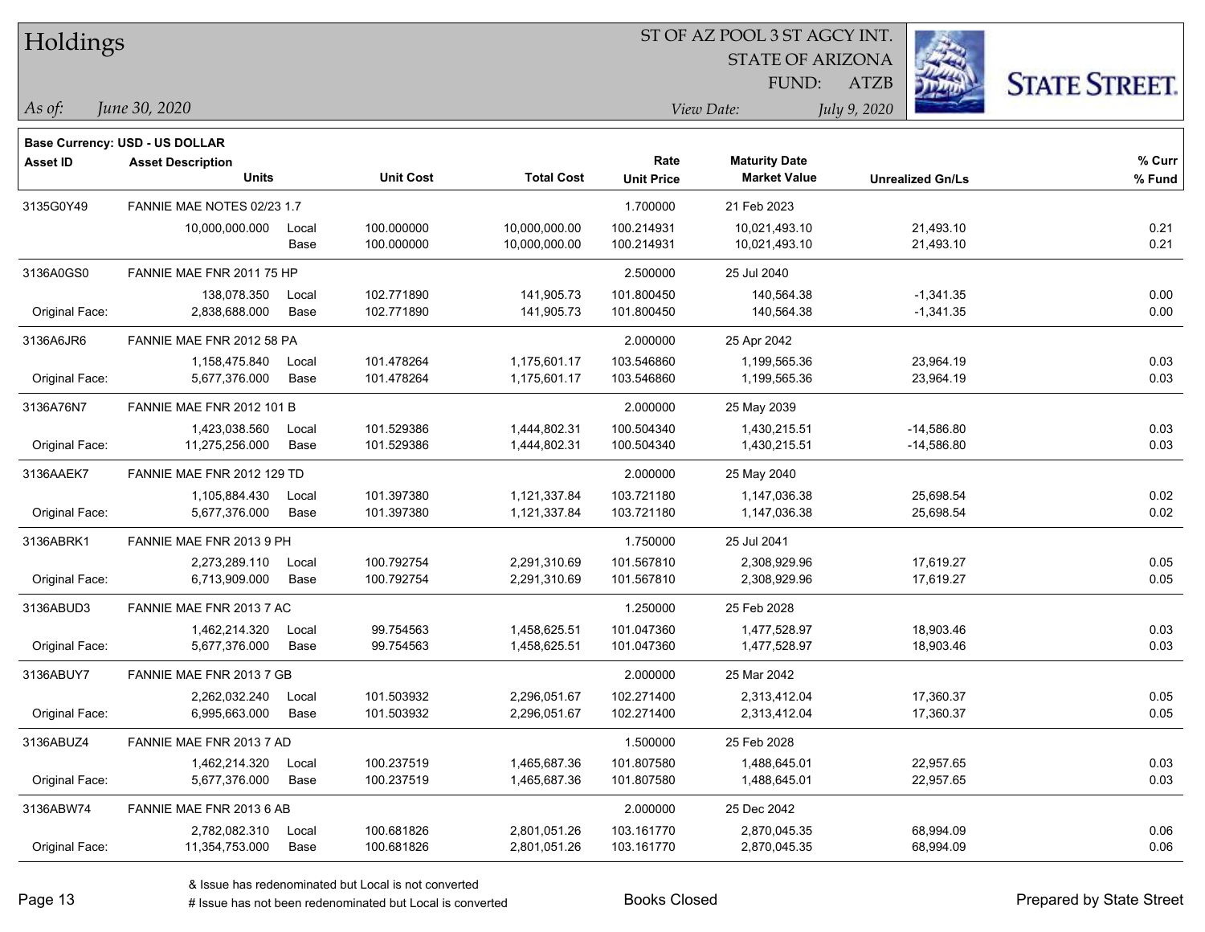# Holdings

ST OF AZ POOL 3 ST AGCY INT.
STATE OF ARIZONA
FUND: ATZB

*As of:* *June 30, 2020*

*View Date:* *July 9, 2020*

STATE STREET.

**Base Currency: USD - US DOLLAR**

| Asset ID | Asset Description / Units | | Unit Cost | Total Cost | Rate / Unit Price | Maturity Date / Market Value | Unrealized Gn/Ls | % Curr / % Fund |
|---|---|---|---|---|---|---|---|---|
| 3135G0Y49 | FANNIE MAE NOTES 02/23 1.7 | | | | 1.700000 | 21 Feb 2023 | | |
| | 10,000,000.000 | Local | 100.000000 | 10,000,000.00 | 100.214931 | 10,021,493.10 | 21,493.10 | 0.21 |
| | | Base | 100.000000 | 10,000,000.00 | 100.214931 | 10,021,493.10 | 21,493.10 | 0.21 |
| 3136A0GS0 | FANNIE MAE FNR 2011 75 HP | | | | 2.500000 | 25 Jul 2040 | | |
| | 138,078.350 | Local | 102.771890 | 141,905.73 | 101.800450 | 140,564.38 | -1,341.35 | 0.00 |
| Original Face: | 2,838,688.000 | Base | 102.771890 | 141,905.73 | 101.800450 | 140,564.38 | -1,341.35 | 0.00 |
| 3136A6JR6 | FANNIE MAE FNR 2012 58 PA | | | | 2.000000 | 25 Apr 2042 | | |
| | 1,158,475.840 | Local | 101.478264 | 1,175,601.17 | 103.546860 | 1,199,565.36 | 23,964.19 | 0.03 |
| Original Face: | 5,677,376.000 | Base | 101.478264 | 1,175,601.17 | 103.546860 | 1,199,565.36 | 23,964.19 | 0.03 |
| 3136A76N7 | FANNIE MAE FNR 2012 101 B | | | | 2.000000 | 25 May 2039 | | |
| | 1,423,038.560 | Local | 101.529386 | 1,444,802.31 | 100.504340 | 1,430,215.51 | -14,586.80 | 0.03 |
| Original Face: | 11,275,256.000 | Base | 101.529386 | 1,444,802.31 | 100.504340 | 1,430,215.51 | -14,586.80 | 0.03 |
| 3136AAEK7 | FANNIE MAE FNR 2012 129 TD | | | | 2.000000 | 25 May 2040 | | |
| | 1,105,884.430 | Local | 101.397380 | 1,121,337.84 | 103.721180 | 1,147,036.38 | 25,698.54 | 0.02 |
| Original Face: | 5,677,376.000 | Base | 101.397380 | 1,121,337.84 | 103.721180 | 1,147,036.38 | 25,698.54 | 0.02 |
| 3136ABRK1 | FANNIE MAE FNR 2013 9 PH | | | | 1.750000 | 25 Jul 2041 | | |
| | 2,273,289.110 | Local | 100.792754 | 2,291,310.69 | 101.567810 | 2,308,929.96 | 17,619.27 | 0.05 |
| Original Face: | 6,713,909.000 | Base | 100.792754 | 2,291,310.69 | 101.567810 | 2,308,929.96 | 17,619.27 | 0.05 |
| 3136ABUD3 | FANNIE MAE FNR 2013 7 AC | | | | 1.250000 | 25 Feb 2028 | | |
| | 1,462,214.320 | Local | 99.754563 | 1,458,625.51 | 101.047360 | 1,477,528.97 | 18,903.46 | 0.03 |
| Original Face: | 5,677,376.000 | Base | 99.754563 | 1,458,625.51 | 101.047360 | 1,477,528.97 | 18,903.46 | 0.03 |
| 3136ABUY7 | FANNIE MAE FNR 2013 7 GB | | | | 2.000000 | 25 Mar 2042 | | |
| | 2,262,032.240 | Local | 101.503932 | 2,296,051.67 | 102.271400 | 2,313,412.04 | 17,360.37 | 0.05 |
| Original Face: | 6,995,663.000 | Base | 101.503932 | 2,296,051.67 | 102.271400 | 2,313,412.04 | 17,360.37 | 0.05 |
| 3136ABUZ4 | FANNIE MAE FNR 2013 7 AD | | | | 1.500000 | 25 Feb 2028 | | |
| | 1,462,214.320 | Local | 100.237519 | 1,465,687.36 | 101.807580 | 1,488,645.01 | 22,957.65 | 0.03 |
| Original Face: | 5,677,376.000 | Base | 100.237519 | 1,465,687.36 | 101.807580 | 1,488,645.01 | 22,957.65 | 0.03 |
| 3136ABW74 | FANNIE MAE FNR 2013 6 AB | | | | 2.000000 | 25 Dec 2042 | | |
| | 2,782,082.310 | Local | 100.681826 | 2,801,051.26 | 103.161770 | 2,870,045.35 | 68,994.09 | 0.06 |
| Original Face: | 11,354,753.000 | Base | 100.681826 | 2,801,051.26 | 103.161770 | 2,870,045.35 | 68,994.09 | 0.06 |

& Issue has redenominated but Local is not converted
# Issue has not been redenominated but Local is converted

Books Closed

Prepared by State Street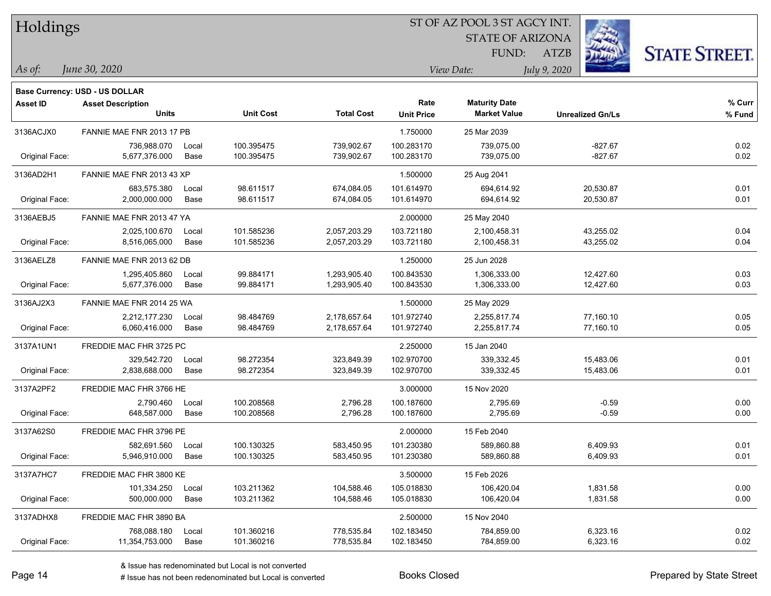# Holdings

ST OF AZ POOL 3 ST AGCY INT.
STATE OF ARIZONA
FUND: ATZB

*As of:* *June 30, 2020*
*View Date:* *July 9, 2020*

**Base Currency: USD - US DOLLAR**

| Asset ID | Asset Description / Units | | Unit Cost | Total Cost | Rate / Unit Price | Maturity Date / Market Value | Unrealized Gn/Ls | % Curr / % Fund |
|---|---|---|---|---|---|---|---|---|
| 3136ACJX0 | FANNIE MAE FNR 2013 17 PB | | | | 1.750000 | 25 Mar 2039 | | |
| | 736,988.070 | Local | 100.395475 | 739,902.67 | 100.283170 | 739,075.00 | -827.67 | 0.02 |
| Original Face: | 5,677,376.000 | Base | 100.395475 | 739,902.67 | 100.283170 | 739,075.00 | -827.67 | 0.02 |
| 3136AD2H1 | FANNIE MAE FNR 2013 43 XP | | | | 1.500000 | 25 Aug 2041 | | |
| | 683,575.380 | Local | 98.611517 | 674,084.05 | 101.614970 | 694,614.92 | 20,530.87 | 0.01 |
| Original Face: | 2,000,000.000 | Base | 98.611517 | 674,084.05 | 101.614970 | 694,614.92 | 20,530.87 | 0.01 |
| 3136AEBJ5 | FANNIE MAE FNR 2013 47 YA | | | | 2.000000 | 25 May 2040 | | |
| | 2,025,100.670 | Local | 101.585236 | 2,057,203.29 | 103.721180 | 2,100,458.31 | 43,255.02 | 0.04 |
| Original Face: | 8,516,065.000 | Base | 101.585236 | 2,057,203.29 | 103.721180 | 2,100,458.31 | 43,255.02 | 0.04 |
| 3136AELZ8 | FANNIE MAE FNR 2013 62 DB | | | | 1.250000 | 25 Jun 2028 | | |
| | 1,295,405.860 | Local | 99.884171 | 1,293,905.40 | 100.843530 | 1,306,333.00 | 12,427.60 | 0.03 |
| Original Face: | 5,677,376.000 | Base | 99.884171 | 1,293,905.40 | 100.843530 | 1,306,333.00 | 12,427.60 | 0.03 |
| 3136AJ2X3 | FANNIE MAE FNR 2014 25 WA | | | | 1.500000 | 25 May 2029 | | |
| | 2,212,177.230 | Local | 98.484769 | 2,178,657.64 | 101.972740 | 2,255,817.74 | 77,160.10 | 0.05 |
| Original Face: | 6,060,416.000 | Base | 98.484769 | 2,178,657.64 | 101.972740 | 2,255,817.74 | 77,160.10 | 0.05 |
| 3137A1UN1 | FREDDIE MAC FHR 3725 PC | | | | 2.250000 | 15 Jan 2040 | | |
| | 329,542.720 | Local | 98.272354 | 323,849.39 | 102.970700 | 339,332.45 | 15,483.06 | 0.01 |
| Original Face: | 2,838,688.000 | Base | 98.272354 | 323,849.39 | 102.970700 | 339,332.45 | 15,483.06 | 0.01 |
| 3137A2PF2 | FREDDIE MAC FHR 3766 HE | | | | 3.000000 | 15 Nov 2020 | | |
| | 2,790.460 | Local | 100.208568 | 2,796.28 | 100.187600 | 2,795.69 | -0.59 | 0.00 |
| Original Face: | 648,587.000 | Base | 100.208568 | 2,796.28 | 100.187600 | 2,795.69 | -0.59 | 0.00 |
| 3137A62S0 | FREDDIE MAC FHR 3796 PE | | | | 2.000000 | 15 Feb 2040 | | |
| | 582,691.560 | Local | 100.130325 | 583,450.95 | 101.230380 | 589,860.88 | 6,409.93 | 0.01 |
| Original Face: | 5,946,910.000 | Base | 100.130325 | 583,450.95 | 101.230380 | 589,860.88 | 6,409.93 | 0.01 |
| 3137A7HC7 | FREDDIE MAC FHR 3800 KE | | | | 3.500000 | 15 Feb 2026 | | |
| | 101,334.250 | Local | 103.211362 | 104,588.46 | 105.018830 | 106,420.04 | 1,831.58 | 0.00 |
| Original Face: | 500,000.000 | Base | 103.211362 | 104,588.46 | 105.018830 | 106,420.04 | 1,831.58 | 0.00 |
| 3137ADHX8 | FREDDIE MAC FHR 3890 BA | | | | 2.500000 | 15 Nov 2040 | | |
| | 768,088.180 | Local | 101.360216 | 778,535.84 | 102.183450 | 784,859.00 | 6,323.16 | 0.02 |
| Original Face: | 11,354,753.000 | Base | 101.360216 | 778,535.84 | 102.183450 | 784,859.00 | 6,323.16 | 0.02 |

& Issue has redenominated but Local is not converted
# Issue has not been redenominated but Local is converted

Books Closed

Prepared by State Street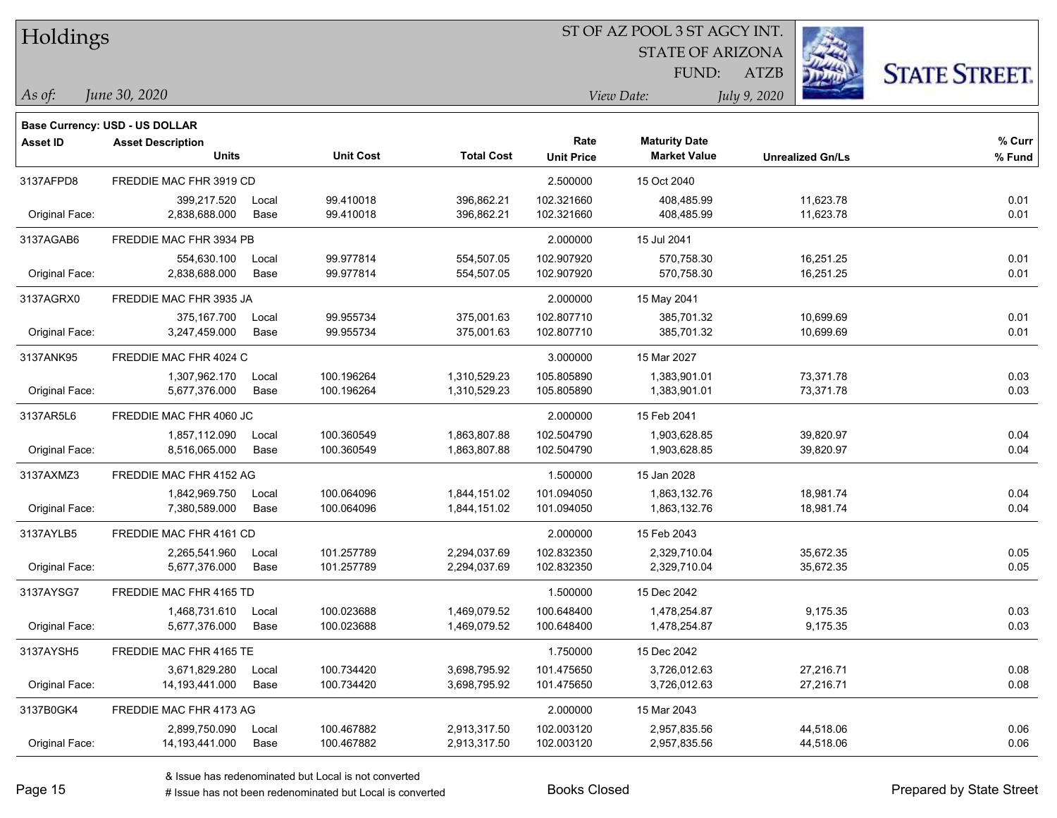# Holdings

ST OF AZ POOL 3 ST AGCY INT.
STATE OF ARIZONA
FUND: ATZB

*As of: June 30, 2020*

*View Date: July 9, 2020*

**Base Currency: USD - US DOLLAR**

| Asset ID | Asset Description / Units | | Unit Cost | Total Cost | Rate / Unit Price | Maturity Date / Market Value | Unrealized Gn/Ls | % Curr / % Fund |
|---|---|---|---|---|---|---|---|---|
| 3137AFPD8 | FREDDIE MAC FHR 3919 CD | | | | 2.500000 | 15 Oct 2040 | | |
| | 399,217.520 | Local | 99.410018 | 396,862.21 | 102.321660 | 408,485.99 | 11,623.78 | 0.01 |
| Original Face: | 2,838,688.000 | Base | 99.410018 | 396,862.21 | 102.321660 | 408,485.99 | 11,623.78 | 0.01 |
| 3137AGAB6 | FREDDIE MAC FHR 3934 PB | | | | 2.000000 | 15 Jul 2041 | | |
| | 554,630.100 | Local | 99.977814 | 554,507.05 | 102.907920 | 570,758.30 | 16,251.25 | 0.01 |
| Original Face: | 2,838,688.000 | Base | 99.977814 | 554,507.05 | 102.907920 | 570,758.30 | 16,251.25 | 0.01 |
| 3137AGRX0 | FREDDIE MAC FHR 3935 JA | | | | 2.000000 | 15 May 2041 | | |
| | 375,167.700 | Local | 99.955734 | 375,001.63 | 102.807710 | 385,701.32 | 10,699.69 | 0.01 |
| Original Face: | 3,247,459.000 | Base | 99.955734 | 375,001.63 | 102.807710 | 385,701.32 | 10,699.69 | 0.01 |
| 3137ANK95 | FREDDIE MAC FHR 4024 C | | | | 3.000000 | 15 Mar 2027 | | |
| | 1,307,962.170 | Local | 100.196264 | 1,310,529.23 | 105.805890 | 1,383,901.01 | 73,371.78 | 0.03 |
| Original Face: | 5,677,376.000 | Base | 100.196264 | 1,310,529.23 | 105.805890 | 1,383,901.01 | 73,371.78 | 0.03 |
| 3137AR5L6 | FREDDIE MAC FHR 4060 JC | | | | 2.000000 | 15 Feb 2041 | | |
| | 1,857,112.090 | Local | 100.360549 | 1,863,807.88 | 102.504790 | 1,903,628.85 | 39,820.97 | 0.04 |
| Original Face: | 8,516,065.000 | Base | 100.360549 | 1,863,807.88 | 102.504790 | 1,903,628.85 | 39,820.97 | 0.04 |
| 3137AXMZ3 | FREDDIE MAC FHR 4152 AG | | | | 1.500000 | 15 Jan 2028 | | |
| | 1,842,969.750 | Local | 100.064096 | 1,844,151.02 | 101.094050 | 1,863,132.76 | 18,981.74 | 0.04 |
| Original Face: | 7,380,589.000 | Base | 100.064096 | 1,844,151.02 | 101.094050 | 1,863,132.76 | 18,981.74 | 0.04 |
| 3137AYLB5 | FREDDIE MAC FHR 4161 CD | | | | 2.000000 | 15 Feb 2043 | | |
| | 2,265,541.960 | Local | 101.257789 | 2,294,037.69 | 102.832350 | 2,329,710.04 | 35,672.35 | 0.05 |
| Original Face: | 5,677,376.000 | Base | 101.257789 | 2,294,037.69 | 102.832350 | 2,329,710.04 | 35,672.35 | 0.05 |
| 3137AYSG7 | FREDDIE MAC FHR 4165 TD | | | | 1.500000 | 15 Dec 2042 | | |
| | 1,468,731.610 | Local | 100.023688 | 1,469,079.52 | 100.648400 | 1,478,254.87 | 9,175.35 | 0.03 |
| Original Face: | 5,677,376.000 | Base | 100.023688 | 1,469,079.52 | 100.648400 | 1,478,254.87 | 9,175.35 | 0.03 |
| 3137AYSH5 | FREDDIE MAC FHR 4165 TE | | | | 1.750000 | 15 Dec 2042 | | |
| | 3,671,829.280 | Local | 100.734420 | 3,698,795.92 | 101.475650 | 3,726,012.63 | 27,216.71 | 0.08 |
| Original Face: | 14,193,441.000 | Base | 100.734420 | 3,698,795.92 | 101.475650 | 3,726,012.63 | 27,216.71 | 0.08 |
| 3137B0GK4 | FREDDIE MAC FHR 4173 AG | | | | 2.000000 | 15 Mar 2043 | | |
| | 2,899,750.090 | Local | 100.467882 | 2,913,317.50 | 102.003120 | 2,957,835.56 | 44,518.06 | 0.06 |
| Original Face: | 14,193,441.000 | Base | 100.467882 | 2,913,317.50 | 102.003120 | 2,957,835.56 | 44,518.06 | 0.06 |

& Issue has redenominated but Local is not converted
# Issue has not been redenominated but Local is converted

Books Closed

Prepared by State Street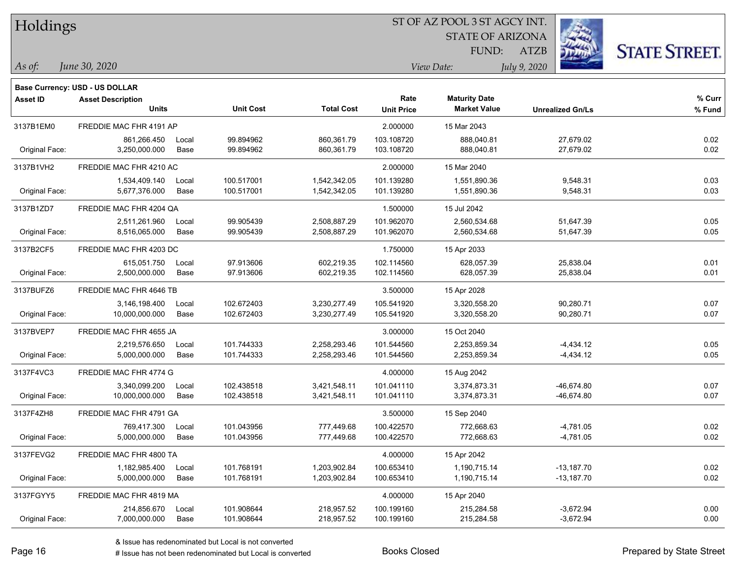# Holdings

ST OF AZ POOL 3 ST AGCY INT.
STATE OF ARIZONA
FUND: ATZB

*As of: June 30, 2020*

*View Date: July 9, 2020*

**Base Currency: USD - US DOLLAR**

| Asset ID | Asset Description / Units | | Unit Cost | Total Cost | Rate / Unit Price | Maturity Date / Market Value | Unrealized Gn/Ls | % Curr / % Fund |
|---|---|---|---|---|---|---|---|---|
| 3137B1EM0 | FREDDIE MAC FHR 4191 AP | | | | 2.000000 | 15 Mar 2043 | | |
| | 861,266.450 | Local | 99.894962 | 860,361.79 | 103.108720 | 888,040.81 | 27,679.02 | 0.02 |
| Original Face: | 3,250,000.000 | Base | 99.894962 | 860,361.79 | 103.108720 | 888,040.81 | 27,679.02 | 0.02 |
| 3137B1VH2 | FREDDIE MAC FHR 4210 AC | | | | 2.000000 | 15 Mar 2040 | | |
| | 1,534,409.140 | Local | 100.517001 | 1,542,342.05 | 101.139280 | 1,551,890.36 | 9,548.31 | 0.03 |
| Original Face: | 5,677,376.000 | Base | 100.517001 | 1,542,342.05 | 101.139280 | 1,551,890.36 | 9,548.31 | 0.03 |
| 3137B1ZD7 | FREDDIE MAC FHR 4204 QA | | | | 1.500000 | 15 Jul 2042 | | |
| | 2,511,261.960 | Local | 99.905439 | 2,508,887.29 | 101.962070 | 2,560,534.68 | 51,647.39 | 0.05 |
| Original Face: | 8,516,065.000 | Base | 99.905439 | 2,508,887.29 | 101.962070 | 2,560,534.68 | 51,647.39 | 0.05 |
| 3137B2CF5 | FREDDIE MAC FHR 4203 DC | | | | 1.750000 | 15 Apr 2033 | | |
| | 615,051.750 | Local | 97.913606 | 602,219.35 | 102.114560 | 628,057.39 | 25,838.04 | 0.01 |
| Original Face: | 2,500,000.000 | Base | 97.913606 | 602,219.35 | 102.114560 | 628,057.39 | 25,838.04 | 0.01 |
| 3137BUFZ6 | FREDDIE MAC FHR 4646 TB | | | | 3.500000 | 15 Apr 2028 | | |
| | 3,146,198.400 | Local | 102.672403 | 3,230,277.49 | 105.541920 | 3,320,558.20 | 90,280.71 | 0.07 |
| Original Face: | 10,000,000.000 | Base | 102.672403 | 3,230,277.49 | 105.541920 | 3,320,558.20 | 90,280.71 | 0.07 |
| 3137BVEP7 | FREDDIE MAC FHR 4655 JA | | | | 3.000000 | 15 Oct 2040 | | |
| | 2,219,576.650 | Local | 101.744333 | 2,258,293.46 | 101.544560 | 2,253,859.34 | -4,434.12 | 0.05 |
| Original Face: | 5,000,000.000 | Base | 101.744333 | 2,258,293.46 | 101.544560 | 2,253,859.34 | -4,434.12 | 0.05 |
| 3137F4VC3 | FREDDIE MAC FHR 4774 G | | | | 4.000000 | 15 Aug 2042 | | |
| | 3,340,099.200 | Local | 102.438518 | 3,421,548.11 | 101.041110 | 3,374,873.31 | -46,674.80 | 0.07 |
| Original Face: | 10,000,000.000 | Base | 102.438518 | 3,421,548.11 | 101.041110 | 3,374,873.31 | -46,674.80 | 0.07 |
| 3137F4ZH8 | FREDDIE MAC FHR 4791 GA | | | | 3.500000 | 15 Sep 2040 | | |
| | 769,417.300 | Local | 101.043956 | 777,449.68 | 100.422570 | 772,668.63 | -4,781.05 | 0.02 |
| Original Face: | 5,000,000.000 | Base | 101.043956 | 777,449.68 | 100.422570 | 772,668.63 | -4,781.05 | 0.02 |
| 3137FEVG2 | FREDDIE MAC FHR 4800 TA | | | | 4.000000 | 15 Apr 2042 | | |
| | 1,182,985.400 | Local | 101.768191 | 1,203,902.84 | 100.653410 | 1,190,715.14 | -13,187.70 | 0.02 |
| Original Face: | 5,000,000.000 | Base | 101.768191 | 1,203,902.84 | 100.653410 | 1,190,715.14 | -13,187.70 | 0.02 |
| 3137FGYY5 | FREDDIE MAC FHR 4819 MA | | | | 4.000000 | 15 Apr 2040 | | |
| | 214,856.670 | Local | 101.908644 | 218,957.52 | 100.199160 | 215,284.58 | -3,672.94 | 0.00 |
| Original Face: | 7,000,000.000 | Base | 101.908644 | 218,957.52 | 100.199160 | 215,284.58 | -3,672.94 | 0.00 |

& Issue has redenominated but Local is not converted
# Issue has not been redenominated but Local is converted

Books Closed

Prepared by State Street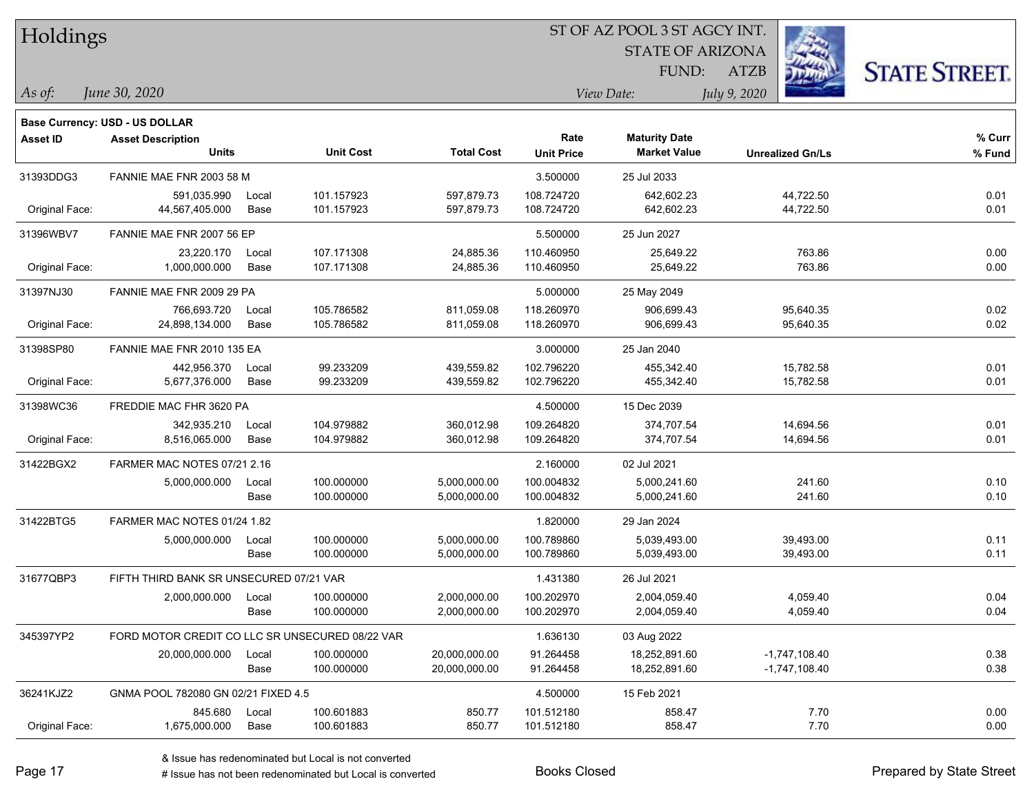# Holdings

ST OF AZ POOL 3 ST AGCY INT.
STATE OF ARIZONA
FUND: ATZB

*As of: June 30, 2020*
*View Date: July 9, 2020*

**Base Currency: USD - US DOLLAR**

| Asset ID | Asset Description / Units | | Unit Cost | Total Cost | Rate / Unit Price | Maturity Date / Market Value | Unrealized Gn/Ls | % Curr / % Fund |
|---|---|---|---|---|---|---|---|---|
| 31393DDG3 | FANNIE MAE FNR 2003 58 M | | | | 3.500000 | 25 Jul 2033 | | |
| | 591,035.990 | Local | 101.157923 | 597,879.73 | 108.724720 | 642,602.23 | 44,722.50 | 0.01 |
| Original Face: | 44,567,405.000 | Base | 101.157923 | 597,879.73 | 108.724720 | 642,602.23 | 44,722.50 | 0.01 |
| 31396WBV7 | FANNIE MAE FNR 2007 56 EP | | | | 5.500000 | 25 Jun 2027 | | |
| | 23,220.170 | Local | 107.171308 | 24,885.36 | 110.460950 | 25,649.22 | 763.86 | 0.00 |
| Original Face: | 1,000,000.000 | Base | 107.171308 | 24,885.36 | 110.460950 | 25,649.22 | 763.86 | 0.00 |
| 31397NJ30 | FANNIE MAE FNR 2009 29 PA | | | | 5.000000 | 25 May 2049 | | |
| | 766,693.720 | Local | 105.786582 | 811,059.08 | 118.260970 | 906,699.43 | 95,640.35 | 0.02 |
| Original Face: | 24,898,134.000 | Base | 105.786582 | 811,059.08 | 118.260970 | 906,699.43 | 95,640.35 | 0.02 |
| 31398SP80 | FANNIE MAE FNR 2010 135 EA | | | | 3.000000 | 25 Jan 2040 | | |
| | 442,956.370 | Local | 99.233209 | 439,559.82 | 102.796220 | 455,342.40 | 15,782.58 | 0.01 |
| Original Face: | 5,677,376.000 | Base | 99.233209 | 439,559.82 | 102.796220 | 455,342.40 | 15,782.58 | 0.01 |
| 31398WC36 | FREDDIE MAC FHR 3620 PA | | | | 4.500000 | 15 Dec 2039 | | |
| | 342,935.210 | Local | 104.979882 | 360,012.98 | 109.264820 | 374,707.54 | 14,694.56 | 0.01 |
| Original Face: | 8,516,065.000 | Base | 104.979882 | 360,012.98 | 109.264820 | 374,707.54 | 14,694.56 | 0.01 |
| 31422BGX2 | FARMER MAC NOTES 07/21 2.16 | | | | 2.160000 | 02 Jul 2021 | | |
| | 5,000,000.000 | Local | 100.000000 | 5,000,000.00 | 100.004832 | 5,000,241.60 | 241.60 | 0.10 |
| | | Base | 100.000000 | 5,000,000.00 | 100.004832 | 5,000,241.60 | 241.60 | 0.10 |
| 31422BTG5 | FARMER MAC NOTES 01/24 1.82 | | | | 1.820000 | 29 Jan 2024 | | |
| | 5,000,000.000 | Local | 100.000000 | 5,000,000.00 | 100.789860 | 5,039,493.00 | 39,493.00 | 0.11 |
| | | Base | 100.000000 | 5,000,000.00 | 100.789860 | 5,039,493.00 | 39,493.00 | 0.11 |
| 31677QBP3 | FIFTH THIRD BANK SR UNSECURED 07/21 VAR | | | | 1.431380 | 26 Jul 2021 | | |
| | 2,000,000.000 | Local | 100.000000 | 2,000,000.00 | 100.202970 | 2,004,059.40 | 4,059.40 | 0.04 |
| | | Base | 100.000000 | 2,000,000.00 | 100.202970 | 2,004,059.40 | 4,059.40 | 0.04 |
| 345397YP2 | FORD MOTOR CREDIT CO LLC SR UNSECURED 08/22 VAR | | | | 1.636130 | 03 Aug 2022 | | |
| | 20,000,000.000 | Local | 100.000000 | 20,000,000.00 | 91.264458 | 18,252,891.60 | -1,747,108.40 | 0.38 |
| | | Base | 100.000000 | 20,000,000.00 | 91.264458 | 18,252,891.60 | -1,747,108.40 | 0.38 |
| 36241KJZ2 | GNMA POOL 782080 GN 02/21 FIXED 4.5 | | | | 4.500000 | 15 Feb 2021 | | |
| | 845.680 | Local | 100.601883 | 850.77 | 101.512180 | 858.47 | 7.70 | 0.00 |
| Original Face: | 1,675,000.000 | Base | 100.601883 | 850.77 | 101.512180 | 858.47 | 7.70 | 0.00 |

& Issue has redenominated but Local is not converted
# Issue has not been redenominated but Local is converted

Books Closed

Prepared by State Street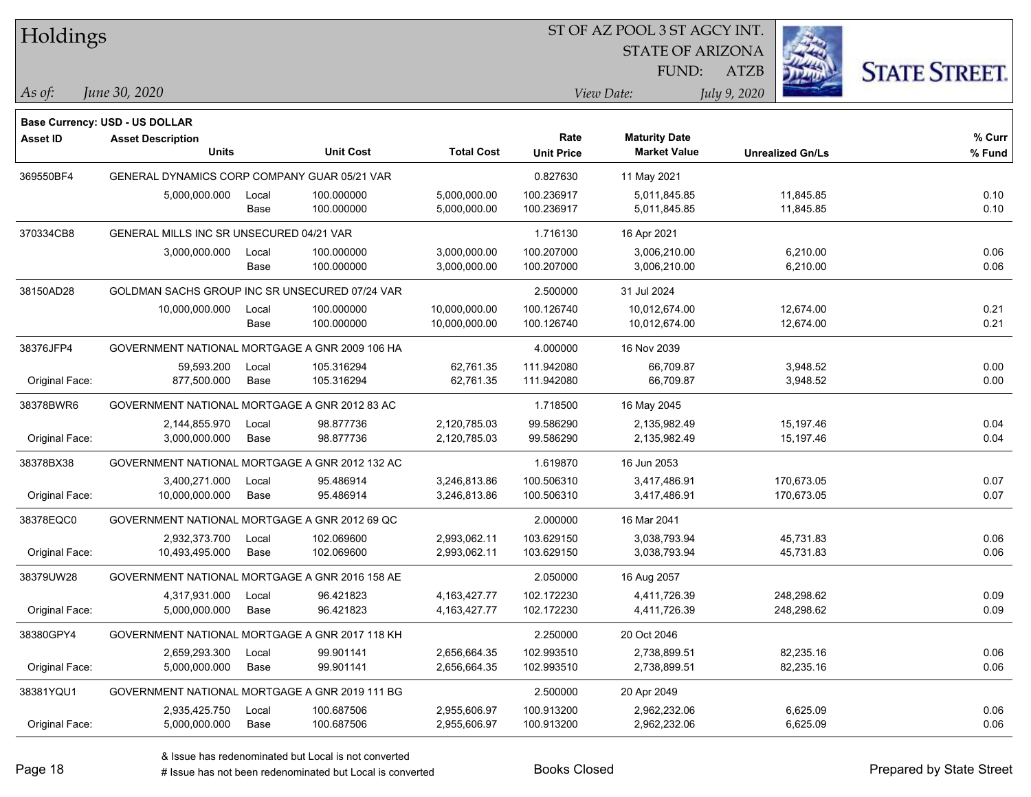# Holdings

ST OF AZ POOL 3 ST AGCY INT.
STATE OF ARIZONA
FUND: ATZB

*As of: June 30, 2020*  *View Date: July 9, 2020*

**Base Currency: USD - US DOLLAR**

| Asset ID | Asset Description / Units | | Unit Cost | Total Cost | Rate / Unit Price | Maturity Date / Market Value | Unrealized Gn/Ls | % Curr / % Fund |
|---|---|---|---|---|---|---|---|---|
| 369550BF4 | GENERAL DYNAMICS CORP COMPANY GUAR 05/21 VAR | | | | 0.827630 | 11 May 2021 | | |
| | 5,000,000.000 | Local | 100.000000 | 5,000,000.00 | 100.236917 | 5,011,845.85 | 11,845.85 | 0.10 |
| | | Base | 100.000000 | 5,000,000.00 | 100.236917 | 5,011,845.85 | 11,845.85 | 0.10 |
| 370334CB8 | GENERAL MILLS INC SR UNSECURED 04/21 VAR | | | | 1.716130 | 16 Apr 2021 | | |
| | 3,000,000.000 | Local | 100.000000 | 3,000,000.00 | 100.207000 | 3,006,210.00 | 6,210.00 | 0.06 |
| | | Base | 100.000000 | 3,000,000.00 | 100.207000 | 3,006,210.00 | 6,210.00 | 0.06 |
| 38150AD28 | GOLDMAN SACHS GROUP INC SR UNSECURED 07/24 VAR | | | | 2.500000 | 31 Jul 2024 | | |
| | 10,000,000.000 | Local | 100.000000 | 10,000,000.00 | 100.126740 | 10,012,674.00 | 12,674.00 | 0.21 |
| | | Base | 100.000000 | 10,000,000.00 | 100.126740 | 10,012,674.00 | 12,674.00 | 0.21 |
| 38376JFP4 | GOVERNMENT NATIONAL MORTGAGE A GNR 2009 106 HA | | | | 4.000000 | 16 Nov 2039 | | |
| | 59,593.200 | Local | 105.316294 | 62,761.35 | 111.942080 | 66,709.87 | 3,948.52 | 0.00 |
| Original Face: | 877,500.000 | Base | 105.316294 | 62,761.35 | 111.942080 | 66,709.87 | 3,948.52 | 0.00 |
| 38378BWR6 | GOVERNMENT NATIONAL MORTGAGE A GNR 2012 83 AC | | | | 1.718500 | 16 May 2045 | | |
| | 2,144,855.970 | Local | 98.877736 | 2,120,785.03 | 99.586290 | 2,135,982.49 | 15,197.46 | 0.04 |
| Original Face: | 3,000,000.000 | Base | 98.877736 | 2,120,785.03 | 99.586290 | 2,135,982.49 | 15,197.46 | 0.04 |
| 38378BX38 | GOVERNMENT NATIONAL MORTGAGE A GNR 2012 132 AC | | | | 1.619870 | 16 Jun 2053 | | |
| | 3,400,271.000 | Local | 95.486914 | 3,246,813.86 | 100.506310 | 3,417,486.91 | 170,673.05 | 0.07 |
| Original Face: | 10,000,000.000 | Base | 95.486914 | 3,246,813.86 | 100.506310 | 3,417,486.91 | 170,673.05 | 0.07 |
| 38378EQC0 | GOVERNMENT NATIONAL MORTGAGE A GNR 2012 69 QC | | | | 2.000000 | 16 Mar 2041 | | |
| | 2,932,373.700 | Local | 102.069600 | 2,993,062.11 | 103.629150 | 3,038,793.94 | 45,731.83 | 0.06 |
| Original Face: | 10,493,495.000 | Base | 102.069600 | 2,993,062.11 | 103.629150 | 3,038,793.94 | 45,731.83 | 0.06 |
| 38379UW28 | GOVERNMENT NATIONAL MORTGAGE A GNR 2016 158 AE | | | | 2.050000 | 16 Aug 2057 | | |
| | 4,317,931.000 | Local | 96.421823 | 4,163,427.77 | 102.172230 | 4,411,726.39 | 248,298.62 | 0.09 |
| Original Face: | 5,000,000.000 | Base | 96.421823 | 4,163,427.77 | 102.172230 | 4,411,726.39 | 248,298.62 | 0.09 |
| 38380GPY4 | GOVERNMENT NATIONAL MORTGAGE A GNR 2017 118 KH | | | | 2.250000 | 20 Oct 2046 | | |
| | 2,659,293.300 | Local | 99.901141 | 2,656,664.35 | 102.993510 | 2,738,899.51 | 82,235.16 | 0.06 |
| Original Face: | 5,000,000.000 | Base | 99.901141 | 2,656,664.35 | 102.993510 | 2,738,899.51 | 82,235.16 | 0.06 |
| 38381YQU1 | GOVERNMENT NATIONAL MORTGAGE A GNR 2019 111 BG | | | | 2.500000 | 20 Apr 2049 | | |
| | 2,935,425.750 | Local | 100.687506 | 2,955,606.97 | 100.913200 | 2,962,232.06 | 6,625.09 | 0.06 |
| Original Face: | 5,000,000.000 | Base | 100.687506 | 2,955,606.97 | 100.913200 | 2,962,232.06 | 6,625.09 | 0.06 |

& Issue has redenominated but Local is not converted
# Issue has not been redenominated but Local is converted

Books Closed

Prepared by State Street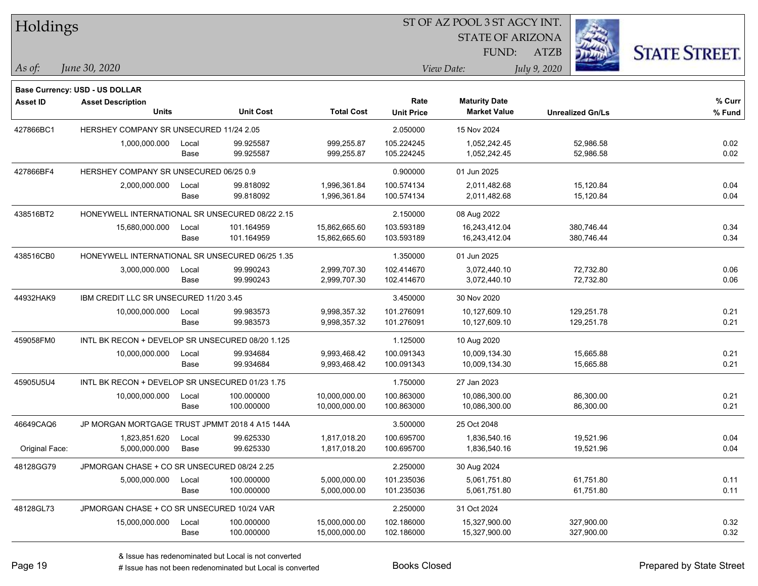# Holdings

ST OF AZ POOL 3 ST AGCY INT.
STATE OF ARIZONA
FUND: ATZB

*As of: June 30, 2020*

*View Date: July 9, 2020*

**Base Currency: USD - US DOLLAR**

| Asset ID | Asset Description / Units | | Unit Cost | Total Cost | Rate / Unit Price | Maturity Date / Market Value | Unrealized Gn/Ls | % Curr / % Fund |
|---|---|---|---|---|---|---|---|---|
| 427866BC1 | HERSHEY COMPANY SR UNSECURED 11/24 2.05 | | | | 2.050000 | 15 Nov 2024 | | |
| | 1,000,000.000 | Local | 99.925587 | 999,255.87 | 105.224245 | 1,052,242.45 | 52,986.58 | 0.02 |
| | | Base | 99.925587 | 999,255.87 | 105.224245 | 1,052,242.45 | 52,986.58 | 0.02 |
| 427866BF4 | HERSHEY COMPANY SR UNSECURED 06/25 0.9 | | | | 0.900000 | 01 Jun 2025 | | |
| | 2,000,000.000 | Local | 99.818092 | 1,996,361.84 | 100.574134 | 2,011,482.68 | 15,120.84 | 0.04 |
| | | Base | 99.818092 | 1,996,361.84 | 100.574134 | 2,011,482.68 | 15,120.84 | 0.04 |
| 438516BT2 | HONEYWELL INTERNATIONAL SR UNSECURED 08/22 2.15 | | | | 2.150000 | 08 Aug 2022 | | |
| | 15,680,000.000 | Local | 101.164959 | 15,862,665.60 | 103.593189 | 16,243,412.04 | 380,746.44 | 0.34 |
| | | Base | 101.164959 | 15,862,665.60 | 103.593189 | 16,243,412.04 | 380,746.44 | 0.34 |
| 438516CB0 | HONEYWELL INTERNATIONAL SR UNSECURED 06/25 1.35 | | | | 1.350000 | 01 Jun 2025 | | |
| | 3,000,000.000 | Local | 99.990243 | 2,999,707.30 | 102.414670 | 3,072,440.10 | 72,732.80 | 0.06 |
| | | Base | 99.990243 | 2,999,707.30 | 102.414670 | 3,072,440.10 | 72,732.80 | 0.06 |
| 44932HAK9 | IBM CREDIT LLC SR UNSECURED 11/20 3.45 | | | | 3.450000 | 30 Nov 2020 | | |
| | 10,000,000.000 | Local | 99.983573 | 9,998,357.32 | 101.276091 | 10,127,609.10 | 129,251.78 | 0.21 |
| | | Base | 99.983573 | 9,998,357.32 | 101.276091 | 10,127,609.10 | 129,251.78 | 0.21 |
| 459058FM0 | INTL BK RECON + DEVELOP SR UNSECURED 08/20 1.125 | | | | 1.125000 | 10 Aug 2020 | | |
| | 10,000,000.000 | Local | 99.934684 | 9,993,468.42 | 100.091343 | 10,009,134.30 | 15,665.88 | 0.21 |
| | | Base | 99.934684 | 9,993,468.42 | 100.091343 | 10,009,134.30 | 15,665.88 | 0.21 |
| 45905U5U4 | INTL BK RECON + DEVELOP SR UNSECURED 01/23 1.75 | | | | 1.750000 | 27 Jan 2023 | | |
| | 10,000,000.000 | Local | 100.000000 | 10,000,000.00 | 100.863000 | 10,086,300.00 | 86,300.00 | 0.21 |
| | | Base | 100.000000 | 10,000,000.00 | 100.863000 | 10,086,300.00 | 86,300.00 | 0.21 |
| 46649CAQ6 | JP MORGAN MORTGAGE TRUST JPMMT 2018 4 A15 144A | | | | 3.500000 | 25 Oct 2048 | | |
| | 1,823,851.620 | Local | 99.625330 | 1,817,018.20 | 100.695700 | 1,836,540.16 | 19,521.96 | 0.04 |
| Original Face: | 5,000,000.000 | Base | 99.625330 | 1,817,018.20 | 100.695700 | 1,836,540.16 | 19,521.96 | 0.04 |
| 48128GG79 | JPMORGAN CHASE + CO SR UNSECURED 08/24 2.25 | | | | 2.250000 | 30 Aug 2024 | | |
| | 5,000,000.000 | Local | 100.000000 | 5,000,000.00 | 101.235036 | 5,061,751.80 | 61,751.80 | 0.11 |
| | | Base | 100.000000 | 5,000,000.00 | 101.235036 | 5,061,751.80 | 61,751.80 | 0.11 |
| 48128GL73 | JPMORGAN CHASE + CO SR UNSECURED 10/24 VAR | | | | 2.250000 | 31 Oct 2024 | | |
| | 15,000,000.000 | Local | 100.000000 | 15,000,000.00 | 102.186000 | 15,327,900.00 | 327,900.00 | 0.32 |
| | | Base | 100.000000 | 15,000,000.00 | 102.186000 | 15,327,900.00 | 327,900.00 | 0.32 |

& Issue has redenominated but Local is not converted

# Issue has not been redenominated but Local is converted

Books Closed

Prepared by State Street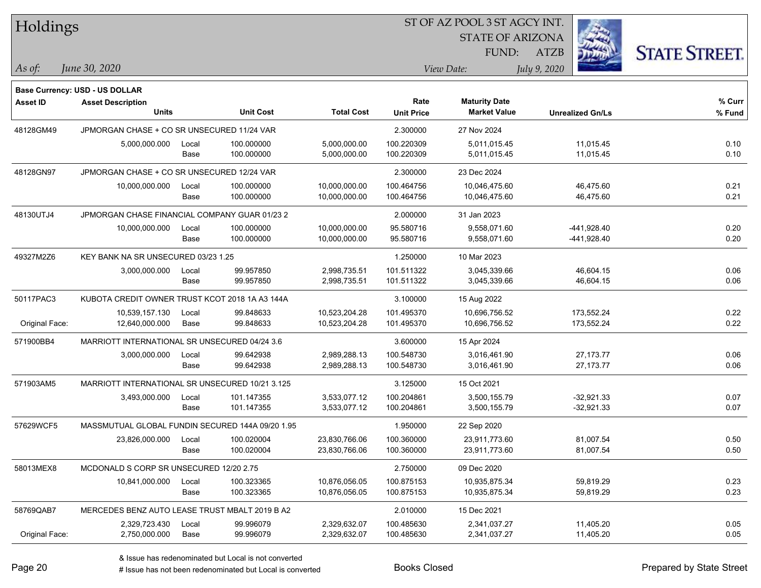# Holdings

ST OF AZ POOL 3 ST AGCY INT.
STATE OF ARIZONA
FUND: ATZB

*As of:* *June 30, 2020*
*View Date:* *July 9, 2020*

**Base Currency: USD - US DOLLAR**

| Asset ID | Asset Description / Units | | Unit Cost | Total Cost | Rate / Unit Price | Maturity Date / Market Value | Unrealized Gn/Ls | % Curr / % Fund |
|---|---|---|---|---|---|---|---|---|
| 48128GM49 | JPMORGAN CHASE + CO SR UNSECURED 11/24 VAR | | | | 2.300000 | 27 Nov 2024 | | |
| | 5,000,000.000 | Local | 100.000000 | 5,000,000.00 | 100.220309 | 5,011,015.45 | 11,015.45 | 0.10 |
| | | Base | 100.000000 | 5,000,000.00 | 100.220309 | 5,011,015.45 | 11,015.45 | 0.10 |
| 48128GN97 | JPMORGAN CHASE + CO SR UNSECURED 12/24 VAR | | | | 2.300000 | 23 Dec 2024 | | |
| | 10,000,000.000 | Local | 100.000000 | 10,000,000.00 | 100.464756 | 10,046,475.60 | 46,475.60 | 0.21 |
| | | Base | 100.000000 | 10,000,000.00 | 100.464756 | 10,046,475.60 | 46,475.60 | 0.21 |
| 48130UTJ4 | JPMORGAN CHASE FINANCIAL COMPANY GUAR 01/23 2 | | | | 2.000000 | 31 Jan 2023 | | |
| | 10,000,000.000 | Local | 100.000000 | 10,000,000.00 | 95.580716 | 9,558,071.60 | -441,928.40 | 0.20 |
| | | Base | 100.000000 | 10,000,000.00 | 95.580716 | 9,558,071.60 | -441,928.40 | 0.20 |
| 49327M2Z6 | KEY BANK NA SR UNSECURED 03/23 1.25 | | | | 1.250000 | 10 Mar 2023 | | |
| | 3,000,000.000 | Local | 99.957850 | 2,998,735.51 | 101.511322 | 3,045,339.66 | 46,604.15 | 0.06 |
| | | Base | 99.957850 | 2,998,735.51 | 101.511322 | 3,045,339.66 | 46,604.15 | 0.06 |
| 50117PAC3 | KUBOTA CREDIT OWNER TRUST KCOT 2018 1A A3 144A | | | | 3.100000 | 15 Aug 2022 | | |
| | 10,539,157.130 | Local | 99.848633 | 10,523,204.28 | 101.495370 | 10,696,756.52 | 173,552.24 | 0.22 |
| Original Face: | 12,640,000.000 | Base | 99.848633 | 10,523,204.28 | 101.495370 | 10,696,756.52 | 173,552.24 | 0.22 |
| 571900BB4 | MARRIOTT INTERNATIONAL SR UNSECURED 04/24 3.6 | | | | 3.600000 | 15 Apr 2024 | | |
| | 3,000,000.000 | Local | 99.642938 | 2,989,288.13 | 100.548730 | 3,016,461.90 | 27,173.77 | 0.06 |
| | | Base | 99.642938 | 2,989,288.13 | 100.548730 | 3,016,461.90 | 27,173.77 | 0.06 |
| 571903AM5 | MARRIOTT INTERNATIONAL SR UNSECURED 10/21 3.125 | | | | 3.125000 | 15 Oct 2021 | | |
| | 3,493,000.000 | Local | 101.147355 | 3,533,077.12 | 100.204861 | 3,500,155.79 | -32,921.33 | 0.07 |
| | | Base | 101.147355 | 3,533,077.12 | 100.204861 | 3,500,155.79 | -32,921.33 | 0.07 |
| 57629WCF5 | MASSMUTUAL GLOBAL FUNDIN SECURED 144A 09/20 1.95 | | | | 1.950000 | 22 Sep 2020 | | |
| | 23,826,000.000 | Local | 100.020004 | 23,830,766.06 | 100.360000 | 23,911,773.60 | 81,007.54 | 0.50 |
| | | Base | 100.020004 | 23,830,766.06 | 100.360000 | 23,911,773.60 | 81,007.54 | 0.50 |
| 58013MEX8 | MCDONALD S CORP SR UNSECURED 12/20 2.75 | | | | 2.750000 | 09 Dec 2020 | | |
| | 10,841,000.000 | Local | 100.323365 | 10,876,056.05 | 100.875153 | 10,935,875.34 | 59,819.29 | 0.23 |
| | | Base | 100.323365 | 10,876,056.05 | 100.875153 | 10,935,875.34 | 59,819.29 | 0.23 |
| 58769QAB7 | MERCEDES BENZ AUTO LEASE TRUST MBALT 2019 B A2 | | | | 2.010000 | 15 Dec 2021 | | |
| | 2,329,723.430 | Local | 99.996079 | 2,329,632.07 | 100.485630 | 2,341,037.27 | 11,405.20 | 0.05 |
| Original Face: | 2,750,000.000 | Base | 99.996079 | 2,329,632.07 | 100.485630 | 2,341,037.27 | 11,405.20 | 0.05 |

& Issue has redenominated but Local is not converted
# Issue has not been redenominated but Local is converted

Books Closed

Prepared by State Street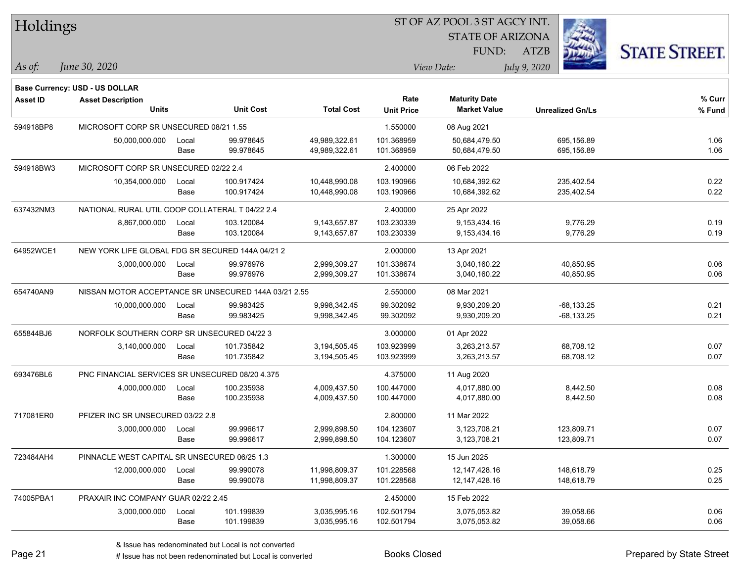# Holdings

ST OF AZ POOL 3 ST AGCY INT.
STATE OF ARIZONA
FUND: ATZB

*As of: June 30, 2020*
*View Date: July 9, 2020*

**Base Currency: USD - US DOLLAR**

| Asset ID | Asset Description / Units | | Unit Cost | Total Cost | Rate / Unit Price | Maturity Date / Market Value | Unrealized Gn/Ls | % Curr / % Fund |
|---|---|---|---|---|---|---|---|---|
| 594918BP8 | MICROSOFT CORP SR UNSECURED 08/21 1.55 | | | | 1.550000 | 08 Aug 2021 | | |
| | 50,000,000.000 | Local | 99.978645 | 49,989,322.61 | 101.368959 | 50,684,479.50 | 695,156.89 | 1.06 |
| | | Base | 99.978645 | 49,989,322.61 | 101.368959 | 50,684,479.50 | 695,156.89 | 1.06 |
| 594918BW3 | MICROSOFT CORP SR UNSECURED 02/22 2.4 | | | | 2.400000 | 06 Feb 2022 | | |
| | 10,354,000.000 | Local | 100.917424 | 10,448,990.08 | 103.190966 | 10,684,392.62 | 235,402.54 | 0.22 |
| | | Base | 100.917424 | 10,448,990.08 | 103.190966 | 10,684,392.62 | 235,402.54 | 0.22 |
| 637432NM3 | NATIONAL RURAL UTIL COOP COLLATERAL T 04/22 2.4 | | | | 2.400000 | 25 Apr 2022 | | |
| | 8,867,000.000 | Local | 103.120084 | 9,143,657.87 | 103.230339 | 9,153,434.16 | 9,776.29 | 0.19 |
| | | Base | 103.120084 | 9,143,657.87 | 103.230339 | 9,153,434.16 | 9,776.29 | 0.19 |
| 64952WCE1 | NEW YORK LIFE GLOBAL FDG SR SECURED 144A 04/21 2 | | | | 2.000000 | 13 Apr 2021 | | |
| | 3,000,000.000 | Local | 99.976976 | 2,999,309.27 | 101.338674 | 3,040,160.22 | 40,850.95 | 0.06 |
| | | Base | 99.976976 | 2,999,309.27 | 101.338674 | 3,040,160.22 | 40,850.95 | 0.06 |
| 654740AN9 | NISSAN MOTOR ACCEPTANCE SR UNSECURED 144A 03/21 2.55 | | | | 2.550000 | 08 Mar 2021 | | |
| | 10,000,000.000 | Local | 99.983425 | 9,998,342.45 | 99.302092 | 9,930,209.20 | -68,133.25 | 0.21 |
| | | Base | 99.983425 | 9,998,342.45 | 99.302092 | 9,930,209.20 | -68,133.25 | 0.21 |
| 655844BJ6 | NORFOLK SOUTHERN CORP SR UNSECURED 04/22 3 | | | | 3.000000 | 01 Apr 2022 | | |
| | 3,140,000.000 | Local | 101.735842 | 3,194,505.45 | 103.923999 | 3,263,213.57 | 68,708.12 | 0.07 |
| | | Base | 101.735842 | 3,194,505.45 | 103.923999 | 3,263,213.57 | 68,708.12 | 0.07 |
| 693476BL6 | PNC FINANCIAL SERVICES SR UNSECURED 08/20 4.375 | | | | 4.375000 | 11 Aug 2020 | | |
| | 4,000,000.000 | Local | 100.235938 | 4,009,437.50 | 100.447000 | 4,017,880.00 | 8,442.50 | 0.08 |
| | | Base | 100.235938 | 4,009,437.50 | 100.447000 | 4,017,880.00 | 8,442.50 | 0.08 |
| 717081ER0 | PFIZER INC SR UNSECURED 03/22 2.8 | | | | 2.800000 | 11 Mar 2022 | | |
| | 3,000,000.000 | Local | 99.996617 | 2,999,898.50 | 104.123607 | 3,123,708.21 | 123,809.71 | 0.07 |
| | | Base | 99.996617 | 2,999,898.50 | 104.123607 | 3,123,708.21 | 123,809.71 | 0.07 |
| 723484AH4 | PINNACLE WEST CAPITAL SR UNSECURED 06/25 1.3 | | | | 1.300000 | 15 Jun 2025 | | |
| | 12,000,000.000 | Local | 99.990078 | 11,998,809.37 | 101.228568 | 12,147,428.16 | 148,618.79 | 0.25 |
| | | Base | 99.990078 | 11,998,809.37 | 101.228568 | 12,147,428.16 | 148,618.79 | 0.25 |
| 74005PBA1 | PRAXAIR INC COMPANY GUAR 02/22 2.45 | | | | 2.450000 | 15 Feb 2022 | | |
| | 3,000,000.000 | Local | 101.199839 | 3,035,995.16 | 102.501794 | 3,075,053.82 | 39,058.66 | 0.06 |
| | | Base | 101.199839 | 3,035,995.16 | 102.501794 | 3,075,053.82 | 39,058.66 | 0.06 |

& Issue has redenominated but Local is not converted
# Issue has not been redenominated but Local is converted

Books Closed

Prepared by State Street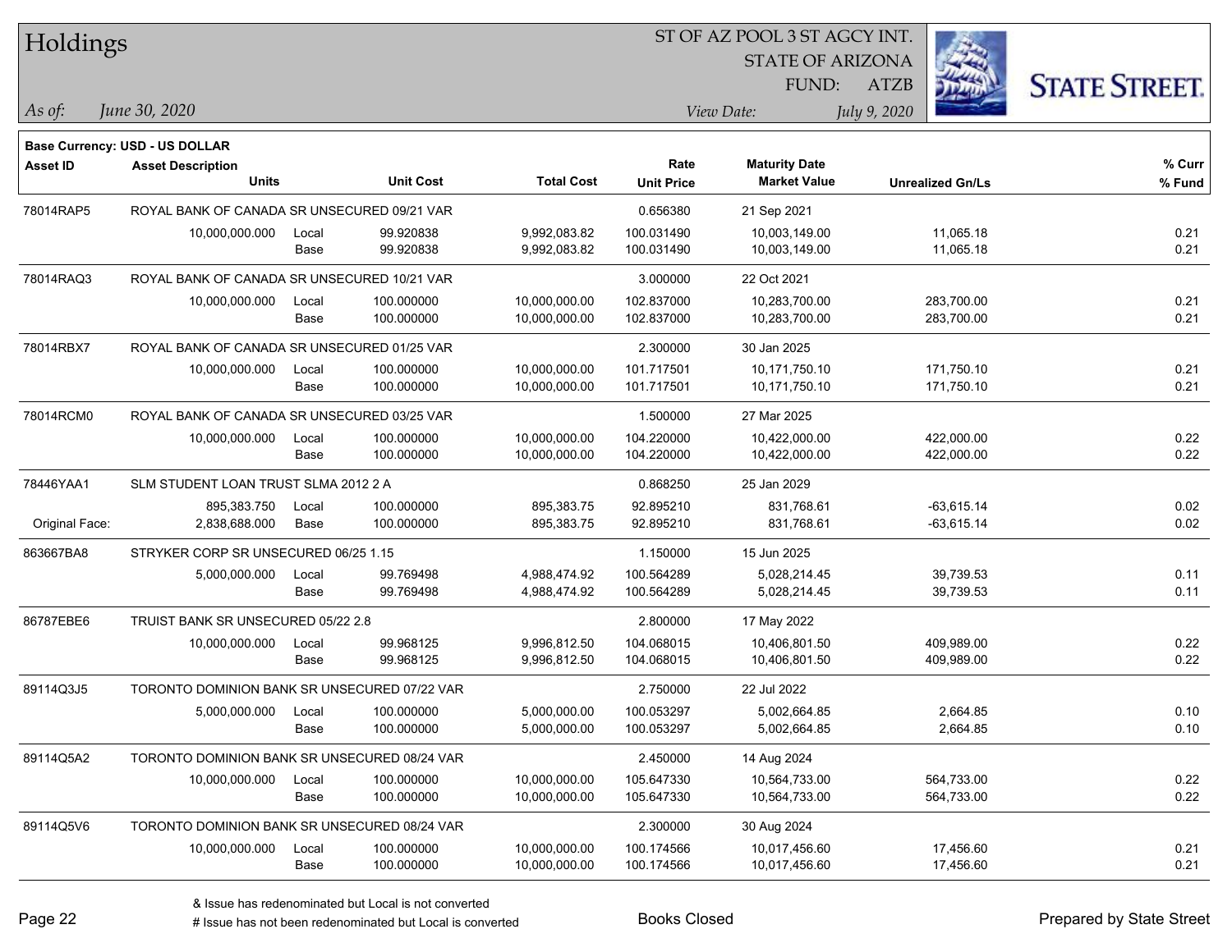# Holdings

ST OF AZ POOL 3 ST AGCY INT.
STATE OF ARIZONA
FUND: ATZB

*As of:* *June 30, 2020*
*View Date:* *July 9, 2020*

**Base Currency: USD - US DOLLAR**

| Asset ID | Asset Description / Units | | Unit Cost | Total Cost | Rate / Unit Price | Maturity Date / Market Value | Unrealized Gn/Ls | % Curr / % Fund |
|---|---|---|---|---|---|---|---|---|
| 78014RAP5 | ROYAL BANK OF CANADA SR UNSECURED 09/21 VAR | | | | 0.656380 | 21 Sep 2021 | | |
| | 10,000,000.000 | Local | 99.920838 | 9,992,083.82 | 100.031490 | 10,003,149.00 | 11,065.18 | 0.21 |
| | | Base | 99.920838 | 9,992,083.82 | 100.031490 | 10,003,149.00 | 11,065.18 | 0.21 |
| 78014RAQ3 | ROYAL BANK OF CANADA SR UNSECURED 10/21 VAR | | | | 3.000000 | 22 Oct 2021 | | |
| | 10,000,000.000 | Local | 100.000000 | 10,000,000.00 | 102.837000 | 10,283,700.00 | 283,700.00 | 0.21 |
| | | Base | 100.000000 | 10,000,000.00 | 102.837000 | 10,283,700.00 | 283,700.00 | 0.21 |
| 78014RBX7 | ROYAL BANK OF CANADA SR UNSECURED 01/25 VAR | | | | 2.300000 | 30 Jan 2025 | | |
| | 10,000,000.000 | Local | 100.000000 | 10,000,000.00 | 101.717501 | 10,171,750.10 | 171,750.10 | 0.21 |
| | | Base | 100.000000 | 10,000,000.00 | 101.717501 | 10,171,750.10 | 171,750.10 | 0.21 |
| 78014RCM0 | ROYAL BANK OF CANADA SR UNSECURED 03/25 VAR | | | | 1.500000 | 27 Mar 2025 | | |
| | 10,000,000.000 | Local | 100.000000 | 10,000,000.00 | 104.220000 | 10,422,000.00 | 422,000.00 | 0.22 |
| | | Base | 100.000000 | 10,000,000.00 | 104.220000 | 10,422,000.00 | 422,000.00 | 0.22 |
| 78446YAA1 | SLM STUDENT LOAN TRUST SLMA 2012 2 A | | | | 0.868250 | 25 Jan 2029 | | |
| | 895,383.750 | Local | 100.000000 | 895,383.75 | 92.895210 | 831,768.61 | -63,615.14 | 0.02 |
| Original Face: | 2,838,688.000 | Base | 100.000000 | 895,383.75 | 92.895210 | 831,768.61 | -63,615.14 | 0.02 |
| 863667BA8 | STRYKER CORP SR UNSECURED 06/25 1.15 | | | | 1.150000 | 15 Jun 2025 | | |
| | 5,000,000.000 | Local | 99.769498 | 4,988,474.92 | 100.564289 | 5,028,214.45 | 39,739.53 | 0.11 |
| | | Base | 99.769498 | 4,988,474.92 | 100.564289 | 5,028,214.45 | 39,739.53 | 0.11 |
| 86787EBE6 | TRUIST BANK SR UNSECURED 05/22 2.8 | | | | 2.800000 | 17 May 2022 | | |
| | 10,000,000.000 | Local | 99.968125 | 9,996,812.50 | 104.068015 | 10,406,801.50 | 409,989.00 | 0.22 |
| | | Base | 99.968125 | 9,996,812.50 | 104.068015 | 10,406,801.50 | 409,989.00 | 0.22 |
| 89114Q3J5 | TORONTO DOMINION BANK SR UNSECURED 07/22 VAR | | | | 2.750000 | 22 Jul 2022 | | |
| | 5,000,000.000 | Local | 100.000000 | 5,000,000.00 | 100.053297 | 5,002,664.85 | 2,664.85 | 0.10 |
| | | Base | 100.000000 | 5,000,000.00 | 100.053297 | 5,002,664.85 | 2,664.85 | 0.10 |
| 89114Q5A2 | TORONTO DOMINION BANK SR UNSECURED 08/24 VAR | | | | 2.450000 | 14 Aug 2024 | | |
| | 10,000,000.000 | Local | 100.000000 | 10,000,000.00 | 105.647330 | 10,564,733.00 | 564,733.00 | 0.22 |
| | | Base | 100.000000 | 10,000,000.00 | 105.647330 | 10,564,733.00 | 564,733.00 | 0.22 |
| 89114Q5V6 | TORONTO DOMINION BANK SR UNSECURED 08/24 VAR | | | | 2.300000 | 30 Aug 2024 | | |
| | 10,000,000.000 | Local | 100.000000 | 10,000,000.00 | 100.174566 | 10,017,456.60 | 17,456.60 | 0.21 |
| | | Base | 100.000000 | 10,000,000.00 | 100.174566 | 10,017,456.60 | 17,456.60 | 0.21 |

& Issue has redenominated but Local is not converted
# Issue has not been redenominated but Local is converted

Books Closed

Prepared by State Street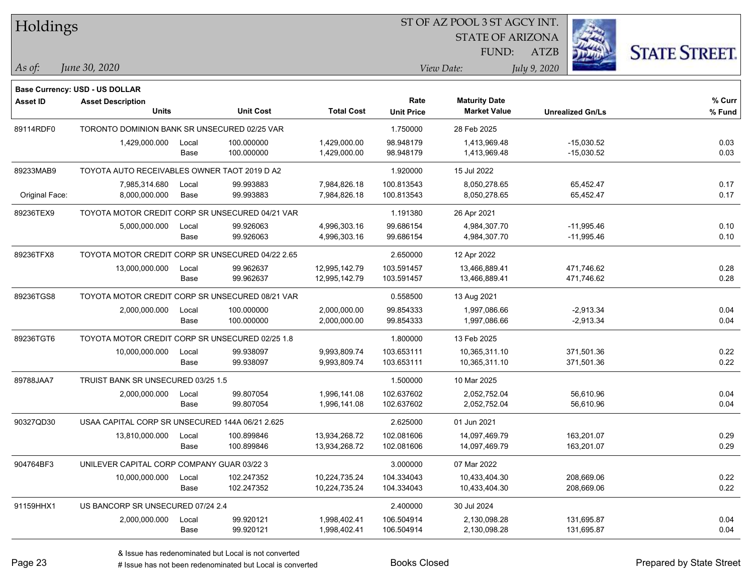# Holdings

ST OF AZ POOL 3 ST AGCY INT.
STATE OF ARIZONA
FUND: ATZB

*As of:* *June 30, 2020*

*View Date:* *July 9, 2020*

**Base Currency: USD - US DOLLAR**

| Asset ID | Asset Description / Units | | Unit Cost | Total Cost | Rate / Unit Price | Maturity Date / Market Value | Unrealized Gn/Ls | % Curr / % Fund |
|---|---|---|---|---|---|---|---|---|
| 89114RDF0 | TORONTO DOMINION BANK SR UNSECURED 02/25 VAR | | | | 1.750000 | 28 Feb 2025 | | |
| | 1,429,000.000 | Local | 100.000000 | 1,429,000.00 | 98.948179 | 1,413,969.48 | -15,030.52 | 0.03 |
| | | Base | 100.000000 | 1,429,000.00 | 98.948179 | 1,413,969.48 | -15,030.52 | 0.03 |
| 89233MAB9 | TOYOTA AUTO RECEIVABLES OWNER TAOT 2019 D A2 | | | | 1.920000 | 15 Jul 2022 | | |
| | 7,985,314.680 | Local | 99.993883 | 7,984,826.18 | 100.813543 | 8,050,278.65 | 65,452.47 | 0.17 |
| Original Face: | 8,000,000.000 | Base | 99.993883 | 7,984,826.18 | 100.813543 | 8,050,278.65 | 65,452.47 | 0.17 |
| 89236TEX9 | TOYOTA MOTOR CREDIT CORP SR UNSECURED 04/21 VAR | | | | 1.191380 | 26 Apr 2021 | | |
| | 5,000,000.000 | Local | 99.926063 | 4,996,303.16 | 99.686154 | 4,984,307.70 | -11,995.46 | 0.10 |
| | | Base | 99.926063 | 4,996,303.16 | 99.686154 | 4,984,307.70 | -11,995.46 | 0.10 |
| 89236TFX8 | TOYOTA MOTOR CREDIT CORP SR UNSECURED 04/22 2.65 | | | | 2.650000 | 12 Apr 2022 | | |
| | 13,000,000.000 | Local | 99.962637 | 12,995,142.79 | 103.591457 | 13,466,889.41 | 471,746.62 | 0.28 |
| | | Base | 99.962637 | 12,995,142.79 | 103.591457 | 13,466,889.41 | 471,746.62 | 0.28 |
| 89236TGS8 | TOYOTA MOTOR CREDIT CORP SR UNSECURED 08/21 VAR | | | | 0.558500 | 13 Aug 2021 | | |
| | 2,000,000.000 | Local | 100.000000 | 2,000,000.00 | 99.854333 | 1,997,086.66 | -2,913.34 | 0.04 |
| | | Base | 100.000000 | 2,000,000.00 | 99.854333 | 1,997,086.66 | -2,913.34 | 0.04 |
| 89236TGT6 | TOYOTA MOTOR CREDIT CORP SR UNSECURED 02/25 1.8 | | | | 1.800000 | 13 Feb 2025 | | |
| | 10,000,000.000 | Local | 99.938097 | 9,993,809.74 | 103.653111 | 10,365,311.10 | 371,501.36 | 0.22 |
| | | Base | 99.938097 | 9,993,809.74 | 103.653111 | 10,365,311.10 | 371,501.36 | 0.22 |
| 89788JAA7 | TRUIST BANK SR UNSECURED 03/25 1.5 | | | | 1.500000 | 10 Mar 2025 | | |
| | 2,000,000.000 | Local | 99.807054 | 1,996,141.08 | 102.637602 | 2,052,752.04 | 56,610.96 | 0.04 |
| | | Base | 99.807054 | 1,996,141.08 | 102.637602 | 2,052,752.04 | 56,610.96 | 0.04 |
| 90327QD30 | USAA CAPITAL CORP SR UNSECURED 144A 06/21 2.625 | | | | 2.625000 | 01 Jun 2021 | | |
| | 13,810,000.000 | Local | 100.899846 | 13,934,268.72 | 102.081606 | 14,097,469.79 | 163,201.07 | 0.29 |
| | | Base | 100.899846 | 13,934,268.72 | 102.081606 | 14,097,469.79 | 163,201.07 | 0.29 |
| 904764BF3 | UNILEVER CAPITAL CORP COMPANY GUAR 03/22 3 | | | | 3.000000 | 07 Mar 2022 | | |
| | 10,000,000.000 | Local | 102.247352 | 10,224,735.24 | 104.334043 | 10,433,404.30 | 208,669.06 | 0.22 |
| | | Base | 102.247352 | 10,224,735.24 | 104.334043 | 10,433,404.30 | 208,669.06 | 0.22 |
| 91159HHX1 | US BANCORP SR UNSECURED 07/24 2.4 | | | | 2.400000 | 30 Jul 2024 | | |
| | 2,000,000.000 | Local | 99.920121 | 1,998,402.41 | 106.504914 | 2,130,098.28 | 131,695.87 | 0.04 |
| | | Base | 99.920121 | 1,998,402.41 | 106.504914 | 2,130,098.28 | 131,695.87 | 0.04 |

& Issue has redenominated but Local is not converted
# Issue has not been redenominated but Local is converted

Books Closed

Prepared by State Street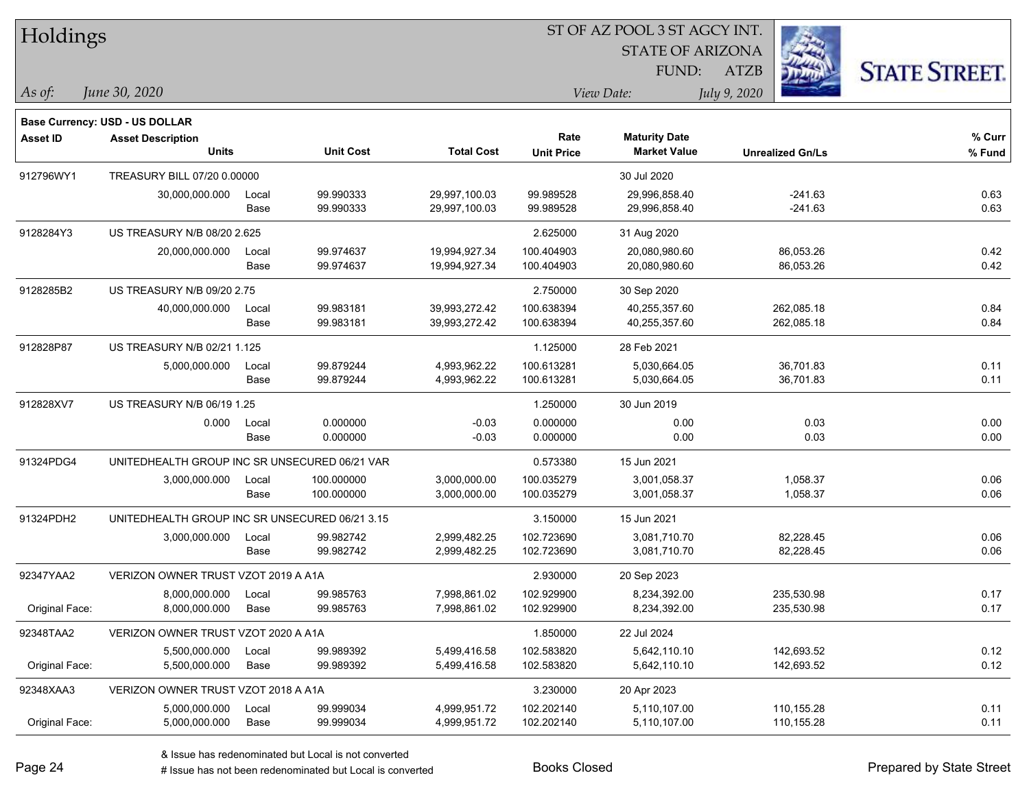# Holdings

ST OF AZ POOL 3 ST AGCY INT.
STATE OF ARIZONA
FUND: ATZB

*As of:* *June 30, 2020*

*View Date:* *July 9, 2020*

**Base Currency: USD - US DOLLAR**

| Asset ID | Asset Description / Units | | Unit Cost | Total Cost | Rate / Unit Price | Maturity Date / Market Value | Unrealized Gn/Ls | % Curr / % Fund |
|---|---|---|---|---|---|---|---|---|
| 912796WY1 | TREASURY BILL 07/20 0.00000 | | | | | 30 Jul 2020 | | |
| | 30,000,000.000 | Local | 99.990333 | 29,997,100.03 | 99.989528 | 29,996,858.40 | -241.63 | 0.63 |
| | | Base | 99.990333 | 29,997,100.03 | 99.989528 | 29,996,858.40 | -241.63 | 0.63 |
| 9128284Y3 | US TREASURY N/B 08/20 2.625 | | | | 2.625000 | 31 Aug 2020 | | |
| | 20,000,000.000 | Local | 99.974637 | 19,994,927.34 | 100.404903 | 20,080,980.60 | 86,053.26 | 0.42 |
| | | Base | 99.974637 | 19,994,927.34 | 100.404903 | 20,080,980.60 | 86,053.26 | 0.42 |
| 9128285B2 | US TREASURY N/B 09/20 2.75 | | | | 2.750000 | 30 Sep 2020 | | |
| | 40,000,000.000 | Local | 99.983181 | 39,993,272.42 | 100.638394 | 40,255,357.60 | 262,085.18 | 0.84 |
| | | Base | 99.983181 | 39,993,272.42 | 100.638394 | 40,255,357.60 | 262,085.18 | 0.84 |
| 912828P87 | US TREASURY N/B 02/21 1.125 | | | | 1.125000 | 28 Feb 2021 | | |
| | 5,000,000.000 | Local | 99.879244 | 4,993,962.22 | 100.613281 | 5,030,664.05 | 36,701.83 | 0.11 |
| | | Base | 99.879244 | 4,993,962.22 | 100.613281 | 5,030,664.05 | 36,701.83 | 0.11 |
| 912828XV7 | US TREASURY N/B 06/19 1.25 | | | | 1.250000 | 30 Jun 2019 | | |
| | 0.000 | Local | 0.000000 | -0.03 | 0.000000 | 0.00 | 0.03 | 0.00 |
| | | Base | 0.000000 | -0.03 | 0.000000 | 0.00 | 0.03 | 0.00 |
| 91324PDG4 | UNITEDHEALTH GROUP INC SR UNSECURED 06/21 VAR | | | | 0.573380 | 15 Jun 2021 | | |
| | 3,000,000.000 | Local | 100.000000 | 3,000,000.00 | 100.035279 | 3,001,058.37 | 1,058.37 | 0.06 |
| | | Base | 100.000000 | 3,000,000.00 | 100.035279 | 3,001,058.37 | 1,058.37 | 0.06 |
| 91324PDH2 | UNITEDHEALTH GROUP INC SR UNSECURED 06/21 3.15 | | | | 3.150000 | 15 Jun 2021 | | |
| | 3,000,000.000 | Local | 99.982742 | 2,999,482.25 | 102.723690 | 3,081,710.70 | 82,228.45 | 0.06 |
| | | Base | 99.982742 | 2,999,482.25 | 102.723690 | 3,081,710.70 | 82,228.45 | 0.06 |
| 92347YAA2 | VERIZON OWNER TRUST VZOT 2019 A A1A | | | | 2.930000 | 20 Sep 2023 | | |
| | 8,000,000.000 | Local | 99.985763 | 7,998,861.02 | 102.929900 | 8,234,392.00 | 235,530.98 | 0.17 |
| Original Face: | 8,000,000.000 | Base | 99.985763 | 7,998,861.02 | 102.929900 | 8,234,392.00 | 235,530.98 | 0.17 |
| 92348TAA2 | VERIZON OWNER TRUST VZOT 2020 A A1A | | | | 1.850000 | 22 Jul 2024 | | |
| | 5,500,000.000 | Local | 99.989392 | 5,499,416.58 | 102.583820 | 5,642,110.10 | 142,693.52 | 0.12 |
| Original Face: | 5,500,000.000 | Base | 99.989392 | 5,499,416.58 | 102.583820 | 5,642,110.10 | 142,693.52 | 0.12 |
| 92348XAA3 | VERIZON OWNER TRUST VZOT 2018 A A1A | | | | 3.230000 | 20 Apr 2023 | | |
| | 5,000,000.000 | Local | 99.999034 | 4,999,951.72 | 102.202140 | 5,110,107.00 | 110,155.28 | 0.11 |
| Original Face: | 5,000,000.000 | Base | 99.999034 | 4,999,951.72 | 102.202140 | 5,110,107.00 | 110,155.28 | 0.11 |

& Issue has redenominated but Local is not converted
# Issue has not been redenominated but Local is converted

Books Closed

Prepared by State Street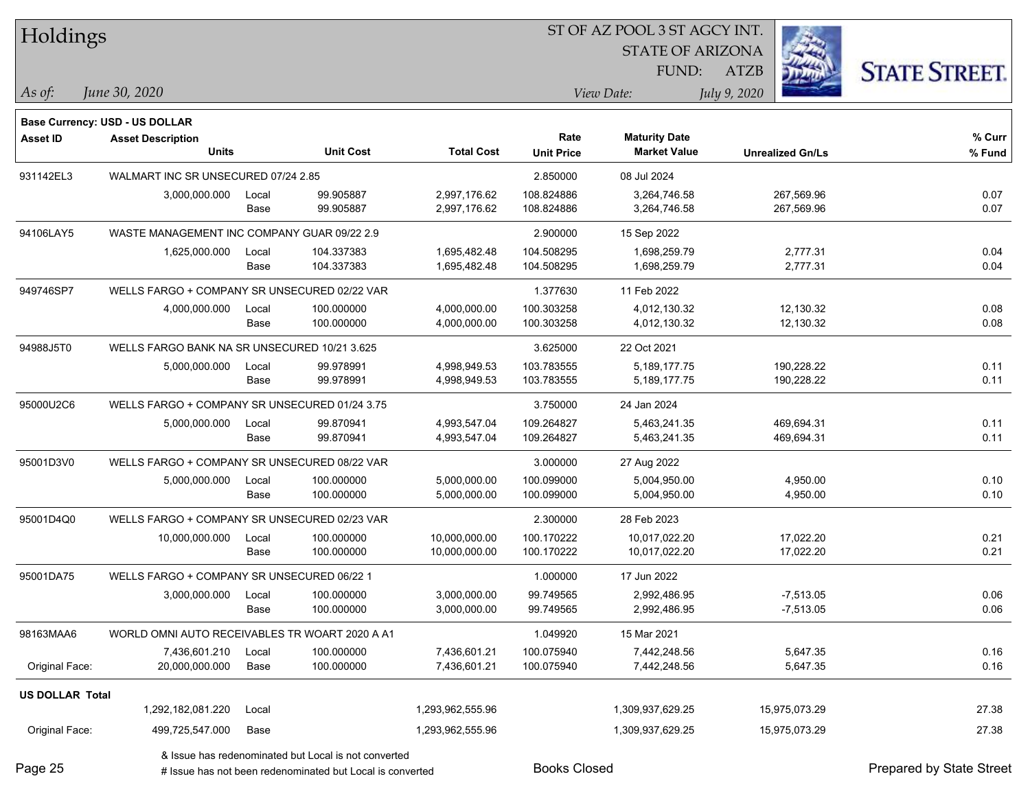# Holdings

ST OF AZ POOL 3 ST AGCY INT.
STATE OF ARIZONA
FUND: ATZB

*As of:* *June 30, 2020*

*View Date:* *July 9, 2020*

**Base Currency: USD - US DOLLAR**

| Asset ID | Asset Description / Units | | Unit Cost | Total Cost | Rate / Unit Price | Maturity Date / Market Value | Unrealized Gn/Ls | % Curr / % Fund |
|---|---|---|---|---|---|---|---|---|
| 931142EL3 | WALMART INC SR UNSECURED 07/24 2.85 | | | | 2.850000 | 08 Jul 2024 | | |
| | 3,000,000.000 | Local | 99.905887 | 2,997,176.62 | 108.824886 | 3,264,746.58 | 267,569.96 | 0.07 |
| | | Base | 99.905887 | 2,997,176.62 | 108.824886 | 3,264,746.58 | 267,569.96 | 0.07 |
| 94106LAY5 | WASTE MANAGEMENT INC COMPANY GUAR 09/22 2.9 | | | | 2.900000 | 15 Sep 2022 | | |
| | 1,625,000.000 | Local | 104.337383 | 1,695,482.48 | 104.508295 | 1,698,259.79 | 2,777.31 | 0.04 |
| | | Base | 104.337383 | 1,695,482.48 | 104.508295 | 1,698,259.79 | 2,777.31 | 0.04 |
| 949746SP7 | WELLS FARGO + COMPANY SR UNSECURED 02/22 VAR | | | | 1.377630 | 11 Feb 2022 | | |
| | 4,000,000.000 | Local | 100.000000 | 4,000,000.00 | 100.303258 | 4,012,130.32 | 12,130.32 | 0.08 |
| | | Base | 100.000000 | 4,000,000.00 | 100.303258 | 4,012,130.32 | 12,130.32 | 0.08 |
| 94988J5T0 | WELLS FARGO BANK NA SR UNSECURED 10/21 3.625 | | | | 3.625000 | 22 Oct 2021 | | |
| | 5,000,000.000 | Local | 99.978991 | 4,998,949.53 | 103.783555 | 5,189,177.75 | 190,228.22 | 0.11 |
| | | Base | 99.978991 | 4,998,949.53 | 103.783555 | 5,189,177.75 | 190,228.22 | 0.11 |
| 95000U2C6 | WELLS FARGO + COMPANY SR UNSECURED 01/24 3.75 | | | | 3.750000 | 24 Jan 2024 | | |
| | 5,000,000.000 | Local | 99.870941 | 4,993,547.04 | 109.264827 | 5,463,241.35 | 469,694.31 | 0.11 |
| | | Base | 99.870941 | 4,993,547.04 | 109.264827 | 5,463,241.35 | 469,694.31 | 0.11 |
| 95001D3V0 | WELLS FARGO + COMPANY SR UNSECURED 08/22 VAR | | | | 3.000000 | 27 Aug 2022 | | |
| | 5,000,000.000 | Local | 100.000000 | 5,000,000.00 | 100.099000 | 5,004,950.00 | 4,950.00 | 0.10 |
| | | Base | 100.000000 | 5,000,000.00 | 100.099000 | 5,004,950.00 | 4,950.00 | 0.10 |
| 95001D4Q0 | WELLS FARGO + COMPANY SR UNSECURED 02/23 VAR | | | | 2.300000 | 28 Feb 2023 | | |
| | 10,000,000.000 | Local | 100.000000 | 10,000,000.00 | 100.170222 | 10,017,022.20 | 17,022.20 | 0.21 |
| | | Base | 100.000000 | 10,000,000.00 | 100.170222 | 10,017,022.20 | 17,022.20 | 0.21 |
| 95001DA75 | WELLS FARGO + COMPANY SR UNSECURED 06/22 1 | | | | 1.000000 | 17 Jun 2022 | | |
| | 3,000,000.000 | Local | 100.000000 | 3,000,000.00 | 99.749565 | 2,992,486.95 | -7,513.05 | 0.06 |
| | | Base | 100.000000 | 3,000,000.00 | 99.749565 | 2,992,486.95 | -7,513.05 | 0.06 |
| 98163MAA6 | WORLD OMNI AUTO RECEIVABLES TR WOART 2020 A A1 | | | | 1.049920 | 15 Mar 2021 | | |
| | 7,436,601.210 | Local | 100.000000 | 7,436,601.21 | 100.075940 | 7,442,248.56 | 5,647.35 | 0.16 |
| Original Face: | 20,000,000.000 | Base | 100.000000 | 7,436,601.21 | 100.075940 | 7,442,248.56 | 5,647.35 | 0.16 |
| **US DOLLAR Total** | | | | | | | | |
| | 1,292,182,081.220 | Local | | 1,293,962,555.96 | | 1,309,937,629.25 | 15,975,073.29 | 27.38 |
| Original Face: | 499,725,547.000 | Base | | 1,293,962,555.96 | | 1,309,937,629.25 | 15,975,073.29 | 27.38 |

& Issue has redenominated but Local is not converted

# Issue has not been redenominated but Local is converted

Books Closed

Prepared by State Street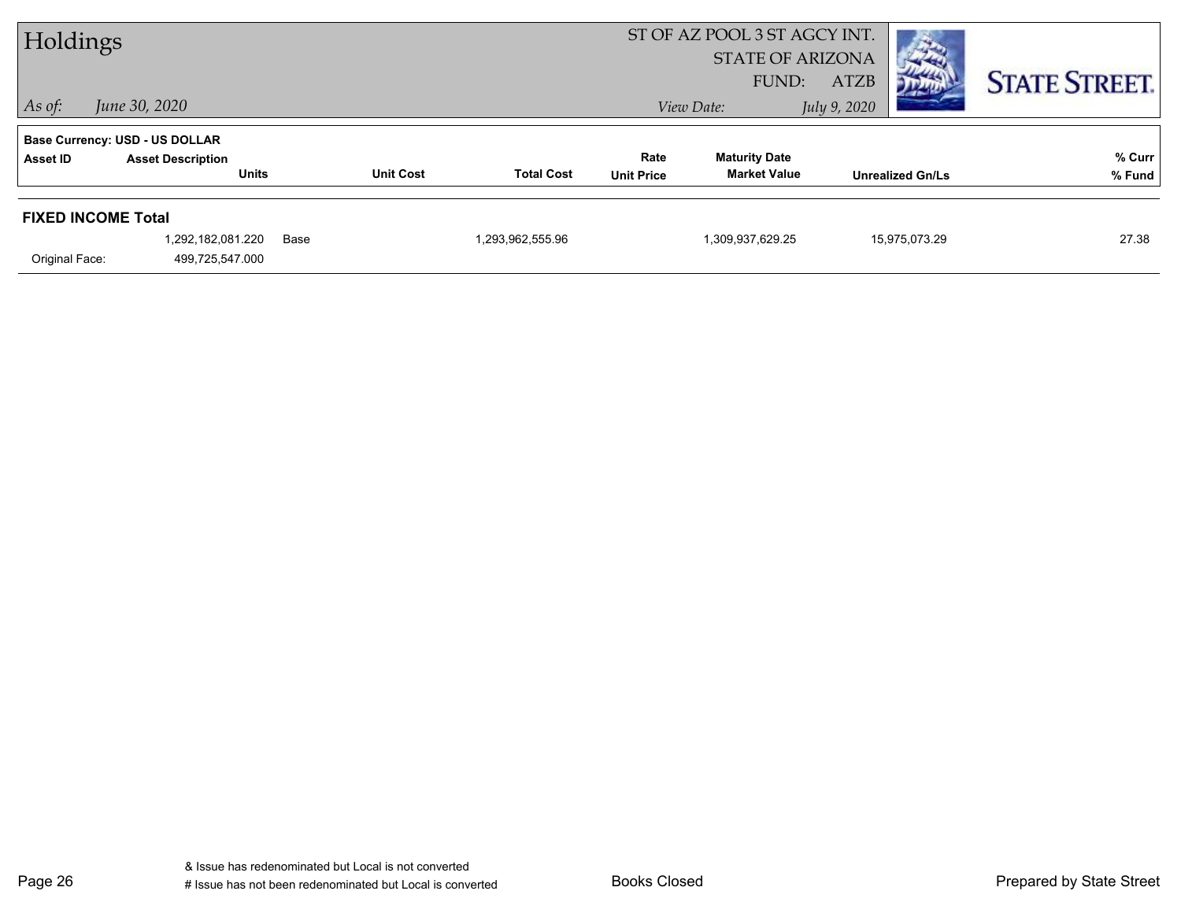# Holdings

*As of:* *June 30, 2020*

ST OF AZ POOL 3 ST AGCY INT.
STATE OF ARIZONA
FUND: ATZB

*View Date:* *July 9, 2020*

**Base Currency: USD - US DOLLAR**

| Asset ID | Asset Description / Units | | Unit Cost | Total Cost | Rate / Unit Price | Maturity Date / Market Value | Unrealized Gn/Ls | % Curr / % Fund |
|---|---|---|---|---|---|---|---|---|
| **FIXED INCOME Total** | | | | | | | | |
| | 1,292,182,081.220 | Base | | 1,293,962,555.96 | | 1,309,937,629.25 | 15,975,073.29 | 27.38 |
| Original Face: | 499,725,547.000 | | | | | | | |

& Issue has redenominated but Local is not converted
# Issue has not been redenominated but Local is converted

Books Closed

Prepared by State Street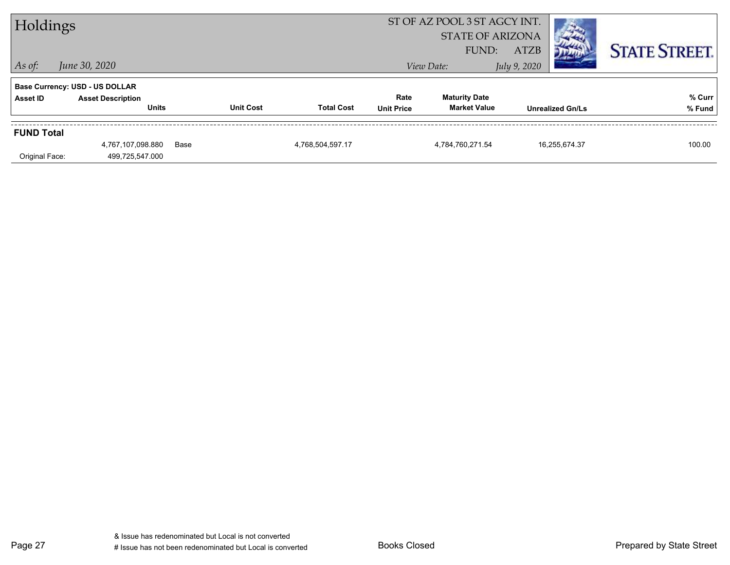# Holdings

ST OF AZ POOL 3 ST AGCY INT.
STATE OF ARIZONA
FUND: ATZB

*As of:* *June 30, 2020*

*View Date:* *July 9, 2020*

STATE STREET.

**Base Currency: USD - US DOLLAR**

| Asset ID | Asset Description / Units | Unit Cost | Total Cost | Rate / Unit Price | Maturity Date / Market Value | Unrealized Gn/Ls | % Curr / % Fund |
|---|---|---|---|---|---|---|---|
| **FUND Total** | | | | | | | |
| | 4,767,107,098.880 | Base | 4,768,504,597.17 | | 4,784,760,271.54 | 16,255,674.37 | 100.00 |
| Original Face: | 499,725,547.000 | | | | | | |

& Issue has redenominated but Local is not converted
# Issue has not been redenominated but Local is converted

Books Closed

Prepared by State Street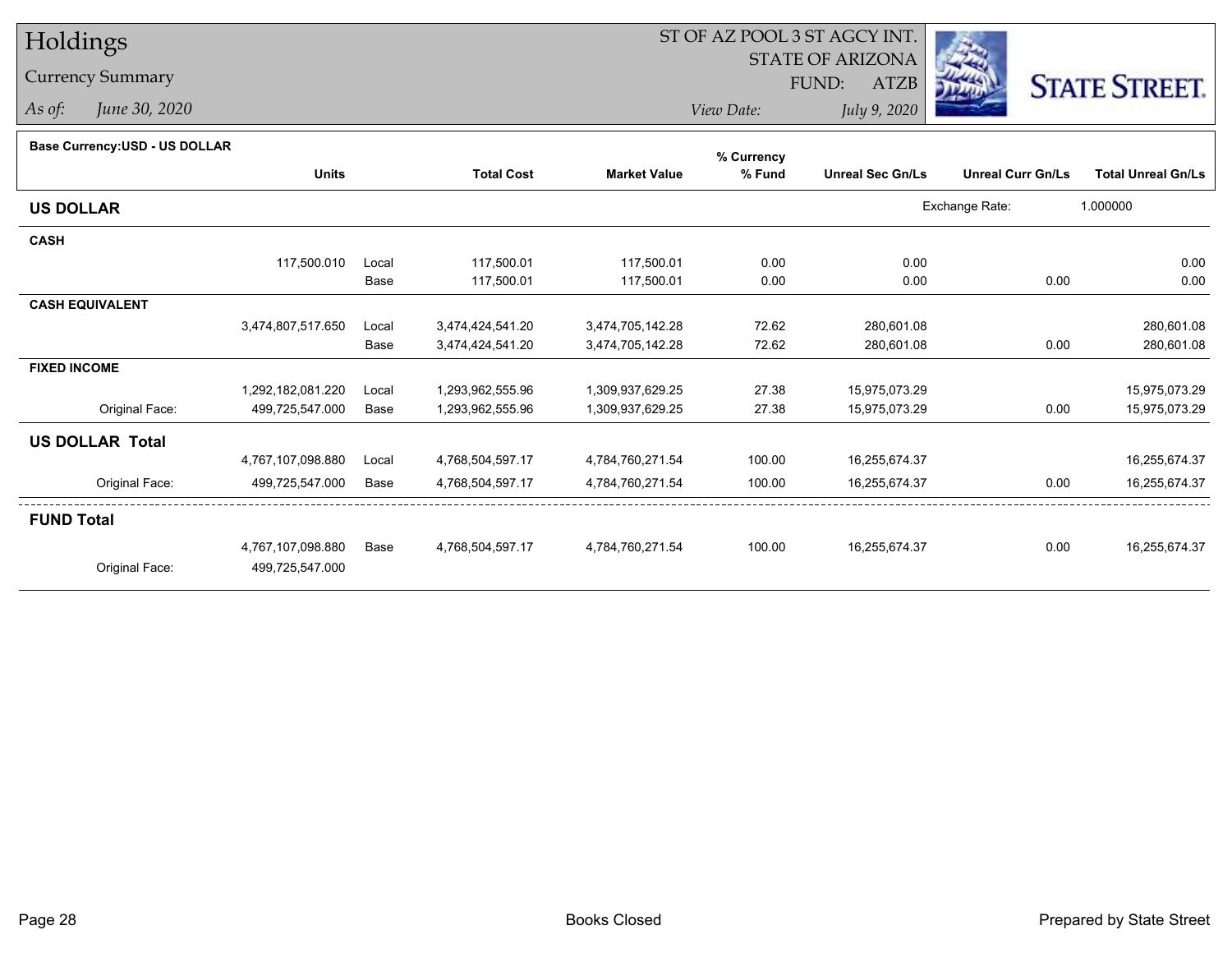# Holdings

Currency Summary

*As of:* *June 30, 2020*

ST OF AZ POOL 3 ST AGCY INT.
STATE OF ARIZONA
FUND: ATZB

*View Date:* *July 9, 2020*

STATE STREET.

**Base Currency:USD - US DOLLAR**

| | Units | | Total Cost | Market Value | % Currency % Fund | Unreal Sec Gn/Ls | Unreal Curr Gn/Ls | Total Unreal Gn/Ls |
|---|---|---|---|---|---|---|---|---|
| **US DOLLAR** | | | | | | | Exchange Rate: | 1.000000 |
| **CASH** | | | | | | | | |
| | 117,500.010 | Local | 117,500.01 | 117,500.01 | 0.00 | 0.00 | | 0.00 |
| | | Base | 117,500.01 | 117,500.01 | 0.00 | 0.00 | 0.00 | 0.00 |
| **CASH EQUIVALENT** | | | | | | | | |
| | 3,474,807,517.650 | Local | 3,474,424,541.20 | 3,474,705,142.28 | 72.62 | 280,601.08 | | 280,601.08 |
| | | Base | 3,474,424,541.20 | 3,474,705,142.28 | 72.62 | 280,601.08 | 0.00 | 280,601.08 |
| **FIXED INCOME** | | | | | | | | |
| | 1,292,182,081.220 | Local | 1,293,962,555.96 | 1,309,937,629.25 | 27.38 | 15,975,073.29 | | 15,975,073.29 |
| Original Face: | 499,725,547.000 | Base | 1,293,962,555.96 | 1,309,937,629.25 | 27.38 | 15,975,073.29 | 0.00 | 15,975,073.29 |
| **US DOLLAR Total** | | | | | | | | |
| | 4,767,107,098.880 | Local | 4,768,504,597.17 | 4,784,760,271.54 | 100.00 | 16,255,674.37 | | 16,255,674.37 |
| Original Face: | 499,725,547.000 | Base | 4,768,504,597.17 | 4,784,760,271.54 | 100.00 | 16,255,674.37 | 0.00 | 16,255,674.37 |
| **FUND Total** | | | | | | | | |
| | 4,767,107,098.880 | Base | 4,768,504,597.17 | 4,784,760,271.54 | 100.00 | 16,255,674.37 | 0.00 | 16,255,674.37 |
| Original Face: | 499,725,547.000 | | | | | | | |

Books Closed

Prepared by State Street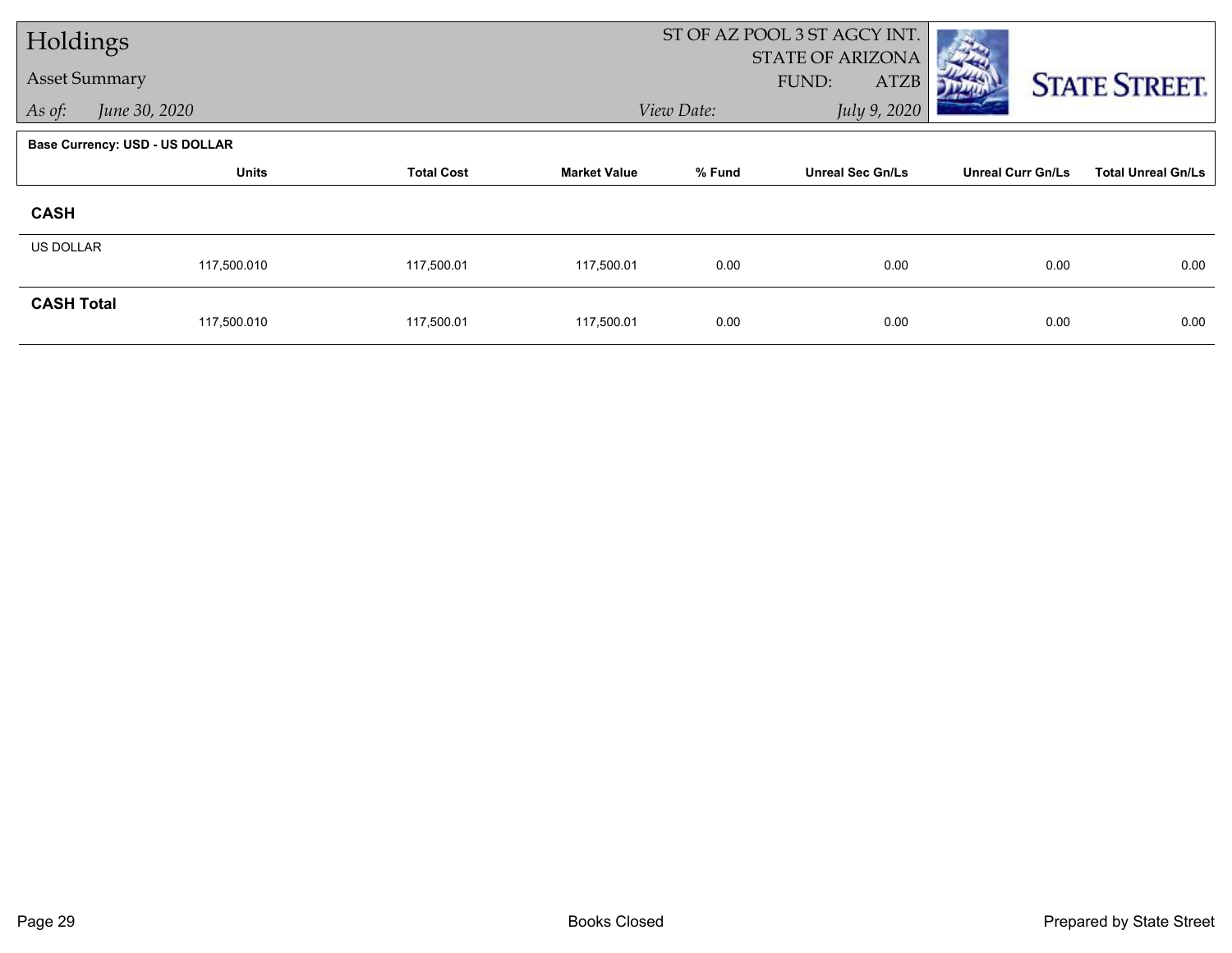# Holdings

## Asset Summary

*As of:* *June 30, 2020*

ST OF AZ POOL 3 ST AGCY INT.
STATE OF ARIZONA
FUND: ATZB
*View Date:* *July 9, 2020*

STATE STREET.

**Base Currency: USD - US DOLLAR**

| | Units | Total Cost | Market Value | % Fund | Unreal Sec Gn/Ls | Unreal Curr Gn/Ls | Total Unreal Gn/Ls |
|---|---|---|---|---|---|---|---|
| **CASH** | | | | | | | |
| US DOLLAR | 117,500.010 | 117,500.01 | 117,500.01 | 0.00 | 0.00 | 0.00 | 0.00 |
| **CASH Total** | 117,500.010 | 117,500.01 | 117,500.01 | 0.00 | 0.00 | 0.00 | 0.00 |

Books Closed

Prepared by State Street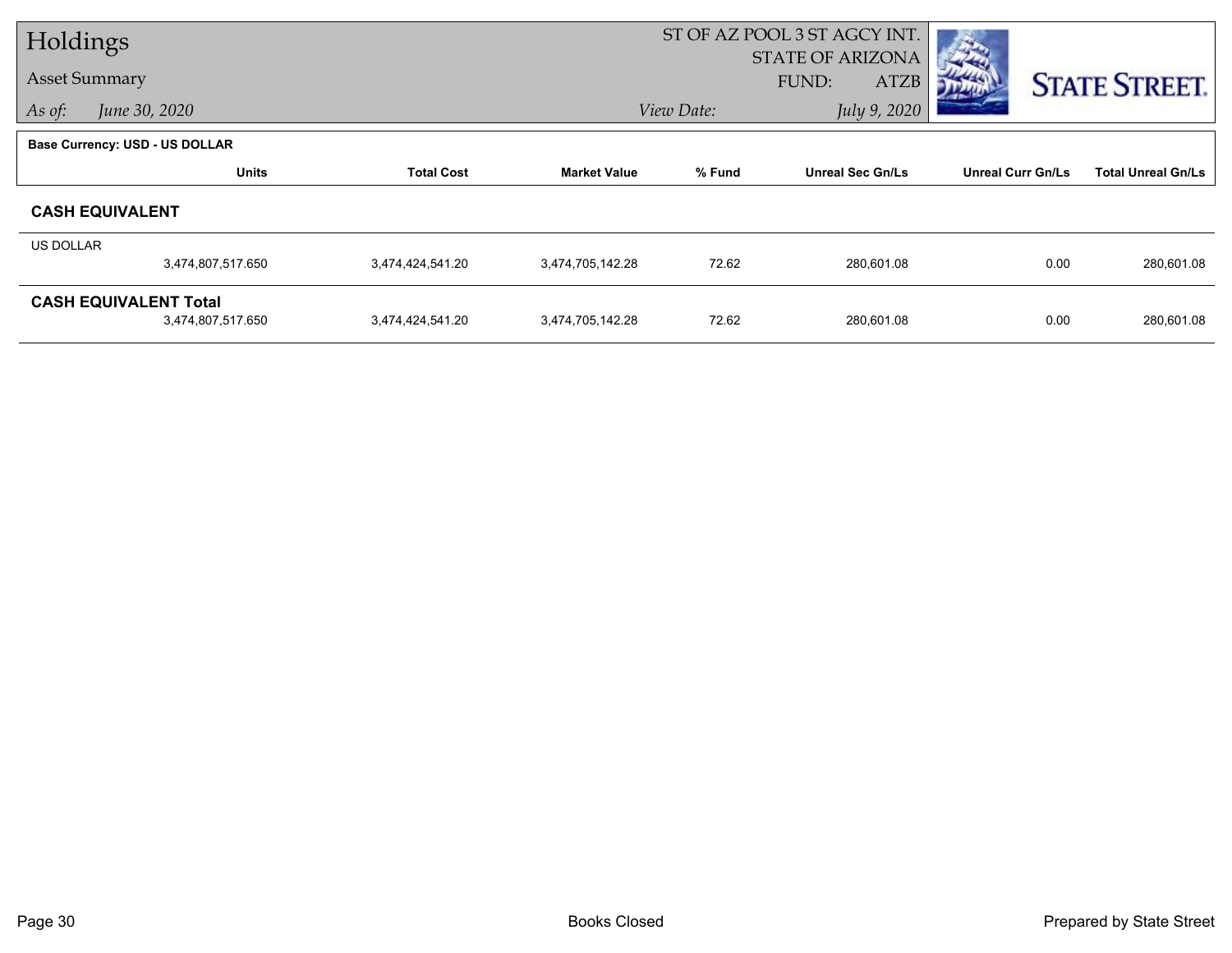# Holdings

## Asset Summary

*As of:* *June 30, 2020*

ST OF AZ POOL 3 ST AGCY INT.
STATE OF ARIZONA
FUND: ATZB
*View Date:* *July 9, 2020*

**Base Currency: USD - US DOLLAR**

| | Units | Total Cost | Market Value | % Fund | Unreal Sec Gn/Ls | Unreal Curr Gn/Ls | Total Unreal Gn/Ls |
|---|---|---|---|---|---|---|---|
| **CASH EQUIVALENT** | | | | | | | |
| US DOLLAR | 3,474,807,517.650 | 3,474,424,541.20 | 3,474,705,142.28 | 72.62 | 280,601.08 | 0.00 | 280,601.08 |
| **CASH EQUIVALENT Total** | 3,474,807,517.650 | 3,474,424,541.20 | 3,474,705,142.28 | 72.62 | 280,601.08 | 0.00 | 280,601.08 |

Books Closed

Prepared by State Street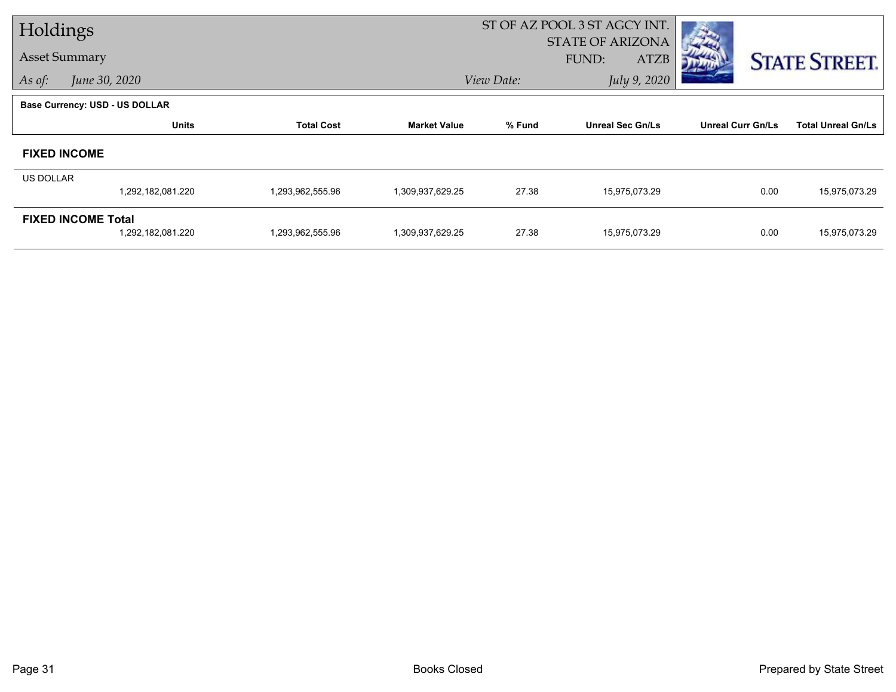# Holdings

## Asset Summary

*As of:* *June 30, 2020*

ST OF AZ POOL 3 ST AGCY INT.
STATE OF ARIZONA
FUND: ATZB

*View Date:* *July 9, 2020*

**Base Currency: USD - US DOLLAR**

| | Units | Total Cost | Market Value | % Fund | Unreal Sec Gn/Ls | Unreal Curr Gn/Ls | Total Unreal Gn/Ls |
|---|---|---|---|---|---|---|---|
| **FIXED INCOME** | | | | | | | |
| US DOLLAR | 1,292,182,081.220 | 1,293,962,555.96 | 1,309,937,629.25 | 27.38 | 15,975,073.29 | 0.00 | 15,975,073.29 |
| **FIXED INCOME Total** | 1,292,182,081.220 | 1,293,962,555.96 | 1,309,937,629.25 | 27.38 | 15,975,073.29 | 0.00 | 15,975,073.29 |

Books Closed

Prepared by State Street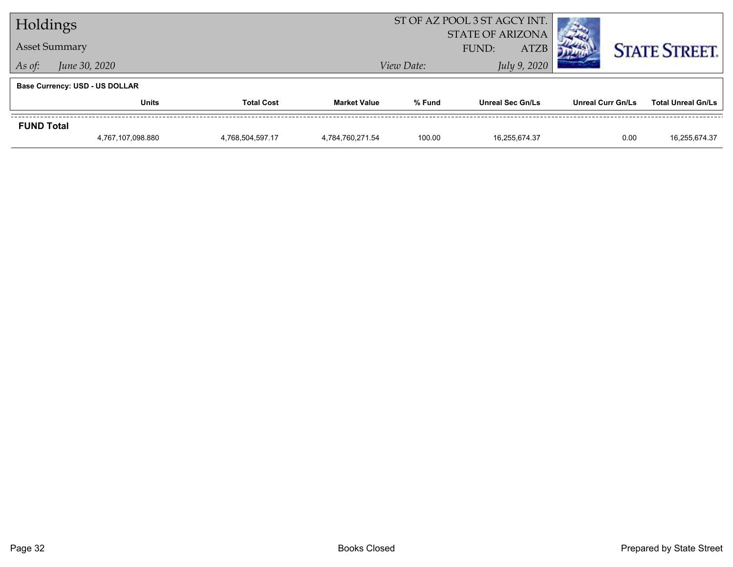# Holdings

## Asset Summary

*As of:* *June 30, 2020*

ST OF AZ POOL 3 ST AGCY INT.
STATE OF ARIZONA
FUND: ATZB

*View Date:* *July 9, 2020*

**Base Currency: USD - US DOLLAR**

| | Units | Total Cost | Market Value | % Fund | Unreal Sec Gn/Ls | Unreal Curr Gn/Ls | Total Unreal Gn/Ls |
|---|---|---|---|---|---|---|---|
| **FUND Total** | 4,767,107,098.880 | 4,768,504,597.17 | 4,784,760,271.54 | 100.00 | 16,255,674.37 | 0.00 | 16,255,674.37 |

Books Closed

Prepared by State Street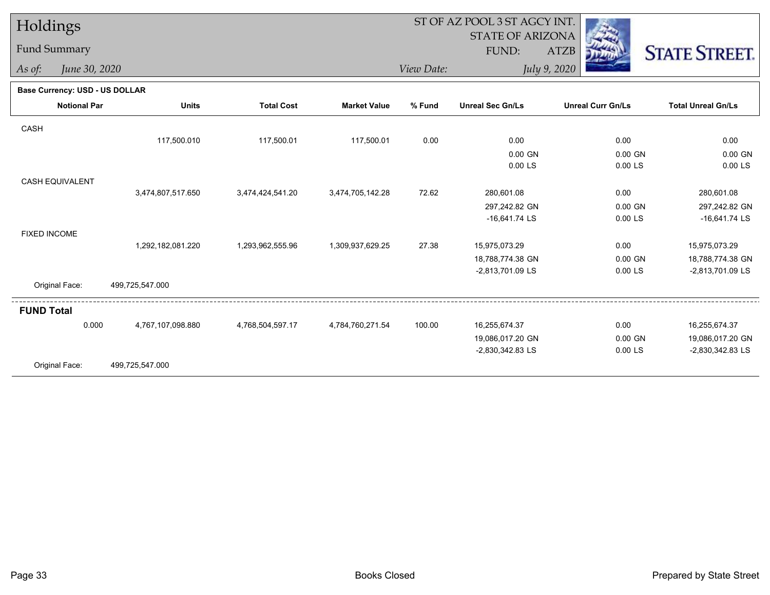# Holdings

Fund Summary

*As of:* *June 30, 2020*

ST OF AZ POOL 3 ST AGCY INT.
STATE OF ARIZONA
FUND: ATZB

*View Date:* *July 9, 2020*

STATE STREET.

**Base Currency: USD - US DOLLAR**

| Notional Par | Units | Total Cost | Market Value | % Fund | Unreal Sec Gn/Ls | Unreal Curr Gn/Ls | Total Unreal Gn/Ls |
|---|---|---|---|---|---|---|---|
| CASH | | | | | | | |
| | 117,500.010 | 117,500.01 | 117,500.01 | 0.00 | 0.00 | 0.00 | 0.00 |
| | | | | | 0.00 GN | 0.00 GN | 0.00 GN |
| | | | | | 0.00 LS | 0.00 LS | 0.00 LS |
| CASH EQUIVALENT | | | | | | | |
| | 3,474,807,517.650 | 3,474,424,541.20 | 3,474,705,142.28 | 72.62 | 280,601.08 | 0.00 | 280,601.08 |
| | | | | | 297,242.82 GN | 0.00 GN | 297,242.82 GN |
| | | | | | -16,641.74 LS | 0.00 LS | -16,641.74 LS |
| FIXED INCOME | | | | | | | |
| | 1,292,182,081.220 | 1,293,962,555.96 | 1,309,937,629.25 | 27.38 | 15,975,073.29 | 0.00 | 15,975,073.29 |
| | | | | | 18,788,774.38 GN | 0.00 GN | 18,788,774.38 GN |
| | | | | | -2,813,701.09 LS | 0.00 LS | -2,813,701.09 LS |
| Original Face: 499,725,547.000 | | | | | | | |
| **FUND Total** | | | | | | | |
| 0.000 | 4,767,107,098.880 | 4,768,504,597.17 | 4,784,760,271.54 | 100.00 | 16,255,674.37 | 0.00 | 16,255,674.37 |
| | | | | | 19,086,017.20 GN | 0.00 GN | 19,086,017.20 GN |
| | | | | | -2,830,342.83 LS | 0.00 LS | -2,830,342.83 LS |
| Original Face: 499,725,547.000 | | | | | | | |

Books Closed

Prepared by State Street